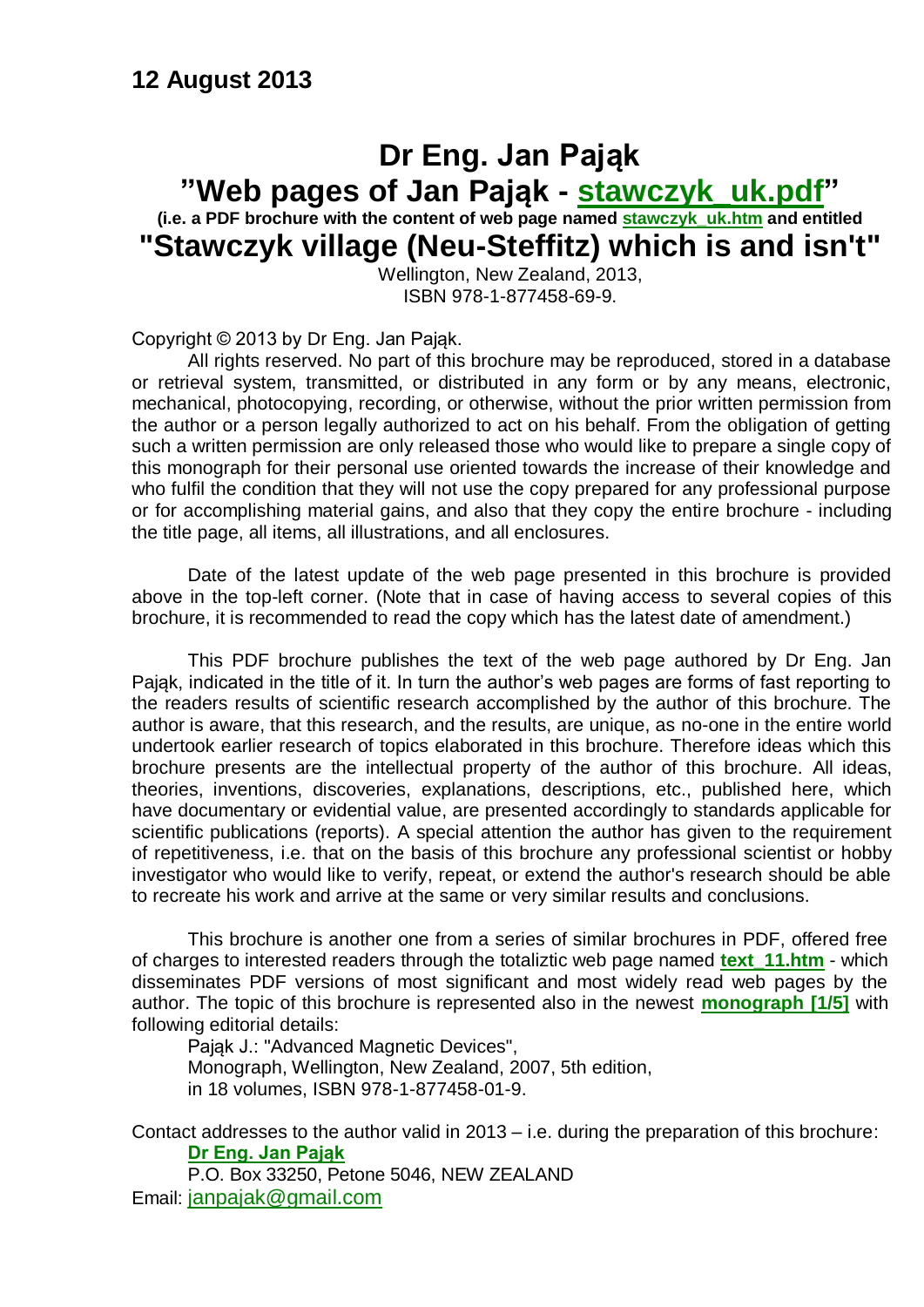## 12 August 2013

# Dr Eng. Jan Pająk

# "Web pages of Jan Pająk - stawczyk_uk.pdf"

**(i.e. a PDF brochure with the content of web page named stawczyk_uk.htm and entitled**

# "Stawczyk village (Neu-Steffitz) which is and isn't"

Wellington, New Zealand, 2013,
ISBN 978-1-877458-69-9.

Copyright © 2013 by Dr Eng. Jan Pająk.

All rights reserved. No part of this brochure may be reproduced, stored in a database or retrieval system, transmitted, or distributed in any form or by any means, electronic, mechanical, photocopying, recording, or otherwise, without the prior written permission from the author or a person legally authorized to act on his behalf. From the obligation of getting such a written permission are only released those who would like to prepare a single copy of this monograph for their personal use oriented towards the increase of their knowledge and who fulfil the condition that they will not use the copy prepared for any professional purpose or for accomplishing material gains, and also that they copy the entire brochure - including the title page, all items, all illustrations, and all enclosures.

Date of the latest update of the web page presented in this brochure is provided above in the top-left corner. (Note that in case of having access to several copies of this brochure, it is recommended to read the copy which has the latest date of amendment.)

This PDF brochure publishes the text of the web page authored by Dr Eng. Jan Pająk, indicated in the title of it. In turn the author's web pages are forms of fast reporting to the readers results of scientific research accomplished by the author of this brochure. The author is aware, that this research, and the results, are unique, as no-one in the entire world undertook earlier research of topics elaborated in this brochure. Therefore ideas which this brochure presents are the intellectual property of the author of this brochure. All ideas, theories, inventions, discoveries, explanations, descriptions, etc., published here, which have documentary or evidential value, are presented accordingly to standards applicable for scientific publications (reports). A special attention the author has given to the requirement of repetitiveness, i.e. that on the basis of this brochure any professional scientist or hobby investigator who would like to verify, repeat, or extend the author's research should be able to recreate his work and arrive at the same or very similar results and conclusions.

This brochure is another one from a series of similar brochures in PDF, offered free of charges to interested readers through the totaliztic web page named **text_11.htm** - which disseminates PDF versions of most significant and most widely read web pages by the author. The topic of this brochure is represented also in the newest **monograph [1/5]** with following editorial details:

Pająk J.: "Advanced Magnetic Devices",
Monograph, Wellington, New Zealand, 2007, 5th edition,
in 18 volumes, ISBN 978-1-877458-01-9.

Contact addresses to the author valid in 2013 – i.e. during the preparation of this brochure:

**Dr Eng. Jan Pająk**
P.O. Box 33250, Petone 5046, NEW ZEALAND
Email: janpajak@gmail.com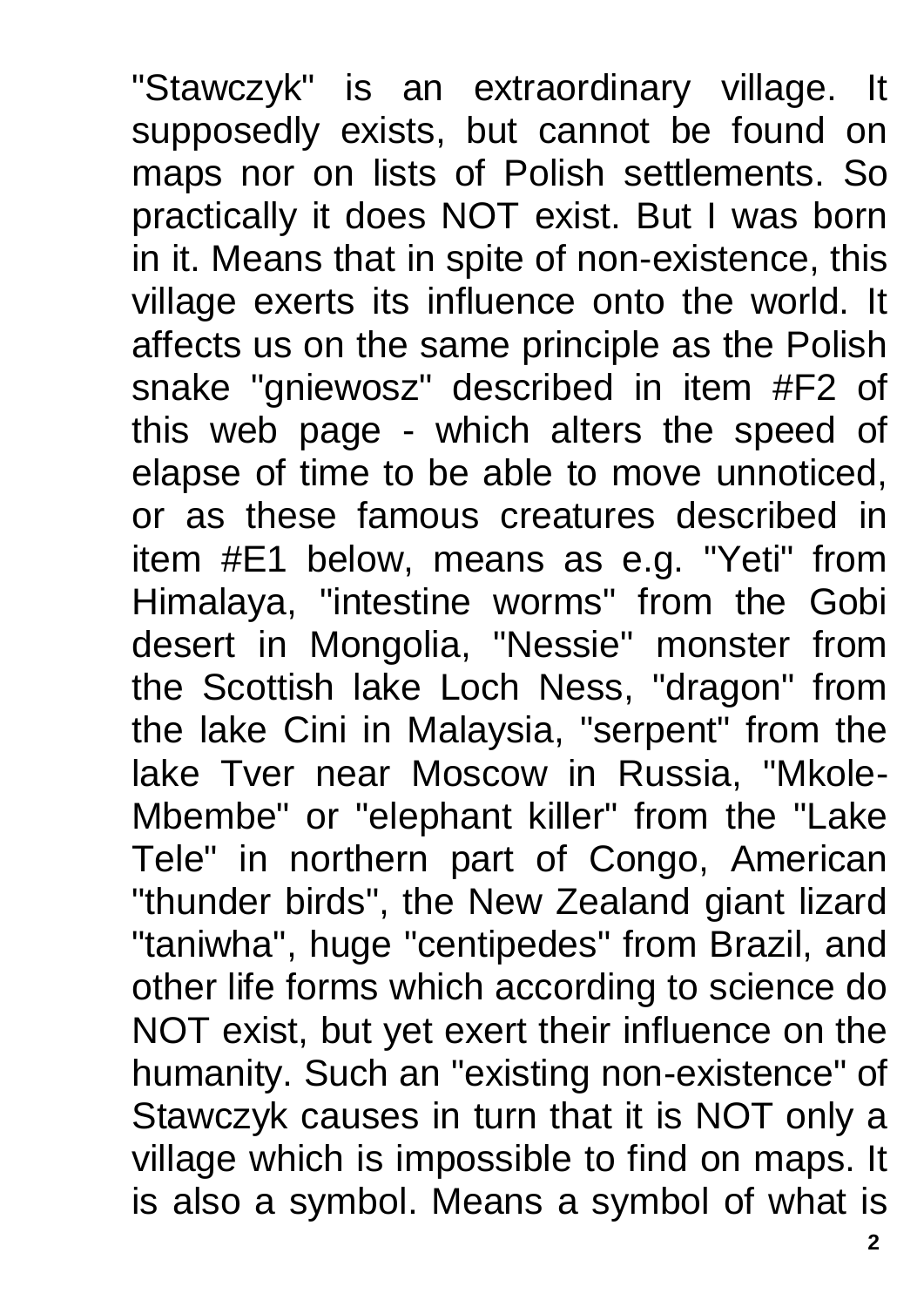"Stawczyk" is an extraordinary village. It supposedly exists, but cannot be found on maps nor on lists of Polish settlements. So practically it does NOT exist. But I was born in it. Means that in spite of non-existence, this village exerts its influence onto the world. It affects us on the same principle as the Polish snake "gniewosz" described in item #F2 of this web page - which alters the speed of elapse of time to be able to move unnoticed, or as these famous creatures described in item #E1 below, means as e.g. "Yeti" from Himalaya, "intestine worms" from the Gobi desert in Mongolia, "Nessie" monster from the Scottish lake Loch Ness, "dragon" from the lake Cini in Malaysia, "serpent" from the lake Tver near Moscow in Russia, "Mkole-Mbembe" or "elephant killer" from the "Lake Tele" in northern part of Congo, American "thunder birds", the New Zealand giant lizard "taniwha", huge "centipedes" from Brazil, and other life forms which according to science do NOT exist, but yet exert their influence on the humanity. Such an "existing non-existence" of Stawczyk causes in turn that it is NOT only a village which is impossible to find on maps. It is also a symbol. Means a symbol of what is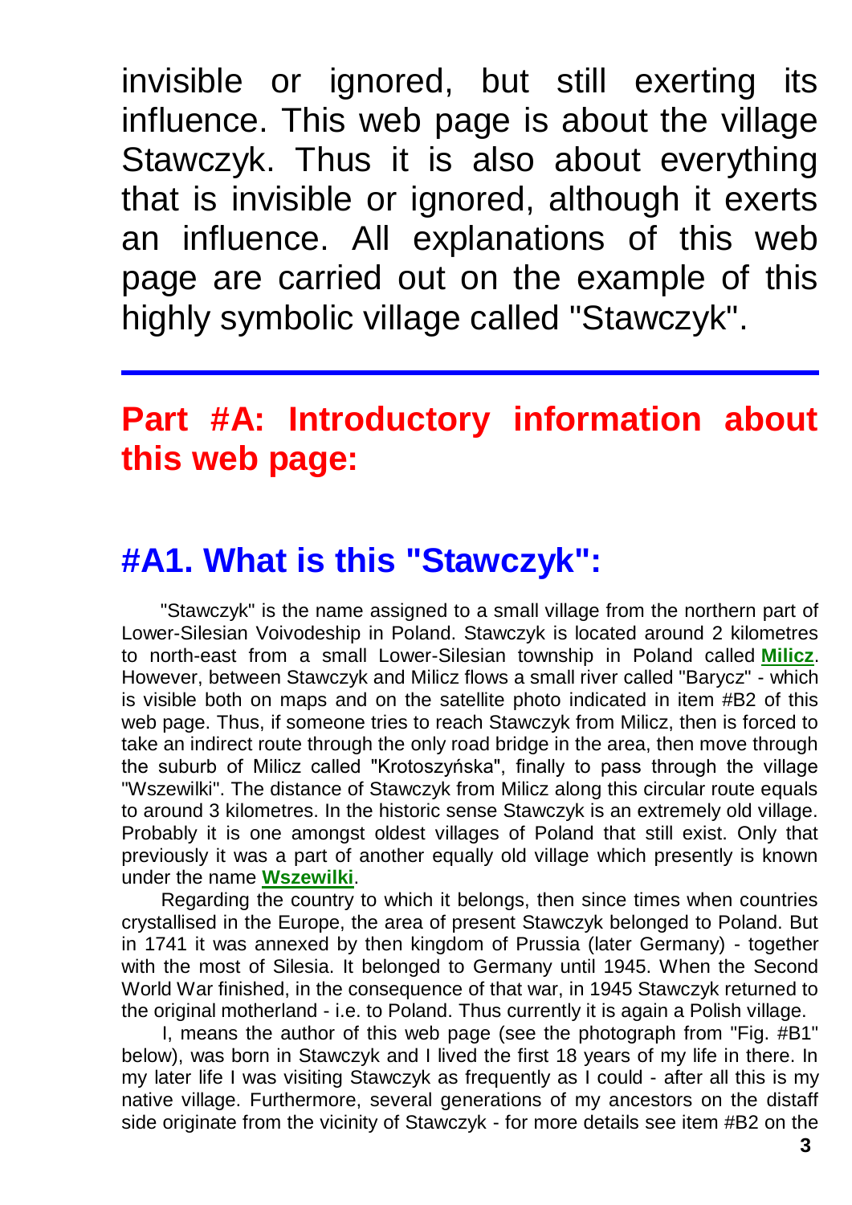invisible or ignored, but still exerting its influence. This web page is about the village Stawczyk. Thus it is also about everything that is invisible or ignored, although it exerts an influence. All explanations of this web page are carried out on the example of this highly symbolic village called "Stawczyk".

---

## Part #A: Introductory information about this web page:

### #A1. What is this "Stawczyk":

"Stawczyk" is the name assigned to a small village from the northern part of Lower-Silesian Voivodeship in Poland. Stawczyk is located around 2 kilometres to north-east from a small Lower-Silesian township in Poland called **Milicz**. However, between Stawczyk and Milicz flows a small river called "Barycz" - which is visible both on maps and on the satellite photo indicated in item #B2 of this web page. Thus, if someone tries to reach Stawczyk from Milicz, then is forced to take an indirect route through the only road bridge in the area, then move through the suburb of Milicz called "Krotoszyńska", finally to pass through the village "Wszewilki". The distance of Stawczyk from Milicz along this circular route equals to around 3 kilometres. In the historic sense Stawczyk is an extremely old village. Probably it is one amongst oldest villages of Poland that still exist. Only that previously it was a part of another equally old village which presently is known under the name **Wszewilki**.

Regarding the country to which it belongs, then since times when countries crystallised in the Europe, the area of present Stawczyk belonged to Poland. But in 1741 it was annexed by then kingdom of Prussia (later Germany) - together with the most of Silesia. It belonged to Germany until 1945. When the Second World War finished, in the consequence of that war, in 1945 Stawczyk returned to the original motherland - i.e. to Poland. Thus currently it is again a Polish village.

I, means the author of this web page (see the photograph from "Fig. #B1" below), was born in Stawczyk and I lived the first 18 years of my life in there. In my later life I was visiting Stawczyk as frequently as I could - after all this is my native village. Furthermore, several generations of my ancestors on the distaff side originate from the vicinity of Stawczyk - for more details see item #B2 on the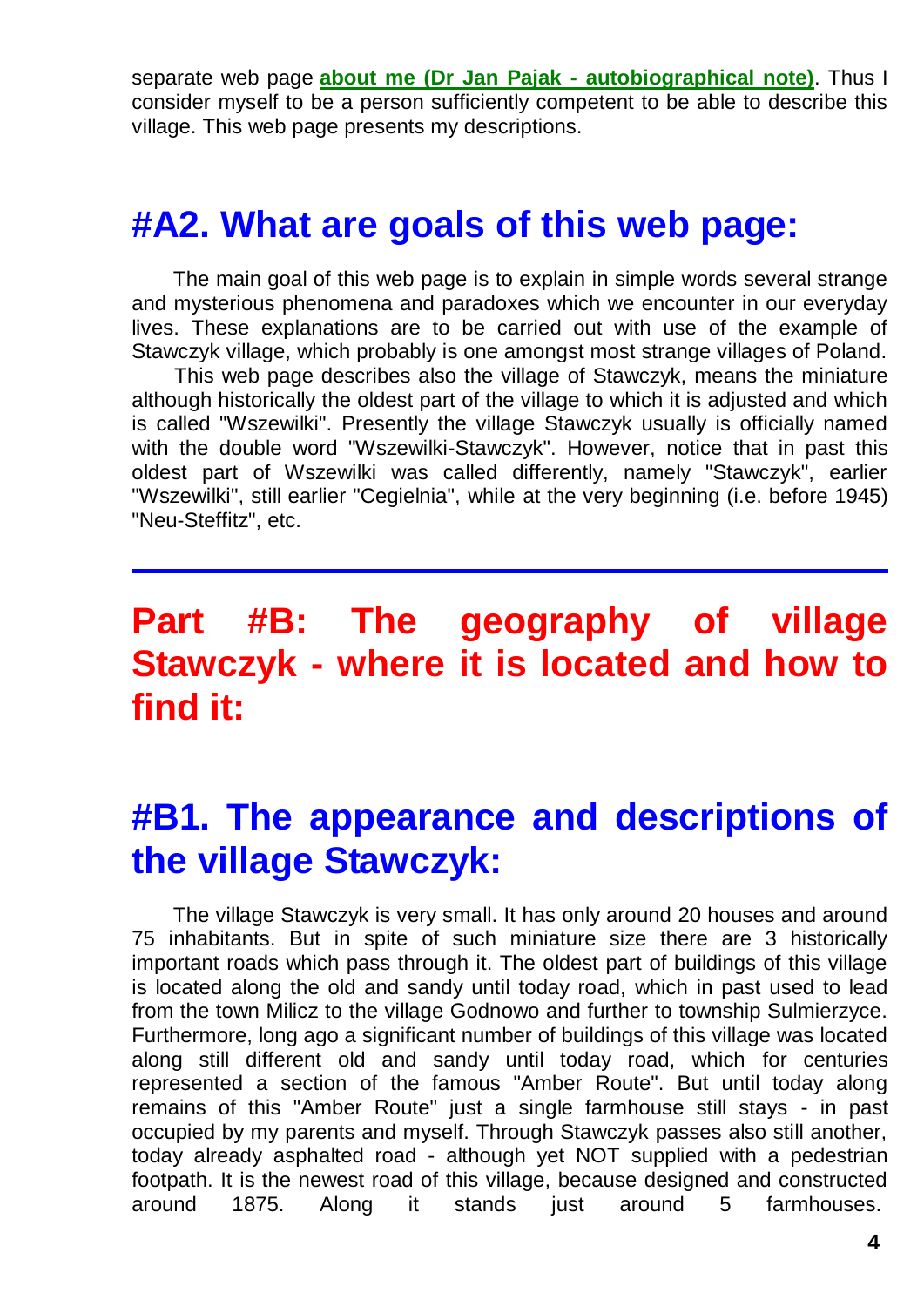separate web page **about me (Dr Jan Pajak - autobiographical note)**. Thus I consider myself to be a person sufficiently competent to be able to describe this village. This web page presents my descriptions.

## #A2. What are goals of this web page:

The main goal of this web page is to explain in simple words several strange and mysterious phenomena and paradoxes which we encounter in our everyday lives. These explanations are to be carried out with use of the example of Stawczyk village, which probably is one amongst most strange villages of Poland.

This web page describes also the village of Stawczyk, means the miniature although historically the oldest part of the village to which it is adjusted and which is called "Wszewilki". Presently the village Stawczyk usually is officially named with the double word "Wszewilki-Stawczyk". However, notice that in past this oldest part of Wszewilki was called differently, namely "Stawczyk", earlier "Wszewilki", still earlier "Cegielnia", while at the very beginning (i.e. before 1945) "Neu-Steffitz", etc.

---

# Part #B: The geography of village Stawczyk - where it is located and how to find it:

## #B1. The appearance and descriptions of the village Stawczyk:

The village Stawczyk is very small. It has only around 20 houses and around 75 inhabitants. But in spite of such miniature size there are 3 historically important roads which pass through it. The oldest part of buildings of this village is located along the old and sandy until today road, which in past used to lead from the town Milicz to the village Godnowo and further to township Sulmierzyce. Furthermore, long ago a significant number of buildings of this village was located along still different old and sandy until today road, which for centuries represented a section of the famous "Amber Route". But until today along remains of this "Amber Route" just a single farmhouse still stays - in past occupied by my parents and myself. Through Stawczyk passes also still another, today already asphalted road - although yet NOT supplied with a pedestrian footpath. It is the newest road of this village, because designed and constructed around 1875. Along it stands just around 5 farmhouses.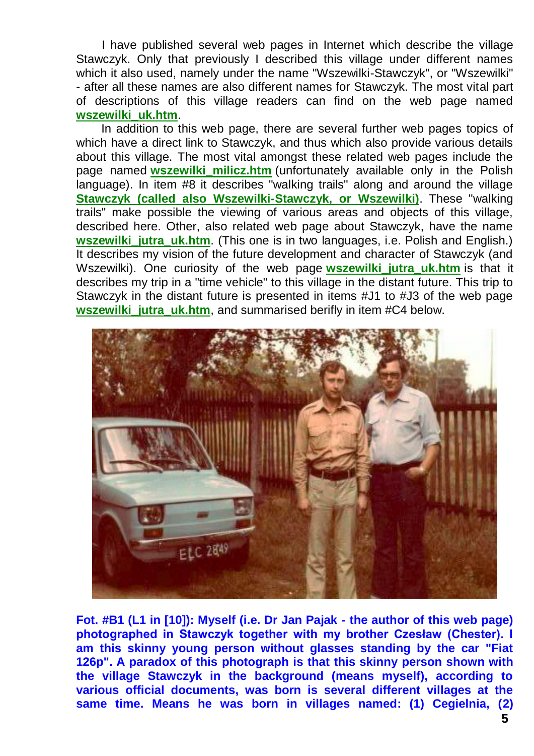I have published several web pages in Internet which describe the village Stawczyk. Only that previously I described this village under different names which it also used, namely under the name "Wszewilki-Stawczyk", or "Wszewilki" - after all these names are also different names for Stawczyk. The most vital part of descriptions of this village readers can find on the web page named **wszewilki_uk.htm**.

In addition to this web page, there are several further web pages topics of which have a direct link to Stawczyk, and thus which also provide various details about this village. The most vital amongst these related web pages include the page named **wszewilki_milicz.htm** (unfortunately available only in the Polish language). In item #8 it describes "walking trails" along and around the village **Stawczyk (called also Wszewilki-Stawczyk, or Wszewilki)**. These "walking trails" make possible the viewing of various areas and objects of this village, described here. Other, also related web page about Stawczyk, have the name **wszewilki_jutra_uk.htm**. (This one is in two languages, i.e. Polish and English.) It describes my vision of the future development and character of Stawczyk (and Wszewilki). One curiosity of the web page **wszewilki_jutra_uk.htm** is that it describes my trip in a "time vehicle" to this village in the distant future. This trip to Stawczyk in the distant future is presented in items #J1 to #J3 of the web page **wszewilki_jutra_uk.htm**, and summarised berifly in item #C4 below.

**Fot. #B1 (L1 in [10]): Myself (i.e. Dr Jan Pajak - the author of this web page) photographed in Stawczyk together with my brother Czesław (Chester). I am this skinny young person without glasses standing by the car "Fiat 126p". A paradox of this photograph is that this skinny person shown with the village Stawczyk in the background (means myself), according to various official documents, was born is several different villages at the same time. Means he was born in villages named: (1) Cegielnia, (2)**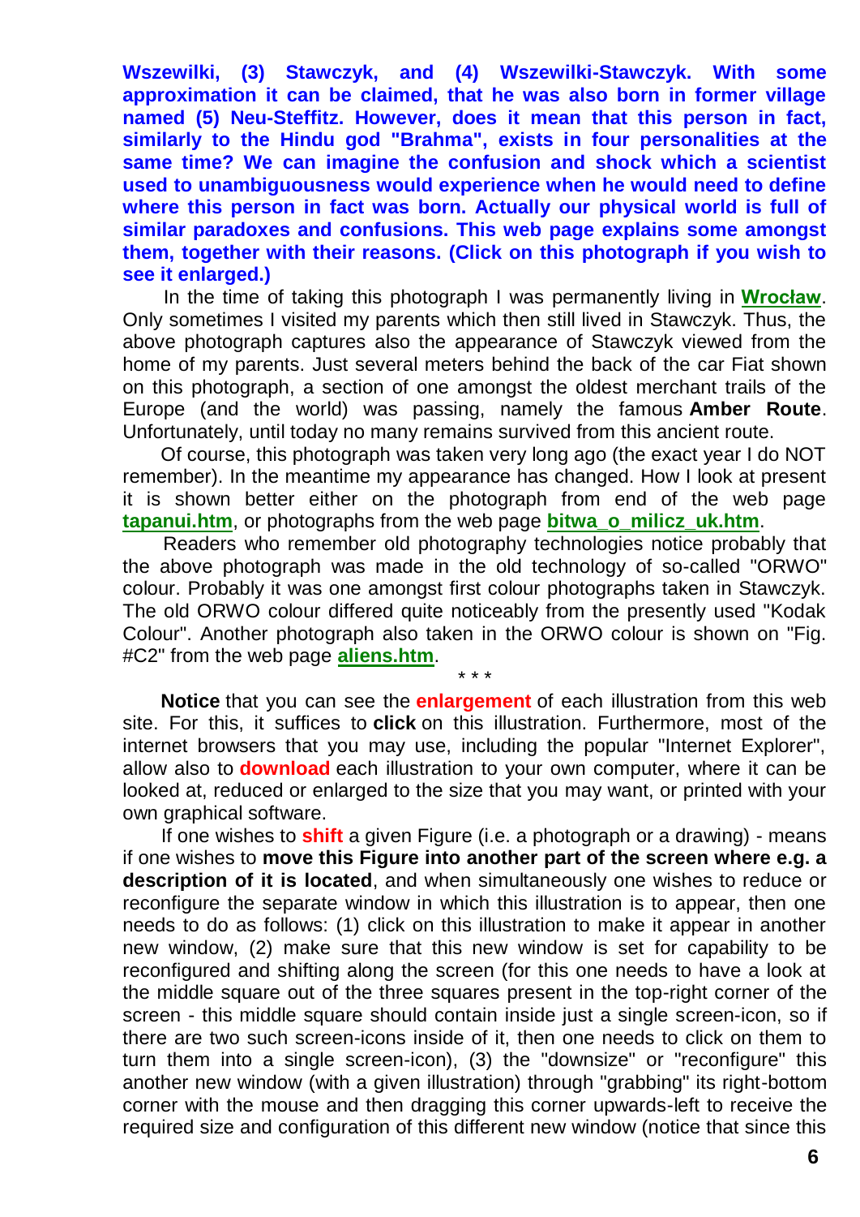**Wszewilki, (3) Stawczyk, and (4) Wszewilki-Stawczyk. With some approximation it can be claimed, that he was also born in former village named (5) Neu-Steffitz. However, does it mean that this person in fact, similarly to the Hindu god "Brahma", exists in four personalities at the same time? We can imagine the confusion and shock which a scientist used to unambiguousness would experience when he would need to define where this person in fact was born. Actually our physical world is full of similar paradoxes and confusions. This web page explains some amongst them, together with their reasons. (Click on this photograph if you wish to see it enlarged.)**

In the time of taking this photograph I was permanently living in **Wrocław**. Only sometimes I visited my parents which then still lived in Stawczyk. Thus, the above photograph captures also the appearance of Stawczyk viewed from the home of my parents. Just several meters behind the back of the car Fiat shown on this photograph, a section of one amongst the oldest merchant trails of the Europe (and the world) was passing, namely the famous **Amber Route**. Unfortunately, until today no many remains survived from this ancient route.

Of course, this photograph was taken very long ago (the exact year I do NOT remember). In the meantime my appearance has changed. How I look at present it is shown better either on the photograph from end of the web page **tapanui.htm**, or photographs from the web page **bitwa_o_milicz_uk.htm**.

Readers who remember old photography technologies notice probably that the above photograph was made in the old technology of so-called "ORWO" colour. Probably it was one amongst first colour photographs taken in Stawczyk. The old ORWO colour differed quite noticeably from the presently used "Kodak Colour". Another photograph also taken in the ORWO colour is shown on "Fig. #C2" from the web page **aliens.htm**.

\* \* \*

**Notice** that you can see the **enlargement** of each illustration from this web site. For this, it suffices to **click** on this illustration. Furthermore, most of the internet browsers that you may use, including the popular "Internet Explorer", allow also to **download** each illustration to your own computer, where it can be looked at, reduced or enlarged to the size that you may want, or printed with your own graphical software.

If one wishes to **shift** a given Figure (i.e. a photograph or a drawing) - means if one wishes to **move this Figure into another part of the screen where e.g. a description of it is located**, and when simultaneously one wishes to reduce or reconfigure the separate window in which this illustration is to appear, then one needs to do as follows: (1) click on this illustration to make it appear in another new window, (2) make sure that this new window is set for capability to be reconfigured and shifting along the screen (for this one needs to have a look at the middle square out of the three squares present in the top-right corner of the screen - this middle square should contain inside just a single screen-icon, so if there are two such screen-icons inside of it, then one needs to click on them to turn them into a single screen-icon), (3) the "downsize" or "reconfigure" this another new window (with a given illustration) through "grabbing" its right-bottom corner with the mouse and then dragging this corner upwards-left to receive the required size and configuration of this different new window (notice that since this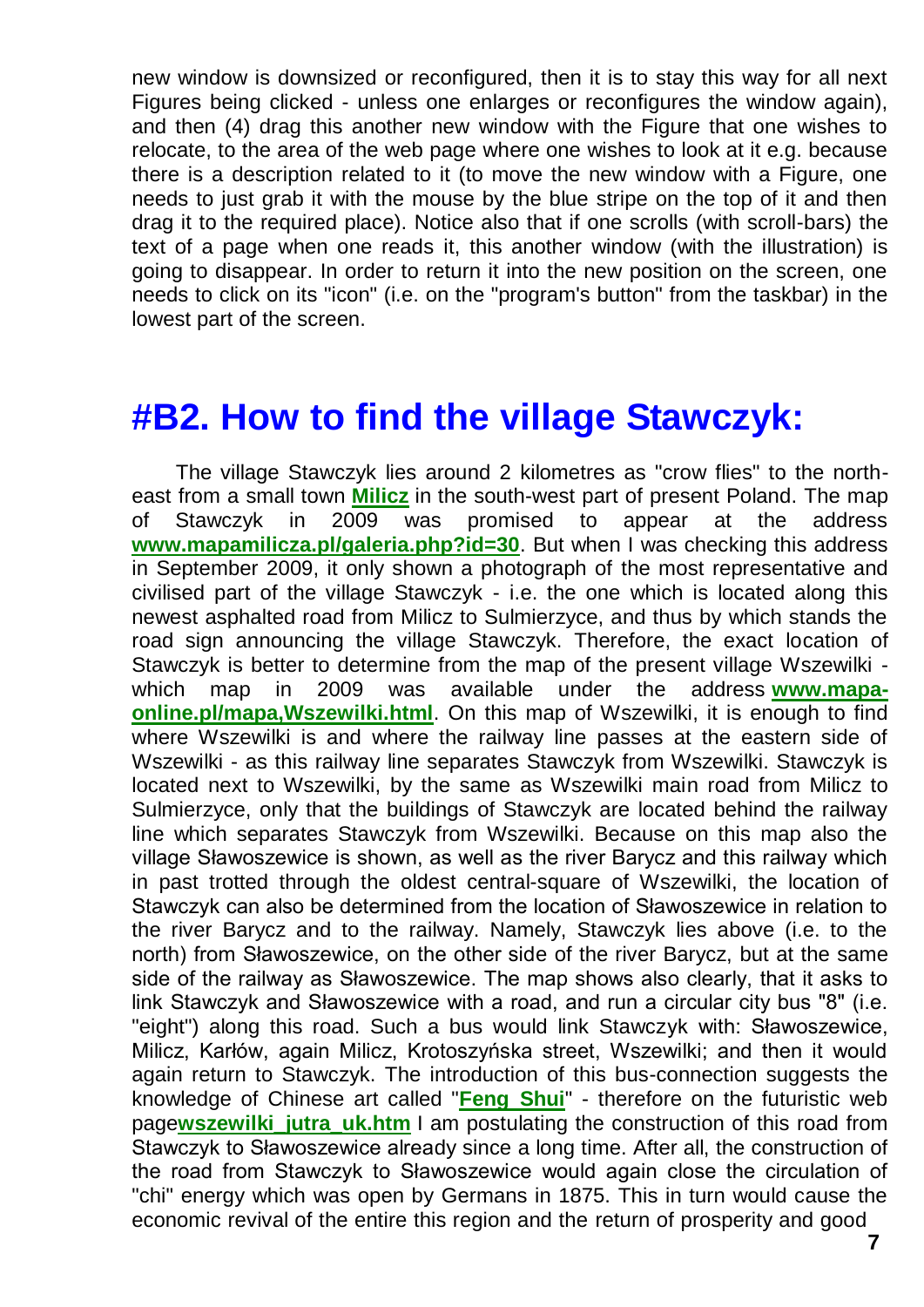new window is downsized or reconfigured, then it is to stay this way for all next Figures being clicked - unless one enlarges or reconfigures the window again), and then (4) drag this another new window with the Figure that one wishes to relocate, to the area of the web page where one wishes to look at it e.g. because there is a description related to it (to move the new window with a Figure, one needs to just grab it with the mouse by the blue stripe on the top of it and then drag it to the required place). Notice also that if one scrolls (with scroll-bars) the text of a page when one reads it, this another window (with the illustration) is going to disappear. In order to return it into the new position on the screen, one needs to click on its "icon" (i.e. on the "program's button" from the taskbar) in the lowest part of the screen.

# #B2. How to find the village Stawczyk:

The village Stawczyk lies around 2 kilometres as "crow flies" to the north-east from a small town **Milicz** in the south-west part of present Poland. The map of Stawczyk in 2009 was promised to appear at the address **www.mapamilicza.pl/galeria.php?id=30**. But when I was checking this address in September 2009, it only shown a photograph of the most representative and civilised part of the village Stawczyk - i.e. the one which is located along this newest asphalted road from Milicz to Sulmierzyce, and thus by which stands the road sign announcing the village Stawczyk. Therefore, the exact location of Stawczyk is better to determine from the map of the present village Wszewilki - which map in 2009 was available under the address **www.mapa-online.pl/mapa,Wszewilki.html**. On this map of Wszewilki, it is enough to find where Wszewilki is and where the railway line passes at the eastern side of Wszewilki - as this railway line separates Stawczyk from Wszewilki. Stawczyk is located next to Wszewilki, by the same as Wszewilki main road from Milicz to Sulmierzyce, only that the buildings of Stawczyk are located behind the railway line which separates Stawczyk from Wszewilki. Because on this map also the village Sławoszewice is shown, as well as the river Barycz and this railway which in past trotted through the oldest central-square of Wszewilki, the location of Stawczyk can also be determined from the location of Sławoszewice in relation to the river Barycz and to the railway. Namely, Stawczyk lies above (i.e. to the north) from Sławoszewice, on the other side of the river Barycz, but at the same side of the railway as Sławoszewice. The map shows also clearly, that it asks to link Stawczyk and Sławoszewice with a road, and run a circular city bus "8" (i.e. "eight") along this road. Such a bus would link Stawczyk with: Sławoszewice, Milicz, Karłów, again Milicz, Krotoszyńska street, Wszewilki; and then it would again return to Stawczyk. The introduction of this bus-connection suggests the knowledge of Chinese art called "**Feng Shui**" - therefore on the futuristic web page**wszewilki_jutra_uk.htm** I am postulating the construction of this road from Stawczyk to Sławoszewice already since a long time. After all, the construction of the road from Stawczyk to Sławoszewice would again close the circulation of "chi" energy which was open by Germans in 1875. This in turn would cause the economic revival of the entire this region and the return of prosperity and good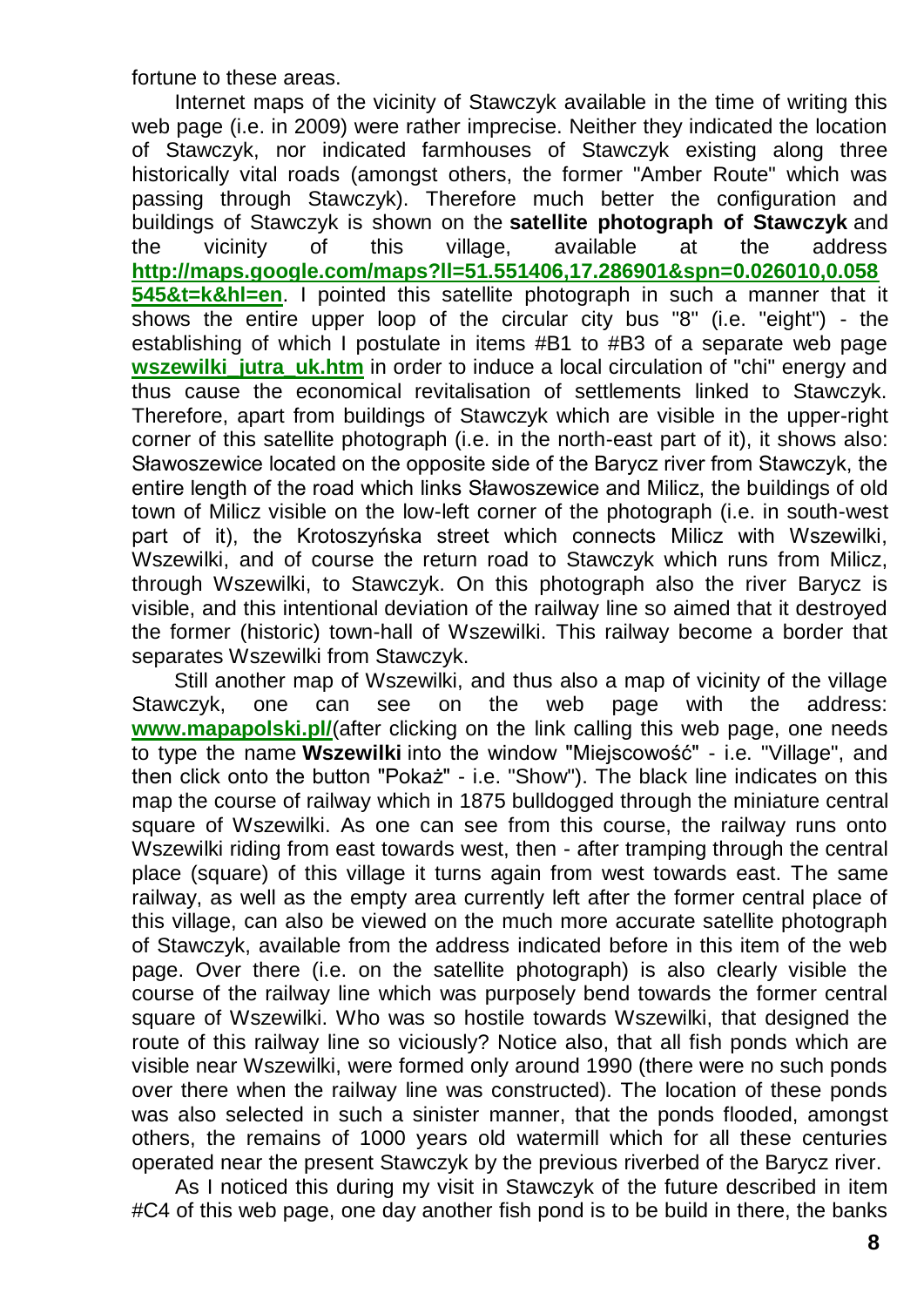fortune to these areas.

Internet maps of the vicinity of Stawczyk available in the time of writing this web page (i.e. in 2009) were rather imprecise. Neither they indicated the location of Stawczyk, nor indicated farmhouses of Stawczyk existing along three historically vital roads (amongst others, the former "Amber Route" which was passing through Stawczyk). Therefore much better the configuration and buildings of Stawczyk is shown on the **satellite photograph of Stawczyk** and the vicinity of this village, available at the address **http://maps.google.com/maps?ll=51.551406,17.286901&spn=0.026010,0.058545&t=k&hl=en**. I pointed this satellite photograph in such a manner that it shows the entire upper loop of the circular city bus "8" (i.e. "eight") - the establishing of which I postulate in items #B1 to #B3 of a separate web page **wszewilki_jutra_uk.htm** in order to induce a local circulation of "chi" energy and thus cause the economical revitalisation of settlements linked to Stawczyk. Therefore, apart from buildings of Stawczyk which are visible in the upper-right corner of this satellite photograph (i.e. in the north-east part of it), it shows also: Sławoszewice located on the opposite side of the Barycz river from Stawczyk, the entire length of the road which links Sławoszewice and Milicz, the buildings of old town of Milicz visible on the low-left corner of the photograph (i.e. in south-west part of it), the Krotoszyńska street which connects Milicz with Wszewilki, Wszewilki, and of course the return road to Stawczyk which runs from Milicz, through Wszewilki, to Stawczyk. On this photograph also the river Barycz is visible, and this intentional deviation of the railway line so aimed that it destroyed the former (historic) town-hall of Wszewilki. This railway become a border that separates Wszewilki from Stawczyk.

Still another map of Wszewilki, and thus also a map of vicinity of the village Stawczyk, one can see on the web page with the address: **www.mapapolski.pl/**(after clicking on the link calling this web page, one needs to type the name **Wszewilki** into the window "Miejscowość" - i.e. "Village", and then click onto the button "Pokaż" - i.e. "Show"). The black line indicates on this map the course of railway which in 1875 bulldogged through the miniature central square of Wszewilki. As one can see from this course, the railway runs onto Wszewilki riding from east towards west, then - after tramping through the central place (square) of this village it turns again from west towards east. The same railway, as well as the empty area currently left after the former central place of this village, can also be viewed on the much more accurate satellite photograph of Stawczyk, available from the address indicated before in this item of the web page. Over there (i.e. on the satellite photograph) is also clearly visible the course of the railway line which was purposely bend towards the former central square of Wszewilki. Who was so hostile towards Wszewilki, that designed the route of this railway line so viciously? Notice also, that all fish ponds which are visible near Wszewilki, were formed only around 1990 (there were no such ponds over there when the railway line was constructed). The location of these ponds was also selected in such a sinister manner, that the ponds flooded, amongst others, the remains of 1000 years old watermill which for all these centuries operated near the present Stawczyk by the previous riverbed of the Barycz river.

As I noticed this during my visit in Stawczyk of the future described in item #C4 of this web page, one day another fish pond is to be build in there, the banks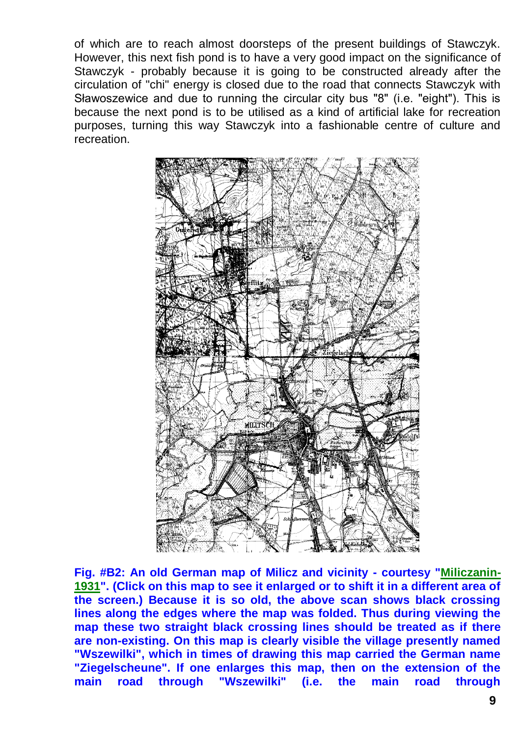of which are to reach almost doorsteps of the present buildings of Stawczyk. However, this next fish pond is to have a very good impact on the significance of Stawczyk - probably because it is going to be constructed already after the circulation of "chi" energy is closed due to the road that connects Stawczyk with Sławoszewice and due to running the circular city bus "8" (i.e. "eight"). This is because the next pond is to be utilised as a kind of artificial lake for recreation purposes, turning this way Stawczyk into a fashionable centre of culture and recreation.

**Fig. #B2: An old German map of Milicz and vicinity - courtesy "Miliczanin-1931". (Click on this map to see it enlarged or to shift it in a different area of the screen.) Because it is so old, the above scan shows black crossing lines along the edges where the map was folded. Thus during viewing the map these two straight black crossing lines should be treated as if there are non-existing. On this map is clearly visible the village presently named "Wszewilki", which in times of drawing this map carried the German name "Ziegelscheune". If one enlarges this map, then on the extension of the main road through "Wszewilki" (i.e. the main road through**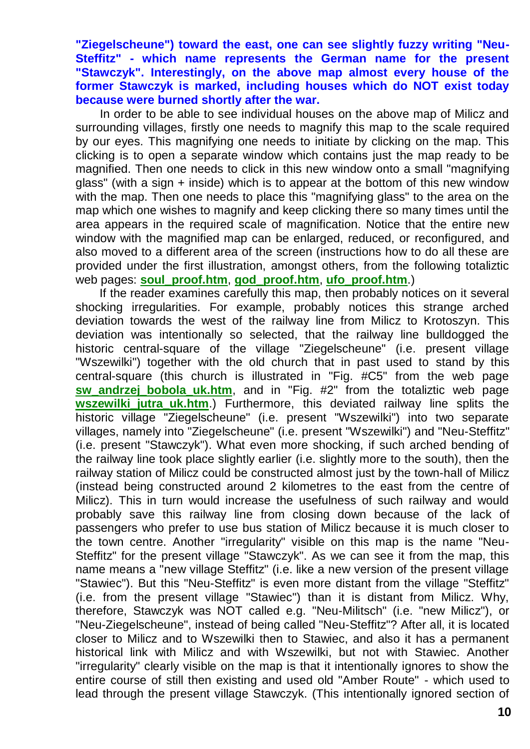**"Ziegelscheune") toward the east, one can see slightly fuzzy writing "Neu-Steffitz" - which name represents the German name for the present "Stawczyk". Interestingly, on the above map almost every house of the former Stawczyk is marked, including houses which do NOT exist today because were burned shortly after the war.**

In order to be able to see individual houses on the above map of Milicz and surrounding villages, firstly one needs to magnify this map to the scale required by our eyes. This magnifying one needs to initiate by clicking on the map. This clicking is to open a separate window which contains just the map ready to be magnified. Then one needs to click in this new window onto a small "magnifying glass" (with a sign + inside) which is to appear at the bottom of this new window with the map. Then one needs to place this "magnifying glass" to the area on the map which one wishes to magnify and keep clicking there so many times until the area appears in the required scale of magnification. Notice that the entire new window with the magnified map can be enlarged, reduced, or reconfigured, and also moved to a different area of the screen (instructions how to do all these are provided under the first illustration, amongst others, from the following totaliztic web pages: **soul_proof.htm**, **god_proof.htm**, **ufo_proof.htm**.)

If the reader examines carefully this map, then probably notices on it several shocking irregularities. For example, probably notices this strange arched deviation towards the west of the railway line from Milicz to Krotoszyn. This deviation was intentionally so selected, that the railway line bulldogged the historic central-square of the village "Ziegelscheune" (i.e. present village "Wszewilki") together with the old church that in past used to stand by this central-square (this church is illustrated in "Fig. #C5" from the web page **sw_andrzej_bobola_uk.htm**, and in "Fig. #2" from the totaliztic web page **wszewilki_jutra_uk.htm**.) Furthermore, this deviated railway line splits the historic village "Ziegelscheune" (i.e. present "Wszewilki") into two separate villages, namely into "Ziegelscheune" (i.e. present "Wszewilki") and "Neu-Steffitz" (i.e. present "Stawczyk"). What even more shocking, if such arched bending of the railway line took place slightly earlier (i.e. slightly more to the south), then the railway station of Milicz could be constructed almost just by the town-hall of Milicz (instead being constructed around 2 kilometres to the east from the centre of Milicz). This in turn would increase the usefulness of such railway and would probably save this railway line from closing down because of the lack of passengers who prefer to use bus station of Milicz because it is much closer to the town centre. Another "irregularity" visible on this map is the name "Neu-Steffitz" for the present village "Stawczyk". As we can see it from the map, this name means a "new village Steffitz" (i.e. like a new version of the present village "Stawiec"). But this "Neu-Steffitz" is even more distant from the village "Steffitz" (i.e. from the present village "Stawiec") than it is distant from Milicz. Why, therefore, Stawczyk was NOT called e.g. "Neu-Militsch" (i.e. "new Milicz"), or "Neu-Ziegelscheune", instead of being called "Neu-Steffitz"? After all, it is located closer to Milicz and to Wszewilki then to Stawiec, and also it has a permanent historical link with Milicz and with Wszewilki, but not with Stawiec. Another "irregularity" clearly visible on the map is that it intentionally ignores to show the entire course of still then existing and used old "Amber Route" - which used to lead through the present village Stawczyk. (This intentionally ignored section of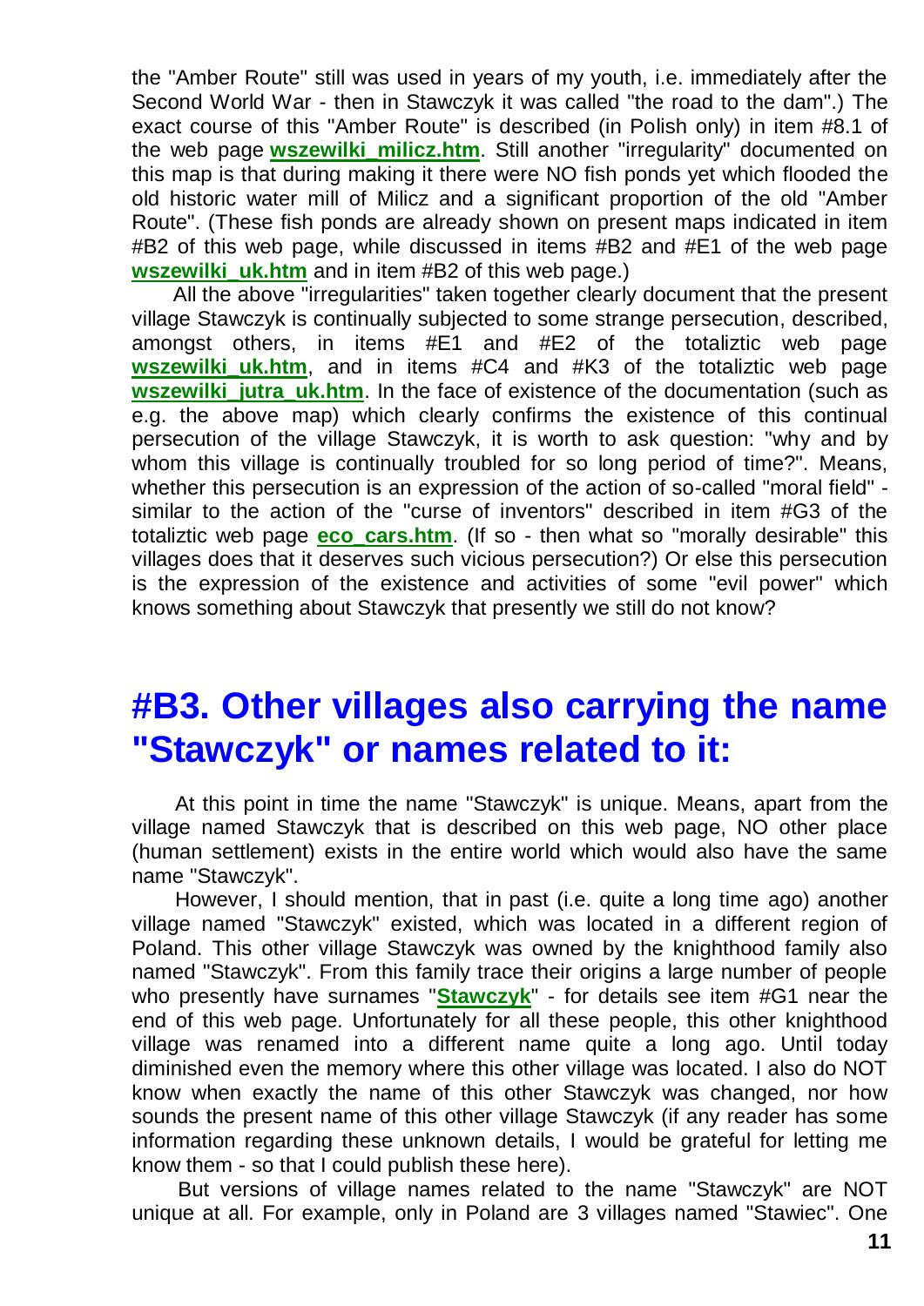the "Amber Route" still was used in years of my youth, i.e. immediately after the Second World War - then in Stawczyk it was called "the road to the dam".) The exact course of this "Amber Route" is described (in Polish only) in item #8.1 of the web page **wszewilki_milicz.htm**. Still another "irregularity" documented on this map is that during making it there were NO fish ponds yet which flooded the old historic water mill of Milicz and a significant proportion of the old "Amber Route". (These fish ponds are already shown on present maps indicated in item #B2 of this web page, while discussed in items #B2 and #E1 of the web page **wszewilki_uk.htm** and in item #B2 of this web page.)

All the above "irregularities" taken together clearly document that the present village Stawczyk is continually subjected to some strange persecution, described, amongst others, in items #E1 and #E2 of the totaliztic web page **wszewilki_uk.htm**, and in items #C4 and #K3 of the totaliztic web page **wszewilki_jutra_uk.htm**. In the face of existence of the documentation (such as e.g. the above map) which clearly confirms the existence of this continual persecution of the village Stawczyk, it is worth to ask question: "why and by whom this village is continually troubled for so long period of time?". Means, whether this persecution is an expression of the action of so-called "moral field" - similar to the action of the "curse of inventors" described in item #G3 of the totaliztic web page **eco_cars.htm**. (If so - then what so "morally desirable" this villages does that it deserves such vicious persecution?) Or else this persecution is the expression of the existence and activities of some "evil power" which knows something about Stawczyk that presently we still do not know?

# #B3. Other villages also carrying the name "Stawczyk" or names related to it:

At this point in time the name "Stawczyk" is unique. Means, apart from the village named Stawczyk that is described on this web page, NO other place (human settlement) exists in the entire world which would also have the same name "Stawczyk".

However, I should mention, that in past (i.e. quite a long time ago) another village named "Stawczyk" existed, which was located in a different region of Poland. This other village Stawczyk was owned by the knighthood family also named "Stawczyk". From this family trace their origins a large number of people who presently have surnames "**Stawczyk**" - for details see item #G1 near the end of this web page. Unfortunately for all these people, this other knighthood village was renamed into a different name quite a long ago. Until today diminished even the memory where this other village was located. I also do NOT know when exactly the name of this other Stawczyk was changed, nor how sounds the present name of this other village Stawczyk (if any reader has some information regarding these unknown details, I would be grateful for letting me know them - so that I could publish these here).

But versions of village names related to the name "Stawczyk" are NOT unique at all. For example, only in Poland are 3 villages named "Stawiec". One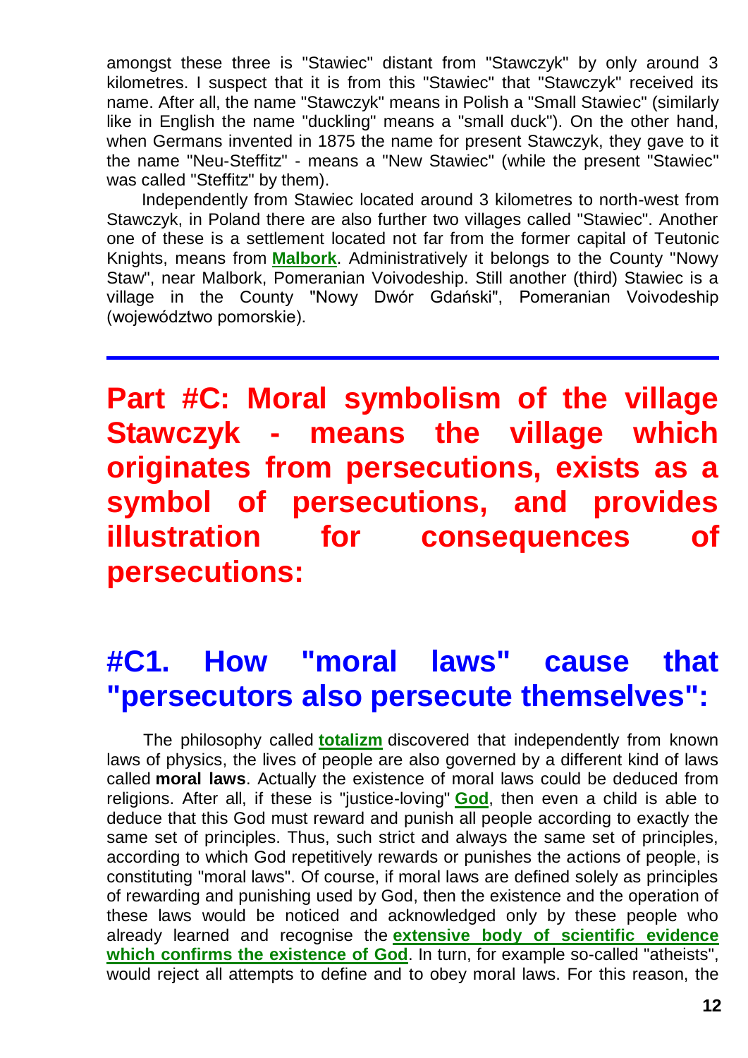amongst these three is "Stawiec" distant from "Stawczyk" by only around 3 kilometres. I suspect that it is from this "Stawiec" that "Stawczyk" received its name. After all, the name "Stawczyk" means in Polish a "Small Stawiec" (similarly like in English the name "duckling" means a "small duck"). On the other hand, when Germans invented in 1875 the name for present Stawczyk, they gave to it the name "Neu-Steffitz" - means a "New Stawiec" (while the present "Stawiec" was called "Steffitz" by them).

Independently from Stawiec located around 3 kilometres to north-west from Stawczyk, in Poland there are also further two villages called "Stawiec". Another one of these is a settlement located not far from the former capital of Teutonic Knights, means from **Malbork**. Administratively it belongs to the County "Nowy Staw", near Malbork, Pomeranian Voivodeship. Still another (third) Stawiec is a village in the County "Nowy Dwór Gdański", Pomeranian Voivodeship (województwo pomorskie).

---

# Part #C: Moral symbolism of the village Stawczyk - means the village which originates from persecutions, exists as a symbol of persecutions, and provides illustration for consequences of persecutions:

## #C1. How "moral laws" cause that "persecutors also persecute themselves":

The philosophy called **totalizm** discovered that independently from known laws of physics, the lives of people are also governed by a different kind of laws called **moral laws**. Actually the existence of moral laws could be deduced from religions. After all, if these is "justice-loving" **God**, then even a child is able to deduce that this God must reward and punish all people according to exactly the same set of principles. Thus, such strict and always the same set of principles, according to which God repetitively rewards or punishes the actions of people, is constituting "moral laws". Of course, if moral laws are defined solely as principles of rewarding and punishing used by God, then the existence and the operation of these laws would be noticed and acknowledged only by these people who already learned and recognise the **extensive body of scientific evidence which confirms the existence of God**. In turn, for example so-called "atheists", would reject all attempts to define and to obey moral laws. For this reason, the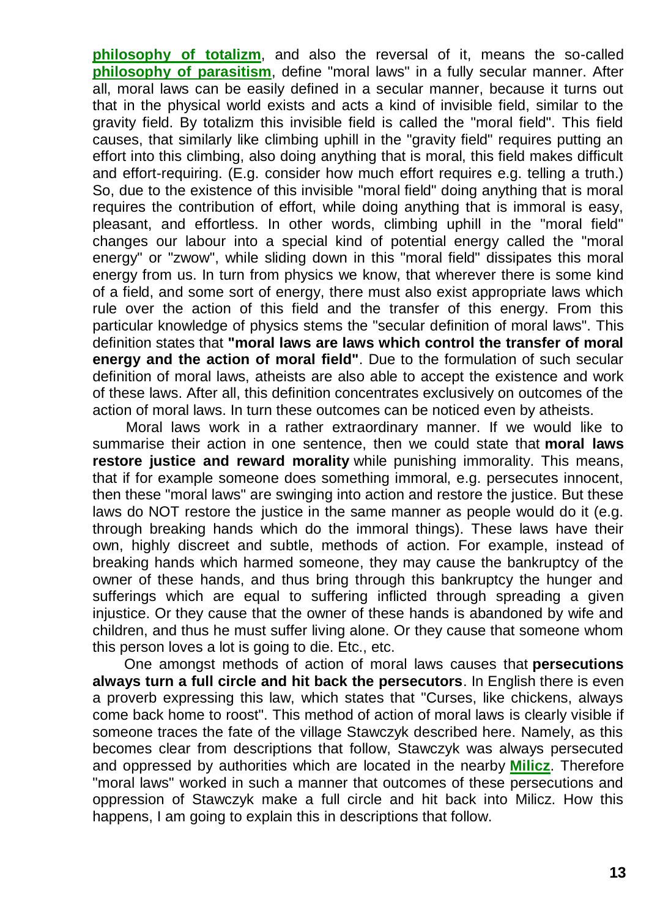**philosophy of totalizm**, and also the reversal of it, means the so-called **philosophy of parasitism**, define "moral laws" in a fully secular manner. After all, moral laws can be easily defined in a secular manner, because it turns out that in the physical world exists and acts a kind of invisible field, similar to the gravity field. By totalizm this invisible field is called the "moral field". This field causes, that similarly like climbing uphill in the "gravity field" requires putting an effort into this climbing, also doing anything that is moral, this field makes difficult and effort-requiring. (E.g. consider how much effort requires e.g. telling a truth.) So, due to the existence of this invisible "moral field" doing anything that is moral requires the contribution of effort, while doing anything that is immoral is easy, pleasant, and effortless. In other words, climbing uphill in the "moral field" changes our labour into a special kind of potential energy called the "moral energy" or "zwow", while sliding down in this "moral field" dissipates this moral energy from us. In turn from physics we know, that wherever there is some kind of a field, and some sort of energy, there must also exist appropriate laws which rule over the action of this field and the transfer of this energy. From this particular knowledge of physics stems the "secular definition of moral laws". This definition states that **"moral laws are laws which control the transfer of moral energy and the action of moral field"**. Due to the formulation of such secular definition of moral laws, atheists are also able to accept the existence and work of these laws. After all, this definition concentrates exclusively on outcomes of the action of moral laws. In turn these outcomes can be noticed even by atheists.

Moral laws work in a rather extraordinary manner. If we would like to summarise their action in one sentence, then we could state that **moral laws restore justice and reward morality** while punishing immorality. This means, that if for example someone does something immoral, e.g. persecutes innocent, then these "moral laws" are swinging into action and restore the justice. But these laws do NOT restore the justice in the same manner as people would do it (e.g. through breaking hands which do the immoral things). These laws have their own, highly discreet and subtle, methods of action. For example, instead of breaking hands which harmed someone, they may cause the bankruptcy of the owner of these hands, and thus bring through this bankruptcy the hunger and sufferings which are equal to suffering inflicted through spreading a given injustice. Or they cause that the owner of these hands is abandoned by wife and children, and thus he must suffer living alone. Or they cause that someone whom this person loves a lot is going to die. Etc., etc.

One amongst methods of action of moral laws causes that **persecutions always turn a full circle and hit back the persecutors**. In English there is even a proverb expressing this law, which states that "Curses, like chickens, always come back home to roost". This method of action of moral laws is clearly visible if someone traces the fate of the village Stawczyk described here. Namely, as this becomes clear from descriptions that follow, Stawczyk was always persecuted and oppressed by authorities which are located in the nearby **Milicz**. Therefore "moral laws" worked in such a manner that outcomes of these persecutions and oppression of Stawczyk make a full circle and hit back into Milicz. How this happens, I am going to explain this in descriptions that follow.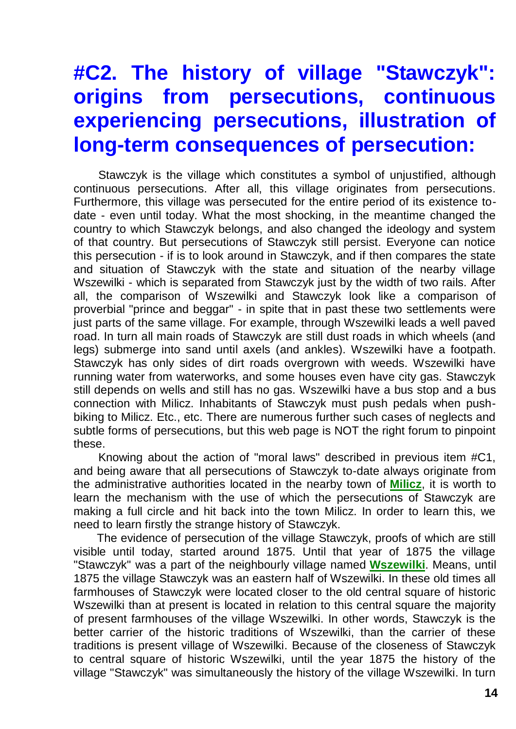# #C2. The history of village "Stawczyk": origins from persecutions, continuous experiencing persecutions, illustration of long-term consequences of persecution:

Stawczyk is the village which constitutes a symbol of unjustified, although continuous persecutions. After all, this village originates from persecutions. Furthermore, this village was persecuted for the entire period of its existence to-date - even until today. What the most shocking, in the meantime changed the country to which Stawczyk belongs, and also changed the ideology and system of that country. But persecutions of Stawczyk still persist. Everyone can notice this persecution - if is to look around in Stawczyk, and if then compares the state and situation of Stawczyk with the state and situation of the nearby village Wszewilki - which is separated from Stawczyk just by the width of two rails. After all, the comparison of Wszewilki and Stawczyk look like a comparison of proverbial "prince and beggar" - in spite that in past these two settlements were just parts of the same village. For example, through Wszewilki leads a well paved road. In turn all main roads of Stawczyk are still dust roads in which wheels (and legs) submerge into sand until axels (and ankles). Wszewilki have a footpath. Stawczyk has only sides of dirt roads overgrown with weeds. Wszewilki have running water from waterworks, and some houses even have city gas. Stawczyk still depends on wells and still has no gas. Wszewilki have a bus stop and a bus connection with Milicz. Inhabitants of Stawczyk must push pedals when push-biking to Milicz. Etc., etc. There are numerous further such cases of neglects and subtle forms of persecutions, but this web page is NOT the right forum to pinpoint these.

Knowing about the action of "moral laws" described in previous item #C1, and being aware that all persecutions of Stawczyk to-date always originate from the administrative authorities located in the nearby town of **Milicz**, it is worth to learn the mechanism with the use of which the persecutions of Stawczyk are making a full circle and hit back into the town Milicz. In order to learn this, we need to learn firstly the strange history of Stawczyk.

The evidence of persecution of the village Stawczyk, proofs of which are still visible until today, started around 1875. Until that year of 1875 the village "Stawczyk" was a part of the neighbourly village named **Wszewilki**. Means, until 1875 the village Stawczyk was an eastern half of Wszewilki. In these old times all farmhouses of Stawczyk were located closer to the old central square of historic Wszewilki than at present is located in relation to this central square the majority of present farmhouses of the village Wszewilki. In other words, Stawczyk is the better carrier of the historic traditions of Wszewilki, than the carrier of these traditions is present village of Wszewilki. Because of the closeness of Stawczyk to central square of historic Wszewilki, until the year 1875 the history of the village "Stawczyk" was simultaneously the history of the village Wszewilki. In turn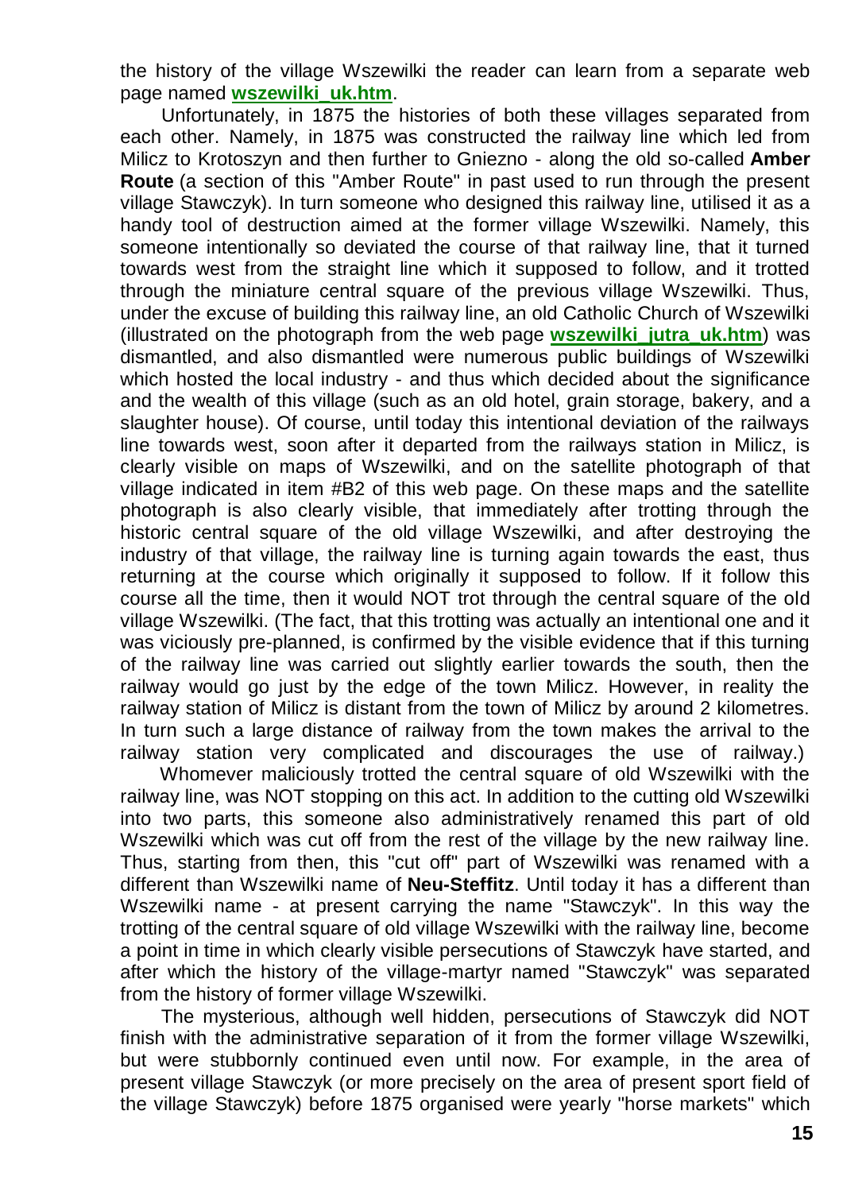the history of the village Wszewilki the reader can learn from a separate web page named **wszewilki_uk.htm**.

Unfortunately, in 1875 the histories of both these villages separated from each other. Namely, in 1875 was constructed the railway line which led from Milicz to Krotoszyn and then further to Gniezno - along the old so-called **Amber Route** (a section of this "Amber Route" in past used to run through the present village Stawczyk). In turn someone who designed this railway line, utilised it as a handy tool of destruction aimed at the former village Wszewilki. Namely, this someone intentionally so deviated the course of that railway line, that it turned towards west from the straight line which it supposed to follow, and it trotted through the miniature central square of the previous village Wszewilki. Thus, under the excuse of building this railway line, an old Catholic Church of Wszewilki (illustrated on the photograph from the web page **wszewilki_jutra_uk.htm**) was dismantled, and also dismantled were numerous public buildings of Wszewilki which hosted the local industry - and thus which decided about the significance and the wealth of this village (such as an old hotel, grain storage, bakery, and a slaughter house). Of course, until today this intentional deviation of the railways line towards west, soon after it departed from the railways station in Milicz, is clearly visible on maps of Wszewilki, and on the satellite photograph of that village indicated in item #B2 of this web page. On these maps and the satellite photograph is also clearly visible, that immediately after trotting through the historic central square of the old village Wszewilki, and after destroying the industry of that village, the railway line is turning again towards the east, thus returning at the course which originally it supposed to follow. If it follow this course all the time, then it would NOT trot through the central square of the old village Wszewilki. (The fact, that this trotting was actually an intentional one and it was viciously pre-planned, is confirmed by the visible evidence that if this turning of the railway line was carried out slightly earlier towards the south, then the railway would go just by the edge of the town Milicz. However, in reality the railway station of Milicz is distant from the town of Milicz by around 2 kilometres. In turn such a large distance of railway from the town makes the arrival to the railway station very complicated and discourages the use of railway.)

Whomever maliciously trotted the central square of old Wszewilki with the railway line, was NOT stopping on this act. In addition to the cutting old Wszewilki into two parts, this someone also administratively renamed this part of old Wszewilki which was cut off from the rest of the village by the new railway line. Thus, starting from then, this "cut off" part of Wszewilki was renamed with a different than Wszewilki name of **Neu-Steffitz**. Until today it has a different than Wszewilki name - at present carrying the name "Stawczyk". In this way the trotting of the central square of old village Wszewilki with the railway line, become a point in time in which clearly visible persecutions of Stawczyk have started, and after which the history of the village-martyr named "Stawczyk" was separated from the history of former village Wszewilki.

The mysterious, although well hidden, persecutions of Stawczyk did NOT finish with the administrative separation of it from the former village Wszewilki, but were stubbornly continued even until now. For example, in the area of present village Stawczyk (or more precisely on the area of present sport field of the village Stawczyk) before 1875 organised were yearly "horse markets" which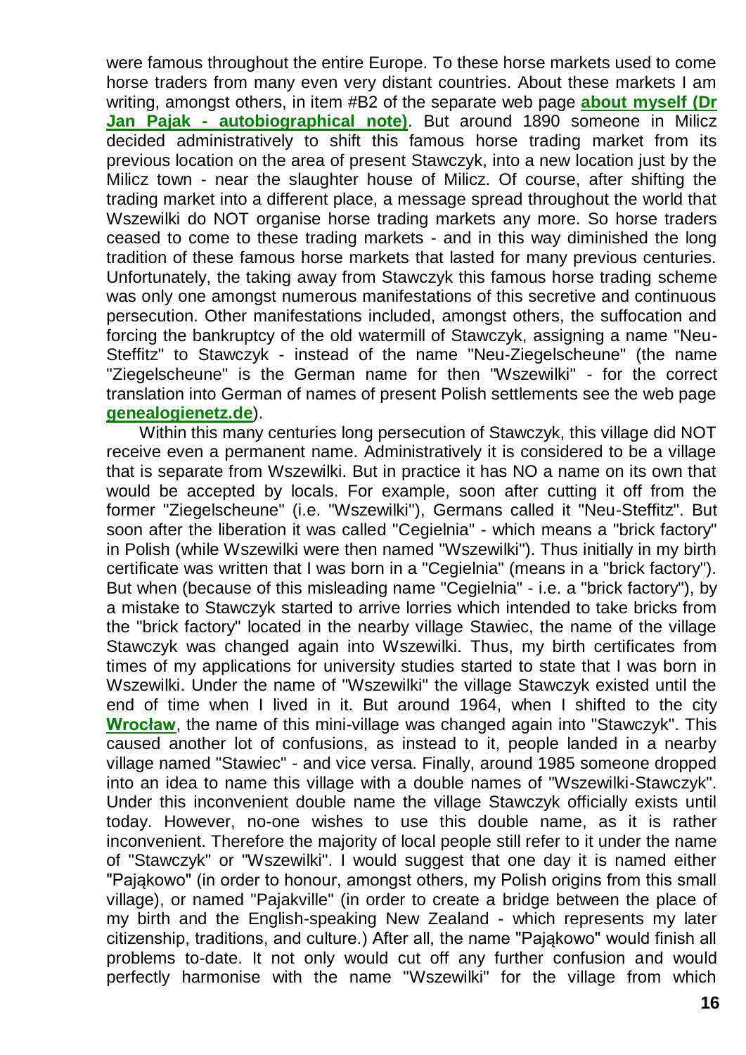were famous throughout the entire Europe. To these horse markets used to come horse traders from many even very distant countries. About these markets I am writing, amongst others, in item #B2 of the separate web page **about myself (Dr Jan Pajak - autobiographical note)**. But around 1890 someone in Milicz decided administratively to shift this famous horse trading market from its previous location on the area of present Stawczyk, into a new location just by the Milicz town - near the slaughter house of Milicz. Of course, after shifting the trading market into a different place, a message spread throughout the world that Wszewilki do NOT organise horse trading markets any more. So horse traders ceased to come to these trading markets - and in this way diminished the long tradition of these famous horse markets that lasted for many previous centuries. Unfortunately, the taking away from Stawczyk this famous horse trading scheme was only one amongst numerous manifestations of this secretive and continuous persecution. Other manifestations included, amongst others, the suffocation and forcing the bankruptcy of the old watermill of Stawczyk, assigning a name "Neu-Steffitz" to Stawczyk - instead of the name "Neu-Ziegelscheune" (the name "Ziegelscheune" is the German name for then "Wszewilki" - for the correct translation into German of names of present Polish settlements see the web page **genealogienetz.de**).

Within this many centuries long persecution of Stawczyk, this village did NOT receive even a permanent name. Administratively it is considered to be a village that is separate from Wszewilki. But in practice it has NO a name on its own that would be accepted by locals. For example, soon after cutting it off from the former "Ziegelscheune" (i.e. "Wszewilki"), Germans called it "Neu-Steffitz". But soon after the liberation it was called "Cegielnia" - which means a "brick factory" in Polish (while Wszewilki were then named "Wszewilki"). Thus initially in my birth certificate was written that I was born in a "Cegielnia" (means in a "brick factory"). But when (because of this misleading name "Cegielnia" - i.e. a "brick factory"), by a mistake to Stawczyk started to arrive lorries which intended to take bricks from the "brick factory" located in the nearby village Stawiec, the name of the village Stawczyk was changed again into Wszewilki. Thus, my birth certificates from times of my applications for university studies started to state that I was born in Wszewilki. Under the name of "Wszewilki" the village Stawczyk existed until the end of time when I lived in it. But around 1964, when I shifted to the city **Wrocław**, the name of this mini-village was changed again into "Stawczyk". This caused another lot of confusions, as instead to it, people landed in a nearby village named "Stawiec" - and vice versa. Finally, around 1985 someone dropped into an idea to name this village with a double names of "Wszewilki-Stawczyk". Under this inconvenient double name the village Stawczyk officially exists until today. However, no-one wishes to use this double name, as it is rather inconvenient. Therefore the majority of local people still refer to it under the name of "Stawczyk" or "Wszewilki". I would suggest that one day it is named either "Pająkowo" (in order to honour, amongst others, my Polish origins from this small village), or named "Pajakville" (in order to create a bridge between the place of my birth and the English-speaking New Zealand - which represents my later citizenship, traditions, and culture.) After all, the name "Pająkowo" would finish all problems to-date. It not only would cut off any further confusion and would perfectly harmonise with the name "Wszewilki" for the village from which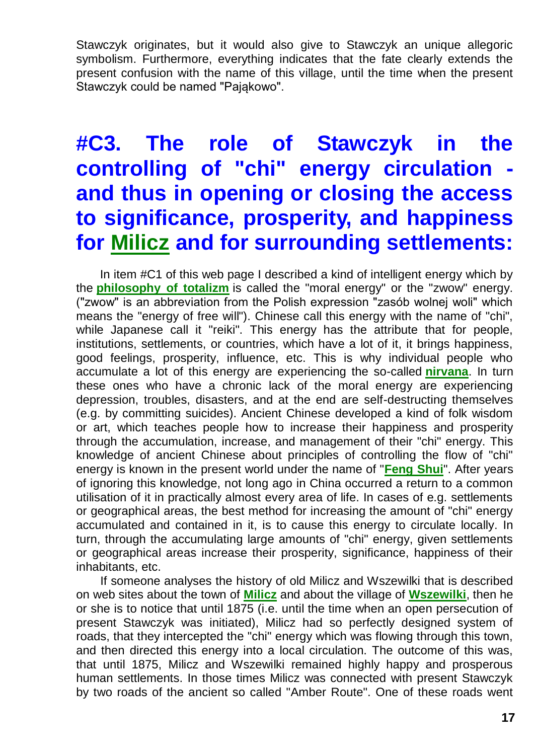Stawczyk originates, but it would also give to Stawczyk an unique allegoric symbolism. Furthermore, everything indicates that the fate clearly extends the present confusion with the name of this village, until the time when the present Stawczyk could be named "Pająkowo".

# #C3. The role of Stawczyk in the controlling of "chi" energy circulation - and thus in opening or closing the access to significance, prosperity, and happiness for Milicz and for surrounding settlements:

In item #C1 of this web page I described a kind of intelligent energy which by the **philosophy of totalizm** is called the "moral energy" or the "zwow" energy. ("zwow" is an abbreviation from the Polish expression "zasób wolnej woli" which means the "energy of free will"). Chinese call this energy with the name of "chi", while Japanese call it "reiki". This energy has the attribute that for people, institutions, settlements, or countries, which have a lot of it, it brings happiness, good feelings, prosperity, influence, etc. This is why individual people who accumulate a lot of this energy are experiencing the so-called **nirvana**. In turn these ones who have a chronic lack of the moral energy are experiencing depression, troubles, disasters, and at the end are self-destructing themselves (e.g. by committing suicides). Ancient Chinese developed a kind of folk wisdom or art, which teaches people how to increase their happiness and prosperity through the accumulation, increase, and management of their "chi" energy. This knowledge of ancient Chinese about principles of controlling the flow of "chi" energy is known in the present world under the name of "**Feng Shui**". After years of ignoring this knowledge, not long ago in China occurred a return to a common utilisation of it in practically almost every area of life. In cases of e.g. settlements or geographical areas, the best method for increasing the amount of "chi" energy accumulated and contained in it, is to cause this energy to circulate locally. In turn, through the accumulating large amounts of "chi" energy, given settlements or geographical areas increase their prosperity, significance, happiness of their inhabitants, etc.

If someone analyses the history of old Milicz and Wszewilki that is described on web sites about the town of **Milicz** and about the village of **Wszewilki**, then he or she is to notice that until 1875 (i.e. until the time when an open persecution of present Stawczyk was initiated), Milicz had so perfectly designed system of roads, that they intercepted the "chi" energy which was flowing through this town, and then directed this energy into a local circulation. The outcome of this was, that until 1875, Milicz and Wszewilki remained highly happy and prosperous human settlements. In those times Milicz was connected with present Stawczyk by two roads of the ancient so called "Amber Route". One of these roads went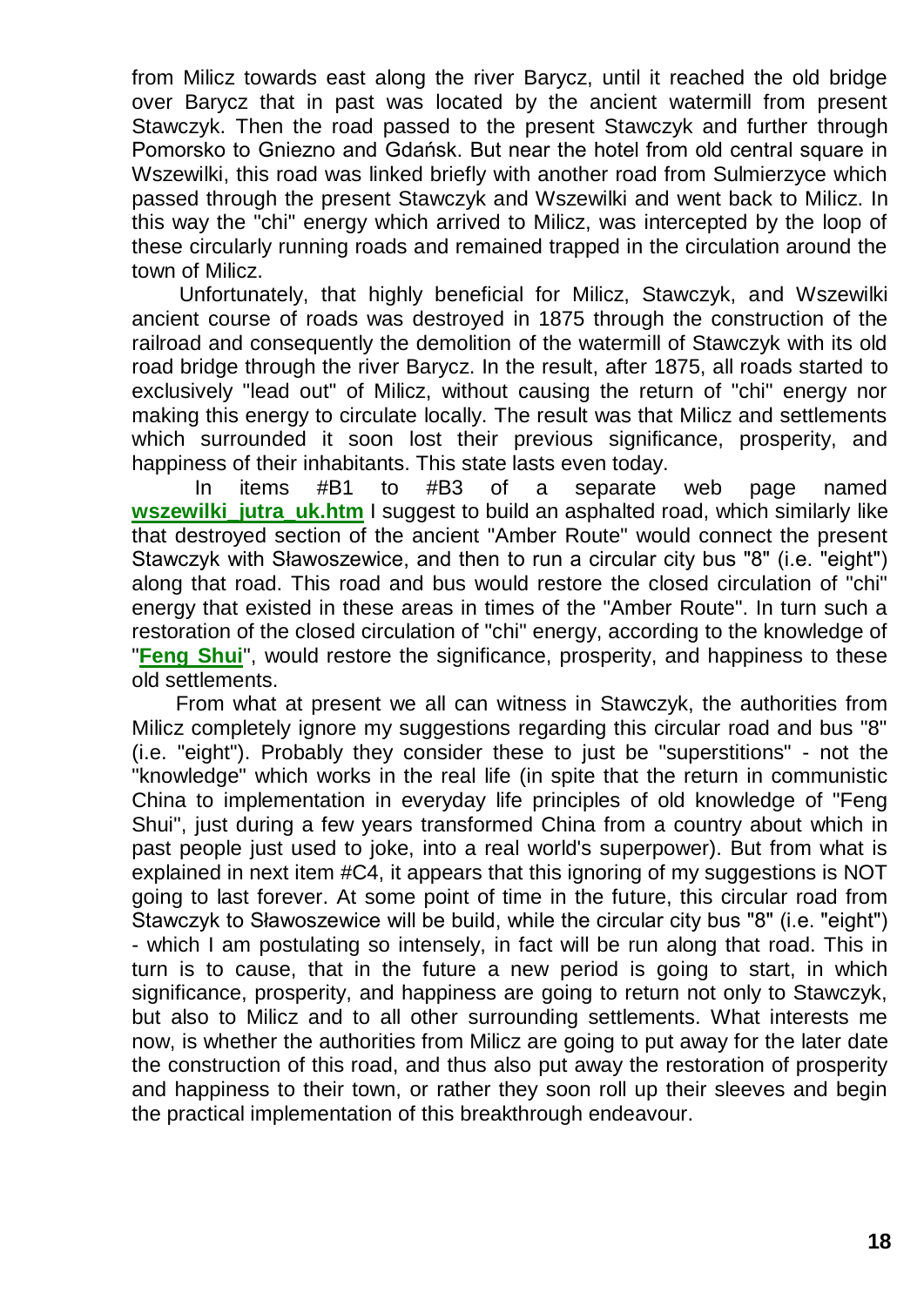from Milicz towards east along the river Barycz, until it reached the old bridge over Barycz that in past was located by the ancient watermill from present Stawczyk. Then the road passed to the present Stawczyk and further through Pomorsko to Gniezno and Gdańsk. But near the hotel from old central square in Wszewilki, this road was linked briefly with another road from Sulmierzyce which passed through the present Stawczyk and Wszewilki and went back to Milicz. In this way the "chi" energy which arrived to Milicz, was intercepted by the loop of these circularly running roads and remained trapped in the circulation around the town of Milicz.

Unfortunately, that highly beneficial for Milicz, Stawczyk, and Wszewilki ancient course of roads was destroyed in 1875 through the construction of the railroad and consequently the demolition of the watermill of Stawczyk with its old road bridge through the river Barycz. In the result, after 1875, all roads started to exclusively "lead out" of Milicz, without causing the return of "chi" energy nor making this energy to circulate locally. The result was that Milicz and settlements which surrounded it soon lost their previous significance, prosperity, and happiness of their inhabitants. This state lasts even today.

In items #B1 to #B3 of a separate web page named **wszewilki_jutra_uk.htm** I suggest to build an asphalted road, which similarly like that destroyed section of the ancient "Amber Route" would connect the present Stawczyk with Sławoszewice, and then to run a circular city bus "8" (i.e. "eight") along that road. This road and bus would restore the closed circulation of "chi" energy that existed in these areas in times of the "Amber Route". In turn such a restoration of the closed circulation of "chi" energy, according to the knowledge of "**Feng Shui**", would restore the significance, prosperity, and happiness to these old settlements.

From what at present we all can witness in Stawczyk, the authorities from Milicz completely ignore my suggestions regarding this circular road and bus "8" (i.e. "eight"). Probably they consider these to just be "superstitions" - not the "knowledge" which works in the real life (in spite that the return in communistic China to implementation in everyday life principles of old knowledge of "Feng Shui", just during a few years transformed China from a country about which in past people just used to joke, into a real world's superpower). But from what is explained in next item #C4, it appears that this ignoring of my suggestions is NOT going to last forever. At some point of time in the future, this circular road from Stawczyk to Sławoszewice will be build, while the circular city bus "8" (i.e. "eight") - which I am postulating so intensely, in fact will be run along that road. This in turn is to cause, that in the future a new period is going to start, in which significance, prosperity, and happiness are going to return not only to Stawczyk, but also to Milicz and to all other surrounding settlements. What interests me now, is whether the authorities from Milicz are going to put away for the later date the construction of this road, and thus also put away the restoration of prosperity and happiness to their town, or rather they soon roll up their sleeves and begin the practical implementation of this breakthrough endeavour.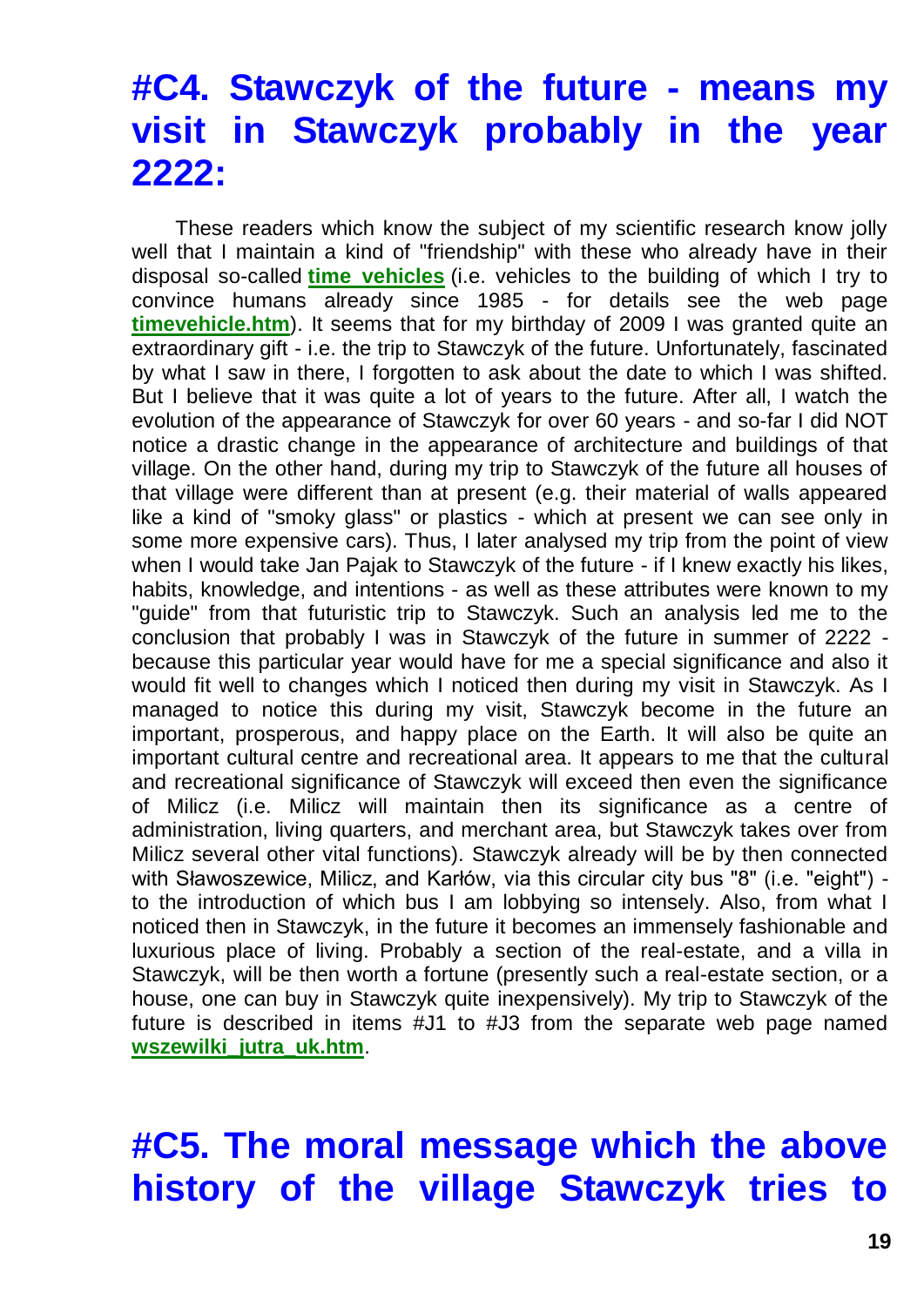# #C4. Stawczyk of the future - means my visit in Stawczyk probably in the year 2222:

These readers which know the subject of my scientific research know jolly well that I maintain a kind of "friendship" with these who already have in their disposal so-called **time vehicles** (i.e. vehicles to the building of which I try to convince humans already since 1985 - for details see the web page **timevehicle.htm**). It seems that for my birthday of 2009 I was granted quite an extraordinary gift - i.e. the trip to Stawczyk of the future. Unfortunately, fascinated by what I saw in there, I forgotten to ask about the date to which I was shifted. But I believe that it was quite a lot of years to the future. After all, I watch the evolution of the appearance of Stawczyk for over 60 years - and so-far I did NOT notice a drastic change in the appearance of architecture and buildings of that village. On the other hand, during my trip to Stawczyk of the future all houses of that village were different than at present (e.g. their material of walls appeared like a kind of "smoky glass" or plastics - which at present we can see only in some more expensive cars). Thus, I later analysed my trip from the point of view when I would take Jan Pajak to Stawczyk of the future - if I knew exactly his likes, habits, knowledge, and intentions - as well as these attributes were known to my "guide" from that futuristic trip to Stawczyk. Such an analysis led me to the conclusion that probably I was in Stawczyk of the future in summer of 2222 - because this particular year would have for me a special significance and also it would fit well to changes which I noticed then during my visit in Stawczyk. As I managed to notice this during my visit, Stawczyk become in the future an important, prosperous, and happy place on the Earth. It will also be quite an important cultural centre and recreational area. It appears to me that the cultural and recreational significance of Stawczyk will exceed then even the significance of Milicz (i.e. Milicz will maintain then its significance as a centre of administration, living quarters, and merchant area, but Stawczyk takes over from Milicz several other vital functions). Stawczyk already will be by then connected with Sławoszewice, Milicz, and Karłów, via this circular city bus "8" (i.e. "eight") - to the introduction of which bus I am lobbying so intensely. Also, from what I noticed then in Stawczyk, in the future it becomes an immensely fashionable and luxurious place of living. Probably a section of the real-estate, and a villa in Stawczyk, will be then worth a fortune (presently such a real-estate section, or a house, one can buy in Stawczyk quite inexpensively). My trip to Stawczyk of the future is described in items #J1 to #J3 from the separate web page named **wszewilki_jutra_uk.htm**.

# #C5. The moral message which the above history of the village Stawczyk tries to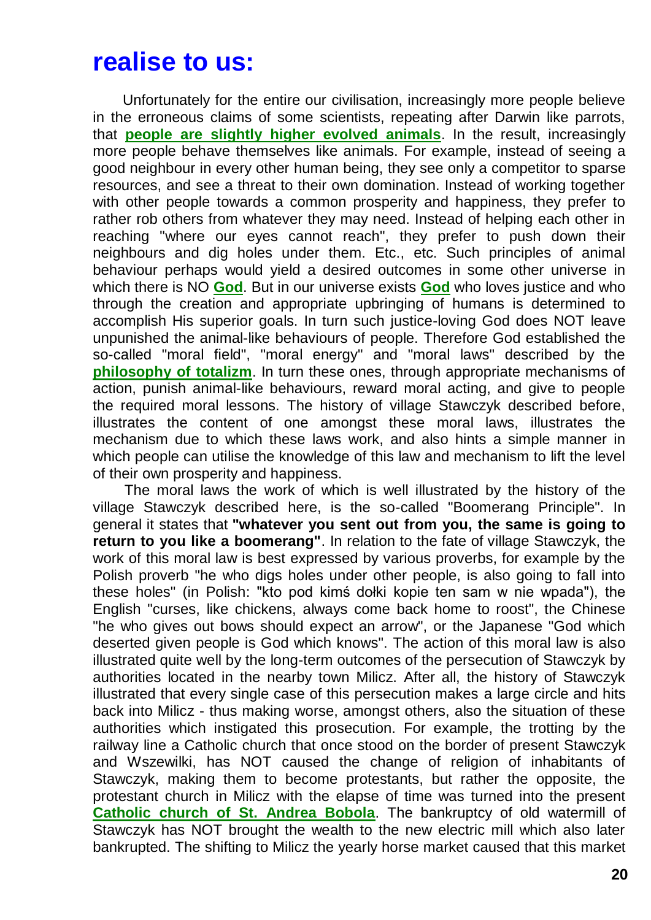## realise to us:

Unfortunately for the entire our civilisation, increasingly more people believe in the erroneous claims of some scientists, repeating after Darwin like parrots, that **people are slightly higher evolved animals**. In the result, increasingly more people behave themselves like animals. For example, instead of seeing a good neighbour in every other human being, they see only a competitor to sparse resources, and see a threat to their own domination. Instead of working together with other people towards a common prosperity and happiness, they prefer to rather rob others from whatever they may need. Instead of helping each other in reaching "where our eyes cannot reach", they prefer to push down their neighbours and dig holes under them. Etc., etc. Such principles of animal behaviour perhaps would yield a desired outcomes in some other universe in which there is NO **God**. But in our universe exists **God** who loves justice and who through the creation and appropriate upbringing of humans is determined to accomplish His superior goals. In turn such justice-loving God does NOT leave unpunished the animal-like behaviours of people. Therefore God established the so-called "moral field", "moral energy" and "moral laws" described by the **philosophy of totalizm**. In turn these ones, through appropriate mechanisms of action, punish animal-like behaviours, reward moral acting, and give to people the required moral lessons. The history of village Stawczyk described before, illustrates the content of one amongst these moral laws, illustrates the mechanism due to which these laws work, and also hints a simple manner in which people can utilise the knowledge of this law and mechanism to lift the level of their own prosperity and happiness.

The moral laws the work of which is well illustrated by the history of the village Stawczyk described here, is the so-called "Boomerang Principle". In general it states that **"whatever you sent out from you, the same is going to return to you like a boomerang"**. In relation to the fate of village Stawczyk, the work of this moral law is best expressed by various proverbs, for example by the Polish proverb "he who digs holes under other people, is also going to fall into these holes" (in Polish: "kto pod kimś dołki kopie ten sam w nie wpada"), the English "curses, like chickens, always come back home to roost", the Chinese "he who gives out bows should expect an arrow", or the Japanese "God which deserted given people is God which knows". The action of this moral law is also illustrated quite well by the long-term outcomes of the persecution of Stawczyk by authorities located in the nearby town Milicz. After all, the history of Stawczyk illustrated that every single case of this persecution makes a large circle and hits back into Milicz - thus making worse, amongst others, also the situation of these authorities which instigated this prosecution. For example, the trotting by the railway line a Catholic church that once stood on the border of present Stawczyk and Wszewilki, has NOT caused the change of religion of inhabitants of Stawczyk, making them to become protestants, but rather the opposite, the protestant church in Milicz with the elapse of time was turned into the present **Catholic church of St. Andrea Bobola**. The bankruptcy of old watermill of Stawczyk has NOT brought the wealth to the new electric mill which also later bankrupted. The shifting to Milicz the yearly horse market caused that this market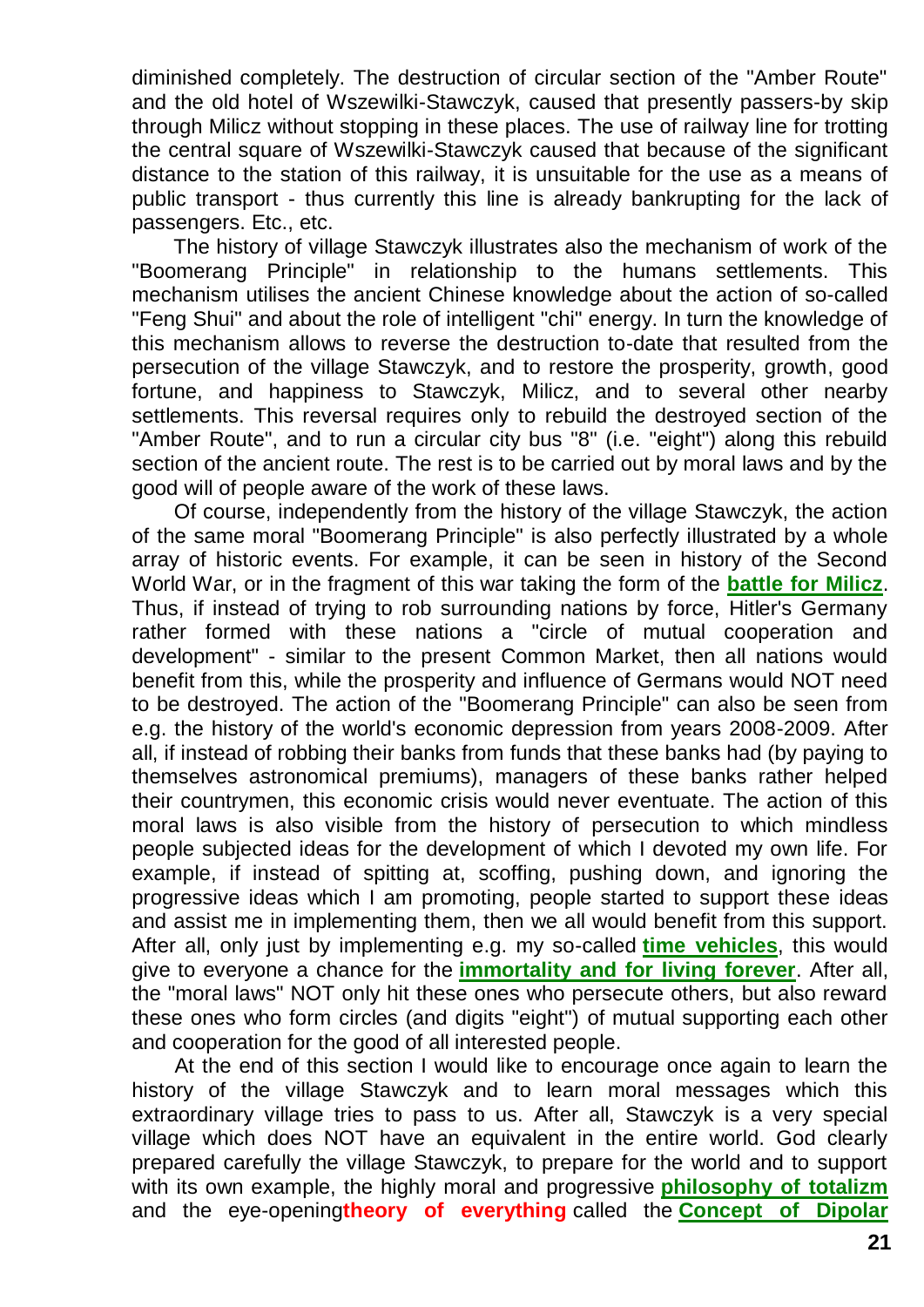diminished completely. The destruction of circular section of the "Amber Route" and the old hotel of Wszewilki-Stawczyk, caused that presently passers-by skip through Milicz without stopping in these places. The use of railway line for trotting the central square of Wszewilki-Stawczyk caused that because of the significant distance to the station of this railway, it is unsuitable for the use as a means of public transport - thus currently this line is already bankrupting for the lack of passengers. Etc., etc.

The history of village Stawczyk illustrates also the mechanism of work of the "Boomerang Principle" in relationship to the humans settlements. This mechanism utilises the ancient Chinese knowledge about the action of so-called "Feng Shui" and about the role of intelligent "chi" energy. In turn the knowledge of this mechanism allows to reverse the destruction to-date that resulted from the persecution of the village Stawczyk, and to restore the prosperity, growth, good fortune, and happiness to Stawczyk, Milicz, and to several other nearby settlements. This reversal requires only to rebuild the destroyed section of the "Amber Route", and to run a circular city bus "8" (i.e. "eight") along this rebuild section of the ancient route. The rest is to be carried out by moral laws and by the good will of people aware of the work of these laws.

Of course, independently from the history of the village Stawczyk, the action of the same moral "Boomerang Principle" is also perfectly illustrated by a whole array of historic events. For example, it can be seen in history of the Second World War, or in the fragment of this war taking the form of the **battle for Milicz**. Thus, if instead of trying to rob surrounding nations by force, Hitler's Germany rather formed with these nations a "circle of mutual cooperation and development" - similar to the present Common Market, then all nations would benefit from this, while the prosperity and influence of Germans would NOT need to be destroyed. The action of the "Boomerang Principle" can also be seen from e.g. the history of the world's economic depression from years 2008-2009. After all, if instead of robbing their banks from funds that these banks had (by paying to themselves astronomical premiums), managers of these banks rather helped their countrymen, this economic crisis would never eventuate. The action of this moral laws is also visible from the history of persecution to which mindless people subjected ideas for the development of which I devoted my own life. For example, if instead of spitting at, scoffing, pushing down, and ignoring the progressive ideas which I am promoting, people started to support these ideas and assist me in implementing them, then we all would benefit from this support. After all, only just by implementing e.g. my so-called **time vehicles**, this would give to everyone a chance for the **immortality and for living forever**. After all, the "moral laws" NOT only hit these ones who persecute others, but also reward these ones who form circles (and digits "eight") of mutual supporting each other and cooperation for the good of all interested people.

At the end of this section I would like to encourage once again to learn the history of the village Stawczyk and to learn moral messages which this extraordinary village tries to pass to us. After all, Stawczyk is a very special village which does NOT have an equivalent in the entire world. God clearly prepared carefully the village Stawczyk, to prepare for the world and to support with its own example, the highly moral and progressive **philosophy of totalizm** and the eye-opening**theory of everything** called the **Concept of Dipolar**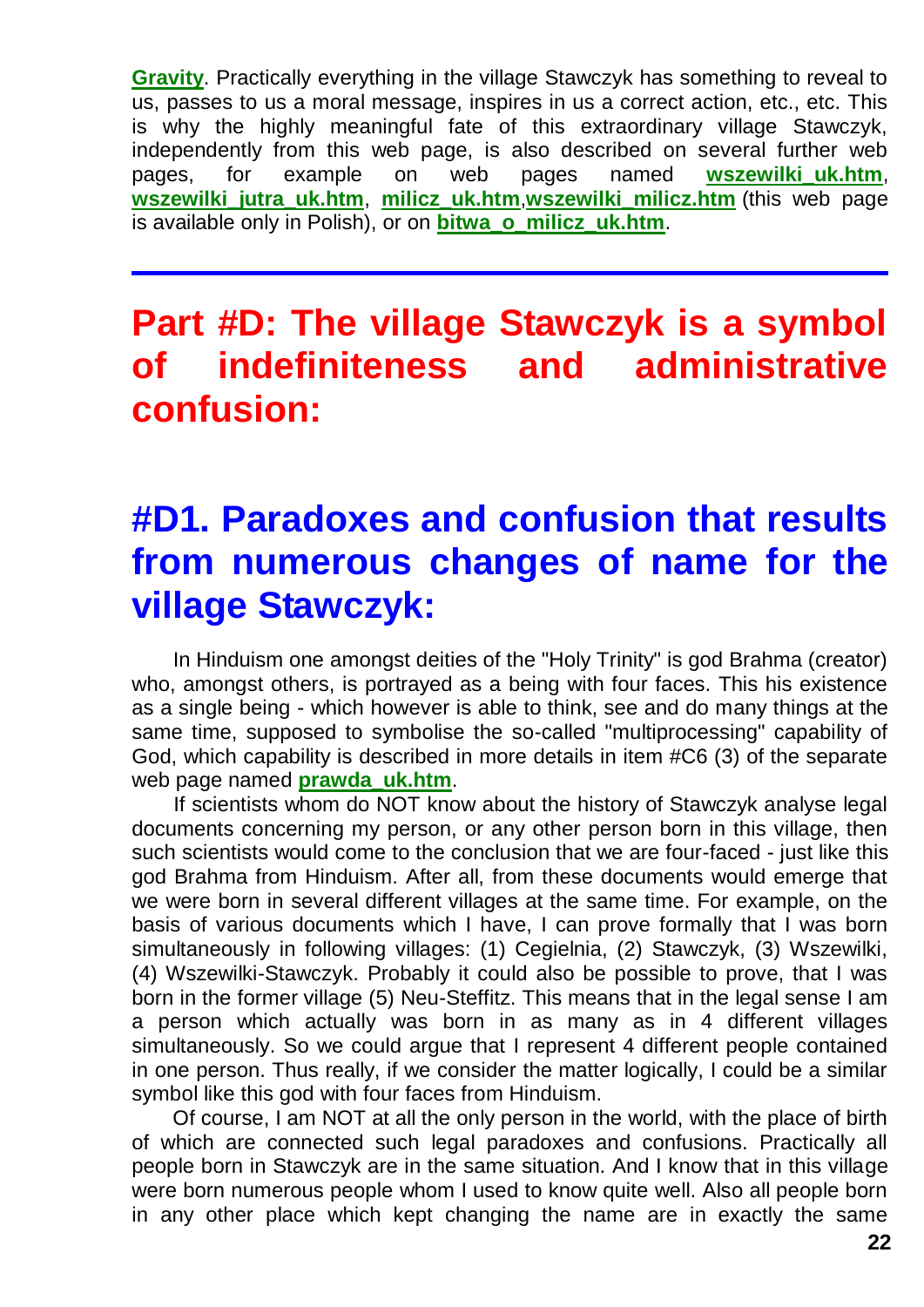**Gravity**. Practically everything in the village Stawczyk has something to reveal to us, passes to us a moral message, inspires in us a correct action, etc., etc. This is why the highly meaningful fate of this extraordinary village Stawczyk, independently from this web page, is also described on several further web pages, for example on web pages named **wszewilki_uk.htm**, **wszewilki_jutra_uk.htm**, **milicz_uk.htm**,**wszewilki_milicz.htm** (this web page is available only in Polish), or on **bitwa_o_milicz_uk.htm**.

---

# Part #D: The village Stawczyk is a symbol of indefiniteness and administrative confusion:

## #D1. Paradoxes and confusion that results from numerous changes of name for the village Stawczyk:

In Hinduism one amongst deities of the "Holy Trinity" is god Brahma (creator) who, amongst others, is portrayed as a being with four faces. This his existence as a single being - which however is able to think, see and do many things at the same time, supposed to symbolise the so-called "multiprocessing" capability of God, which capability is described in more details in item #C6 (3) of the separate web page named **prawda_uk.htm**.

If scientists whom do NOT know about the history of Stawczyk analyse legal documents concerning my person, or any other person born in this village, then such scientists would come to the conclusion that we are four-faced - just like this god Brahma from Hinduism. After all, from these documents would emerge that we were born in several different villages at the same time. For example, on the basis of various documents which I have, I can prove formally that I was born simultaneously in following villages: (1) Cegielnia, (2) Stawczyk, (3) Wszewilki, (4) Wszewilki-Stawczyk. Probably it could also be possible to prove, that I was born in the former village (5) Neu-Steffitz. This means that in the legal sense I am a person which actually was born in as many as in 4 different villages simultaneously. So we could argue that I represent 4 different people contained in one person. Thus really, if we consider the matter logically, I could be a similar symbol like this god with four faces from Hinduism.

Of course, I am NOT at all the only person in the world, with the place of birth of which are connected such legal paradoxes and confusions. Practically all people born in Stawczyk are in the same situation. And I know that in this village were born numerous people whom I used to know quite well. Also all people born in any other place which kept changing the name are in exactly the same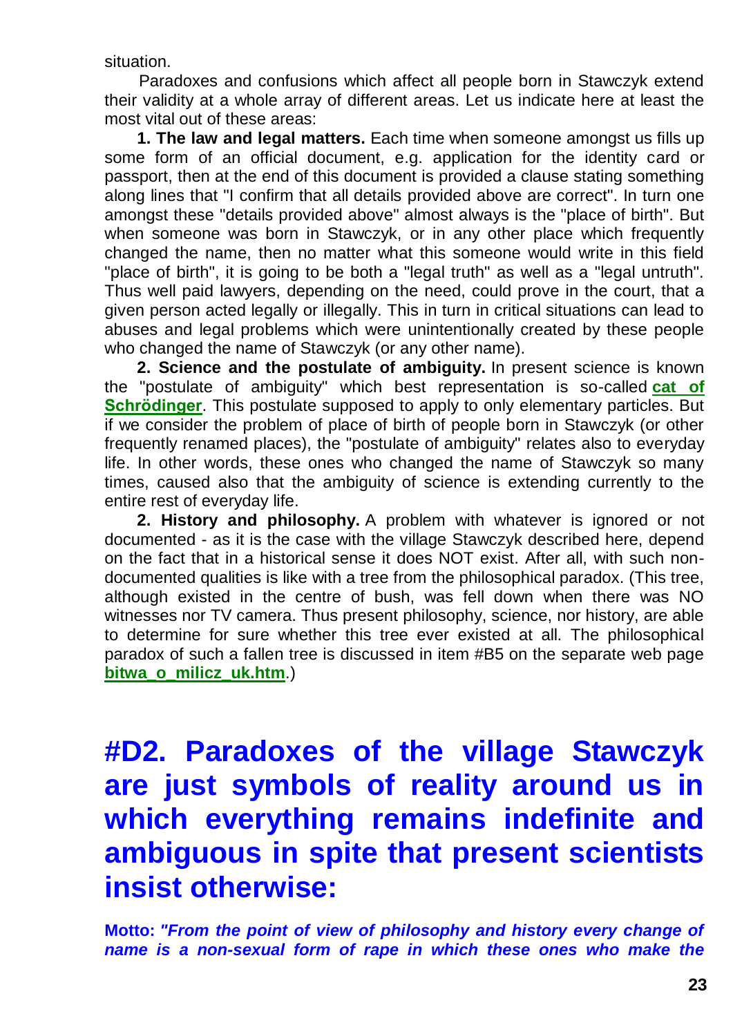situation.

Paradoxes and confusions which affect all people born in Stawczyk extend their validity at a whole array of different areas. Let us indicate here at least the most vital out of these areas:

**1. The law and legal matters.** Each time when someone amongst us fills up some form of an official document, e.g. application for the identity card or passport, then at the end of this document is provided a clause stating something along lines that "I confirm that all details provided above are correct". In turn one amongst these "details provided above" almost always is the "place of birth". But when someone was born in Stawczyk, or in any other place which frequently changed the name, then no matter what this someone would write in this field "place of birth", it is going to be both a "legal truth" as well as a "legal untruth". Thus well paid lawyers, depending on the need, could prove in the court, that a given person acted legally or illegally. This in turn in critical situations can lead to abuses and legal problems which were unintentionally created by these people who changed the name of Stawczyk (or any other name).

**2. Science and the postulate of ambiguity.** In present science is known the "postulate of ambiguity" which best representation is so-called **cat of Schrödinger**. This postulate supposed to apply to only elementary particles. But if we consider the problem of place of birth of people born in Stawczyk (or other frequently renamed places), the "postulate of ambiguity" relates also to everyday life. In other words, these ones who changed the name of Stawczyk so many times, caused also that the ambiguity of science is extending currently to the entire rest of everyday life.

**2. History and philosophy.** A problem with whatever is ignored or not documented - as it is the case with the village Stawczyk described here, depend on the fact that in a historical sense it does NOT exist. After all, with such non-documented qualities is like with a tree from the philosophical paradox. (This tree, although existed in the centre of bush, was fell down when there was NO witnesses nor TV camera. Thus present philosophy, science, nor history, are able to determine for sure whether this tree ever existed at all. The philosophical paradox of such a fallen tree is discussed in item #B5 on the separate web page **bitwa_o_milicz_uk.htm**.)

# #D2. Paradoxes of the village Stawczyk are just symbols of reality around us in which everything remains indefinite and ambiguous in spite that present scientists insist otherwise:

**Motto:** ***"From the point of view of philosophy and history every change of name is a non-sexual form of rape in which these ones who make the***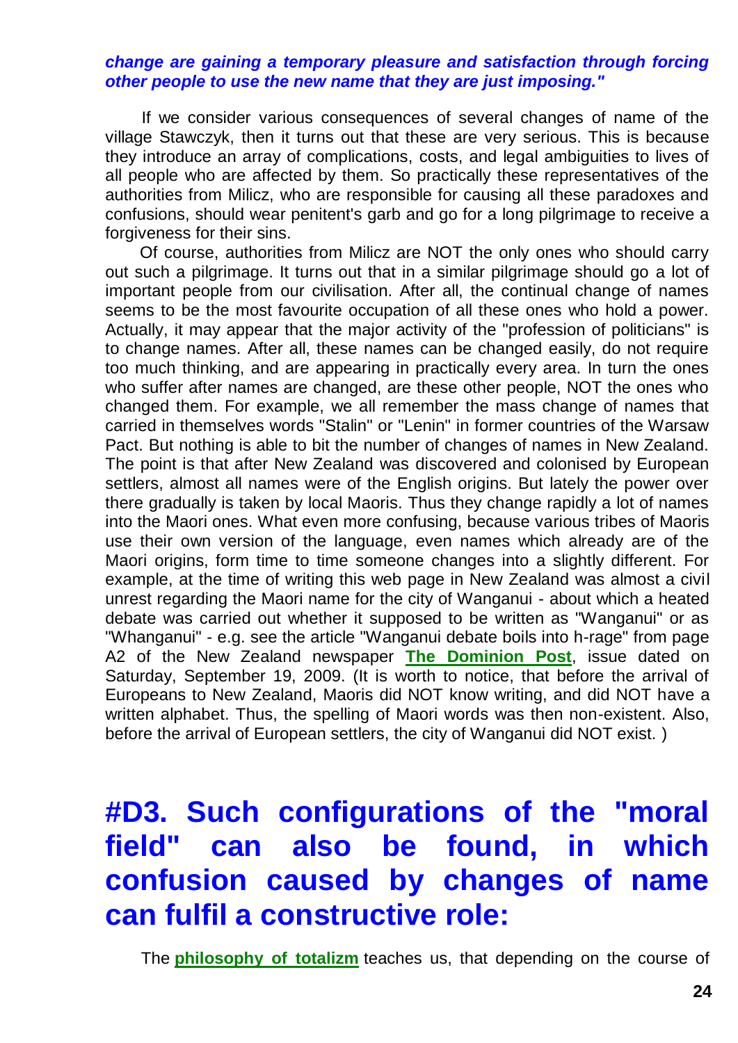***change are gaining a temporary pleasure and satisfaction through forcing other people to use the new name that they are just imposing."***

If we consider various consequences of several changes of name of the village Stawczyk, then it turns out that these are very serious. This is because they introduce an array of complications, costs, and legal ambiguities to lives of all people who are affected by them. So practically these representatives of the authorities from Milicz, who are responsible for causing all these paradoxes and confusions, should wear penitent's garb and go for a long pilgrimage to receive a forgiveness for their sins.

Of course, authorities from Milicz are NOT the only ones who should carry out such a pilgrimage. It turns out that in a similar pilgrimage should go a lot of important people from our civilisation. After all, the continual change of names seems to be the most favourite occupation of all these ones who hold a power. Actually, it may appear that the major activity of the "profession of politicians" is to change names. After all, these names can be changed easily, do not require too much thinking, and are appearing in practically every area. In turn the ones who suffer after names are changed, are these other people, NOT the ones who changed them. For example, we all remember the mass change of names that carried in themselves words "Stalin" or "Lenin" in former countries of the Warsaw Pact. But nothing is able to bit the number of changes of names in New Zealand. The point is that after New Zealand was discovered and colonised by European settlers, almost all names were of the English origins. But lately the power over there gradually is taken by local Maoris. Thus they change rapidly a lot of names into the Maori ones. What even more confusing, because various tribes of Maoris use their own version of the language, even names which already are of the Maori origins, form time to time someone changes into a slightly different. For example, at the time of writing this web page in New Zealand was almost a civil unrest regarding the Maori name for the city of Wanganui - about which a heated debate was carried out whether it supposed to be written as "Wanganui" or as "Whanganui" - e.g. see the article "Wanganui debate boils into h-rage" from page A2 of the New Zealand newspaper **The Dominion Post**, issue dated on Saturday, September 19, 2009. (It is worth to notice, that before the arrival of Europeans to New Zealand, Maoris did NOT know writing, and did NOT have a written alphabet. Thus, the spelling of Maori words was then non-existent. Also, before the arrival of European settlers, the city of Wanganui did NOT exist. )

# #D3. Such configurations of the "moral field" can also be found, in which confusion caused by changes of name can fulfil a constructive role:

The **philosophy of totalizm** teaches us, that depending on the course of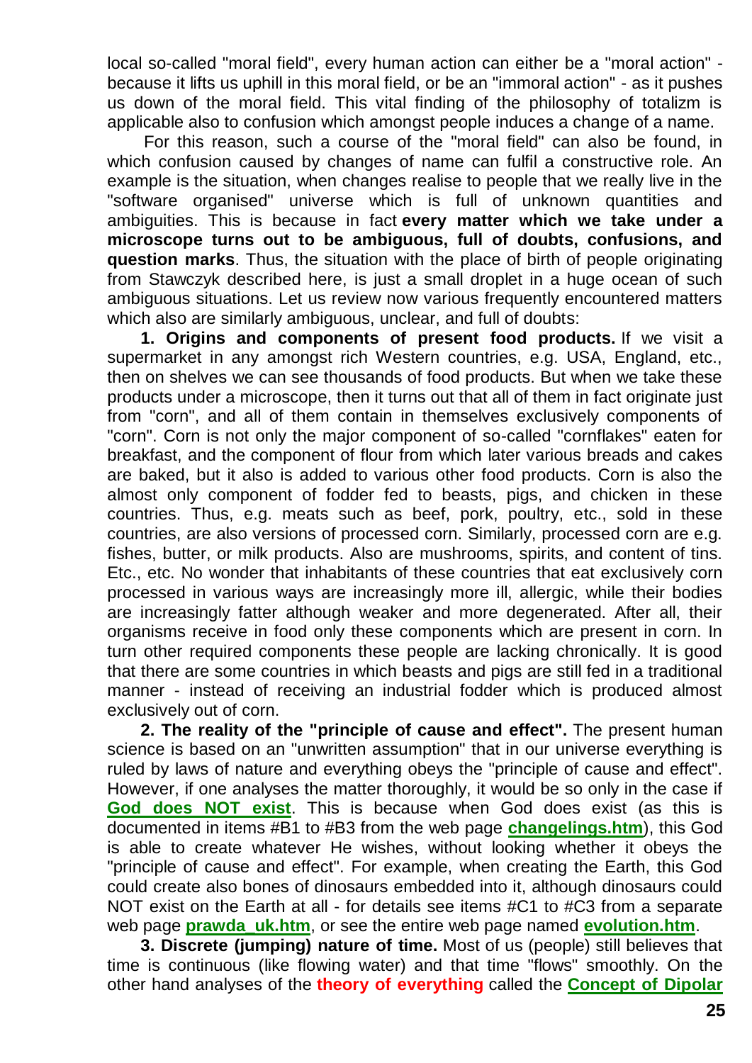local so-called "moral field", every human action can either be a "moral action" - because it lifts us uphill in this moral field, or be an "immoral action" - as it pushes us down of the moral field. This vital finding of the philosophy of totalizm is applicable also to confusion which amongst people induces a change of a name.

For this reason, such a course of the "moral field" can also be found, in which confusion caused by changes of name can fulfil a constructive role. An example is the situation, when changes realise to people that we really live in the "software organised" universe which is full of unknown quantities and ambiguities. This is because in fact **every matter which we take under a microscope turns out to be ambiguous, full of doubts, confusions, and question marks**. Thus, the situation with the place of birth of people originating from Stawczyk described here, is just a small droplet in a huge ocean of such ambiguous situations. Let us review now various frequently encountered matters which also are similarly ambiguous, unclear, and full of doubts:

**1. Origins and components of present food products.** If we visit a supermarket in any amongst rich Western countries, e.g. USA, England, etc., then on shelves we can see thousands of food products. But when we take these products under a microscope, then it turns out that all of them in fact originate just from "corn", and all of them contain in themselves exclusively components of "corn". Corn is not only the major component of so-called "cornflakes" eaten for breakfast, and the component of flour from which later various breads and cakes are baked, but it also is added to various other food products. Corn is also the almost only component of fodder fed to beasts, pigs, and chicken in these countries. Thus, e.g. meats such as beef, pork, poultry, etc., sold in these countries, are also versions of processed corn. Similarly, processed corn are e.g. fishes, butter, or milk products. Also are mushrooms, spirits, and content of tins. Etc., etc. No wonder that inhabitants of these countries that eat exclusively corn processed in various ways are increasingly more ill, allergic, while their bodies are increasingly fatter although weaker and more degenerated. After all, their organisms receive in food only these components which are present in corn. In turn other required components these people are lacking chronically. It is good that there are some countries in which beasts and pigs are still fed in a traditional manner - instead of receiving an industrial fodder which is produced almost exclusively out of corn.

**2. The reality of the "principle of cause and effect".** The present human science is based on an "unwritten assumption" that in our universe everything is ruled by laws of nature and everything obeys the "principle of cause and effect". However, if one analyses the matter thoroughly, it would be so only in the case if **God does NOT exist**. This is because when God does exist (as this is documented in items #B1 to #B3 from the web page **changelings.htm**), this God is able to create whatever He wishes, without looking whether it obeys the "principle of cause and effect". For example, when creating the Earth, this God could create also bones of dinosaurs embedded into it, although dinosaurs could NOT exist on the Earth at all - for details see items #C1 to #C3 from a separate web page **prawda_uk.htm**, or see the entire web page named **evolution.htm**.

**3. Discrete (jumping) nature of time.** Most of us (people) still believes that time is continuous (like flowing water) and that time "flows" smoothly. On the other hand analyses of the **theory of everything** called the **Concept of Dipolar**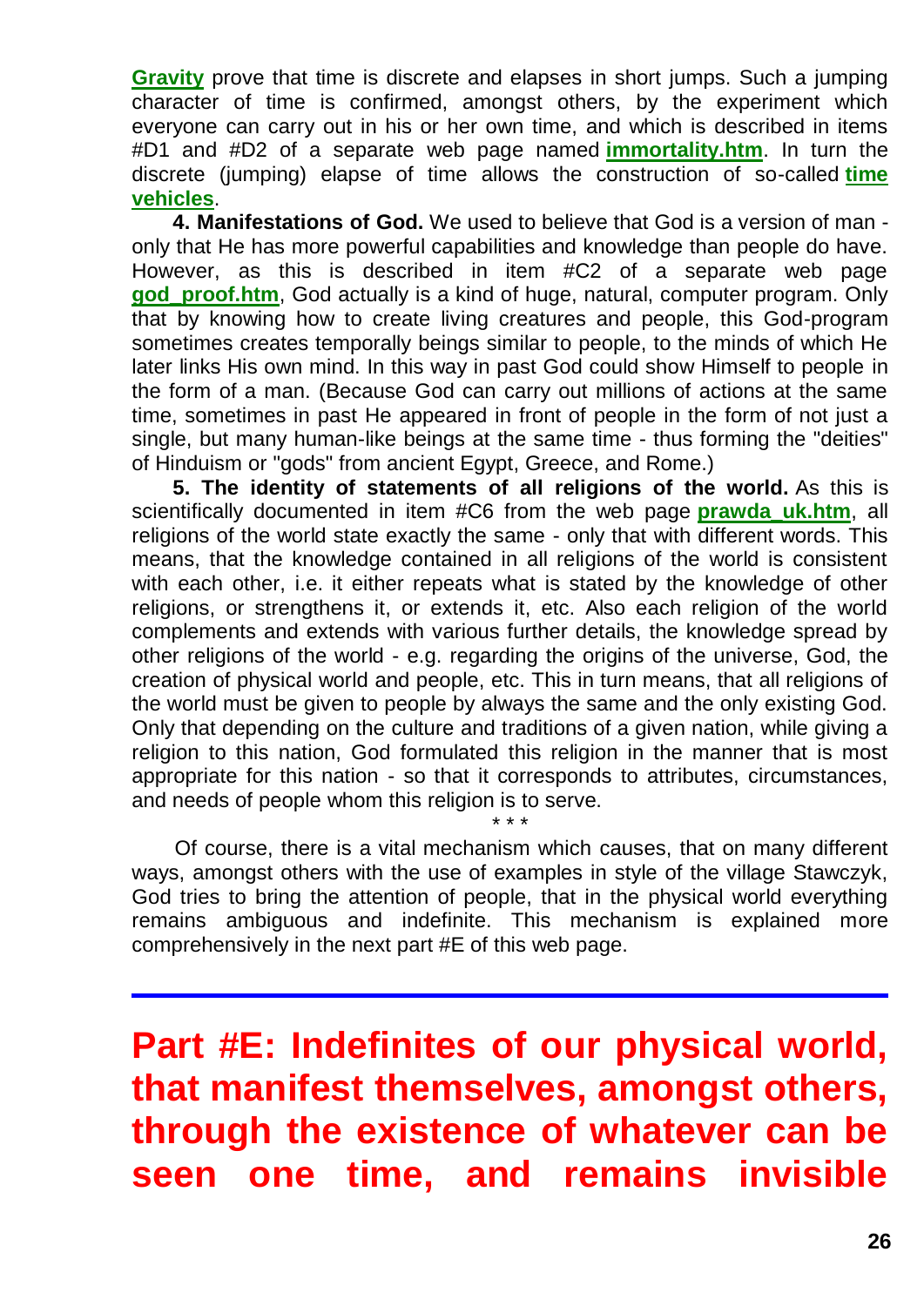**Gravity** prove that time is discrete and elapses in short jumps. Such a jumping character of time is confirmed, amongst others, by the experiment which everyone can carry out in his or her own time, and which is described in items #D1 and #D2 of a separate web page named **immortality.htm**. In turn the discrete (jumping) elapse of time allows the construction of so-called **time vehicles**.

**4. Manifestations of God.** We used to believe that God is a version of man - only that He has more powerful capabilities and knowledge than people do have. However, as this is described in item #C2 of a separate web page **god_proof.htm**, God actually is a kind of huge, natural, computer program. Only that by knowing how to create living creatures and people, this God-program sometimes creates temporally beings similar to people, to the minds of which He later links His own mind. In this way in past God could show Himself to people in the form of a man. (Because God can carry out millions of actions at the same time, sometimes in past He appeared in front of people in the form of not just a single, but many human-like beings at the same time - thus forming the "deities" of Hinduism or "gods" from ancient Egypt, Greece, and Rome.)

**5. The identity of statements of all religions of the world.** As this is scientifically documented in item #C6 from the web page **prawda_uk.htm**, all religions of the world state exactly the same - only that with different words. This means, that the knowledge contained in all religions of the world is consistent with each other, i.e. it either repeats what is stated by the knowledge of other religions, or strengthens it, or extends it, etc. Also each religion of the world complements and extends with various further details, the knowledge spread by other religions of the world - e.g. regarding the origins of the universe, God, the creation of physical world and people, etc. This in turn means, that all religions of the world must be given to people by always the same and the only existing God. Only that depending on the culture and traditions of a given nation, while giving a religion to this nation, God formulated this religion in the manner that is most appropriate for this nation - so that it corresponds to attributes, circumstances, and needs of people whom this religion is to serve.

\* \* \*

Of course, there is a vital mechanism which causes, that on many different ways, amongst others with the use of examples in style of the village Stawczyk, God tries to bring the attention of people, that in the physical world everything remains ambiguous and indefinite. This mechanism is explained more comprehensively in the next part #E of this web page.

---

# Part #E: Indefinites of our physical world, that manifest themselves, amongst others, through the existence of whatever can be seen one time, and remains invisible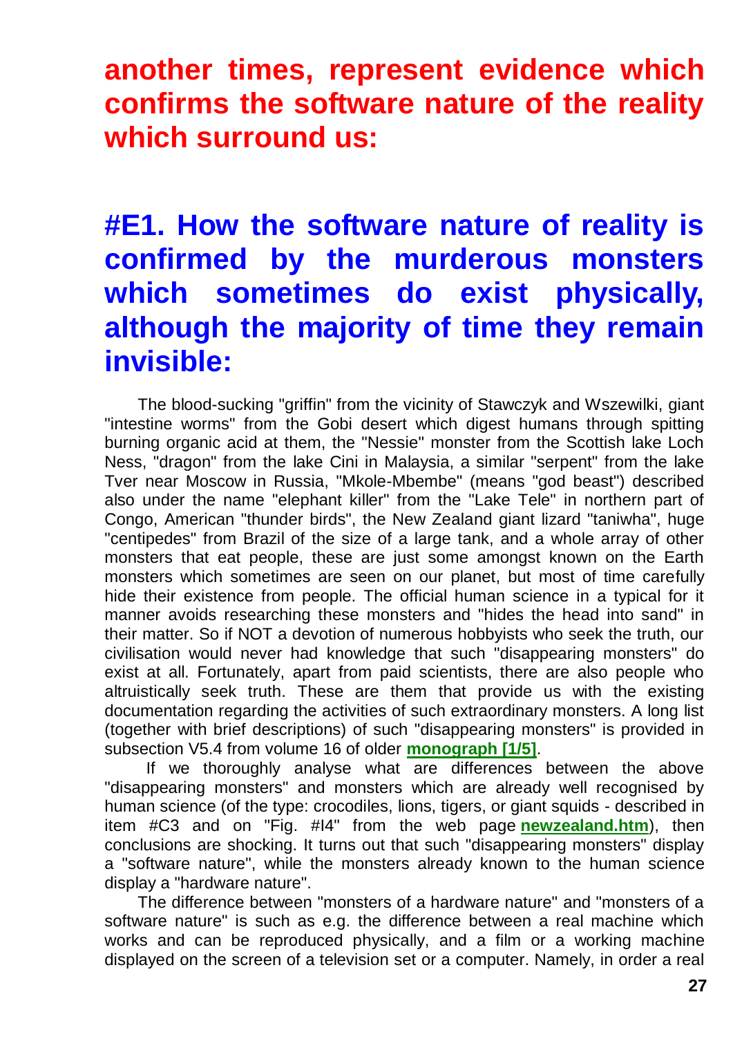**another times, represent evidence which confirms the software nature of the reality which surround us:**

## #E1. How the software nature of reality is confirmed by the murderous monsters which sometimes do exist physically, although the majority of time they remain invisible:

The blood-sucking "griffin" from the vicinity of Stawczyk and Wszewilki, giant "intestine worms" from the Gobi desert which digest humans through spitting burning organic acid at them, the "Nessie" monster from the Scottish lake Loch Ness, "dragon" from the lake Cini in Malaysia, a similar "serpent" from the lake Tver near Moscow in Russia, "Mkole-Mbembe" (means "god beast") described also under the name "elephant killer" from the "Lake Tele" in northern part of Congo, American "thunder birds", the New Zealand giant lizard "taniwha", huge "centipedes" from Brazil of the size of a large tank, and a whole array of other monsters that eat people, these are just some amongst known on the Earth monsters which sometimes are seen on our planet, but most of time carefully hide their existence from people. The official human science in a typical for it manner avoids researching these monsters and "hides the head into sand" in their matter. So if NOT a devotion of numerous hobbyists who seek the truth, our civilisation would never had knowledge that such "disappearing monsters" do exist at all. Fortunately, apart from paid scientists, there are also people who altruistically seek truth. These are them that provide us with the existing documentation regarding the activities of such extraordinary monsters. A long list (together with brief descriptions) of such "disappearing monsters" is provided in subsection V5.4 from volume 16 of older **monograph [1/5]**.

If we thoroughly analyse what are differences between the above "disappearing monsters" and monsters which are already well recognised by human science (of the type: crocodiles, lions, tigers, or giant squids - described in item #C3 and on "Fig. #I4" from the web page **newzealand.htm**), then conclusions are shocking. It turns out that such "disappearing monsters" display a "software nature", while the monsters already known to the human science display a "hardware nature".

The difference between "monsters of a hardware nature" and "monsters of a software nature" is such as e.g. the difference between a real machine which works and can be reproduced physically, and a film or a working machine displayed on the screen of a television set or a computer. Namely, in order a real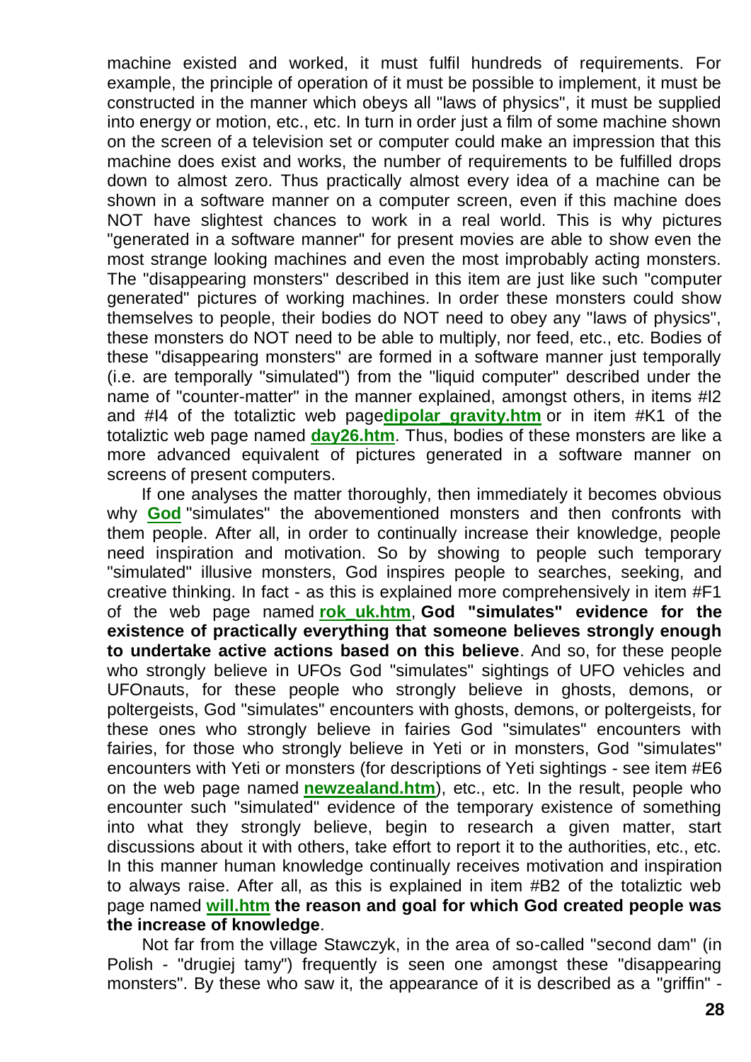machine existed and worked, it must fulfil hundreds of requirements. For example, the principle of operation of it must be possible to implement, it must be constructed in the manner which obeys all "laws of physics", it must be supplied into energy or motion, etc., etc. In turn in order just a film of some machine shown on the screen of a television set or computer could make an impression that this machine does exist and works, the number of requirements to be fulfilled drops down to almost zero. Thus practically almost every idea of a machine can be shown in a software manner on a computer screen, even if this machine does NOT have slightest chances to work in a real world. This is why pictures "generated in a software manner" for present movies are able to show even the most strange looking machines and even the most improbably acting monsters. The "disappearing monsters" described in this item are just like such "computer generated" pictures of working machines. In order these monsters could show themselves to people, their bodies do NOT need to obey any "laws of physics", these monsters do NOT need to be able to multiply, nor feed, etc., etc. Bodies of these "disappearing monsters" are formed in a software manner just temporally (i.e. are temporally "simulated") from the "liquid computer" described under the name of "counter-matter" in the manner explained, amongst others, in items #I2 and #I4 of the totaliztic web page**dipolar_gravity.htm** or in item #K1 of the totaliztic web page named **day26.htm**. Thus, bodies of these monsters are like a more advanced equivalent of pictures generated in a software manner on screens of present computers.

If one analyses the matter thoroughly, then immediately it becomes obvious why **God** "simulates" the abovementioned monsters and then confronts with them people. After all, in order to continually increase their knowledge, people need inspiration and motivation. So by showing to people such temporary "simulated" illusive monsters, God inspires people to searches, seeking, and creative thinking. In fact - as this is explained more comprehensively in item #F1 of the web page named **rok_uk.htm**, **God "simulates" evidence for the existence of practically everything that someone believes strongly enough to undertake active actions based on this believe**. And so, for these people who strongly believe in UFOs God "simulates" sightings of UFO vehicles and UFOnauts, for these people who strongly believe in ghosts, demons, or poltergeists, God "simulates" encounters with ghosts, demons, or poltergeists, for these ones who strongly believe in fairies God "simulates" encounters with fairies, for those who strongly believe in Yeti or in monsters, God "simulates" encounters with Yeti or monsters (for descriptions of Yeti sightings - see item #E6 on the web page named **newzealand.htm**), etc., etc. In the result, people who encounter such "simulated" evidence of the temporary existence of something into what they strongly believe, begin to research a given matter, start discussions about it with others, take effort to report it to the authorities, etc., etc. In this manner human knowledge continually receives motivation and inspiration to always raise. After all, as this is explained in item #B2 of the totaliztic web page named **will.htm** **the reason and goal for which God created people was the increase of knowledge**.

Not far from the village Stawczyk, in the area of so-called "second dam" (in Polish - "drugiej tamy") frequently is seen one amongst these "disappearing monsters". By these who saw it, the appearance of it is described as a "griffin" -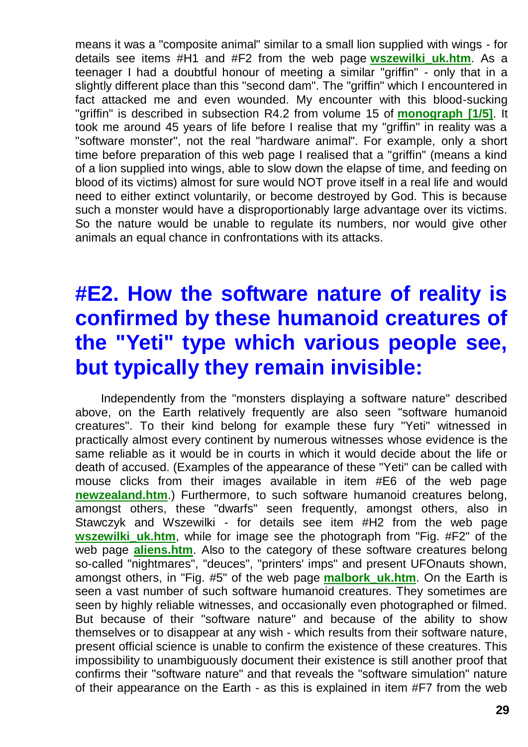means it was a "composite animal" similar to a small lion supplied with wings - for details see items #H1 and #F2 from the web page **wszewilki_uk.htm**. As a teenager I had a doubtful honour of meeting a similar "griffin" - only that in a slightly different place than this "second dam". The "griffin" which I encountered in fact attacked me and even wounded. My encounter with this blood-sucking "griffin" is described in subsection R4.2 from volume 15 of **monograph [1/5]**. It took me around 45 years of life before I realise that my "griffin" in reality was a "software monster", not the real "hardware animal". For example, only a short time before preparation of this web page I realised that a "griffin" (means a kind of a lion supplied into wings, able to slow down the elapse of time, and feeding on blood of its victims) almost for sure would NOT prove itself in a real life and would need to either extinct voluntarily, or become destroyed by God. This is because such a monster would have a disproportionably large advantage over its victims. So the nature would be unable to regulate its numbers, nor would give other animals an equal chance in confrontations with its attacks.

## #E2. How the software nature of reality is confirmed by these humanoid creatures of the "Yeti" type which various people see, but typically they remain invisible:

Independently from the "monsters displaying a software nature" described above, on the Earth relatively frequently are also seen "software humanoid creatures". To their kind belong for example these fury "Yeti" witnessed in practically almost every continent by numerous witnesses whose evidence is the same reliable as it would be in courts in which it would decide about the life or death of accused. (Examples of the appearance of these "Yeti" can be called with mouse clicks from their images available in item #E6 of the web page **newzealand.htm**.) Furthermore, to such software humanoid creatures belong, amongst others, these "dwarfs" seen frequently, amongst others, also in Stawczyk and Wszewilki - for details see item #H2 from the web page **wszewilki_uk.htm**, while for image see the photograph from "Fig. #F2" of the web page **aliens.htm**. Also to the category of these software creatures belong so-called "nightmares", "deuces", "printers' imps" and present UFOnauts shown, amongst others, in "Fig. #5" of the web page **malbork_uk.htm**. On the Earth is seen a vast number of such software humanoid creatures. They sometimes are seen by highly reliable witnesses, and occasionally even photographed or filmed. But because of their "software nature" and because of the ability to show themselves or to disappear at any wish - which results from their software nature, present official science is unable to confirm the existence of these creatures. This impossibility to unambiguously document their existence is still another proof that confirms their "software nature" and that reveals the "software simulation" nature of their appearance on the Earth - as this is explained in item #F7 from the web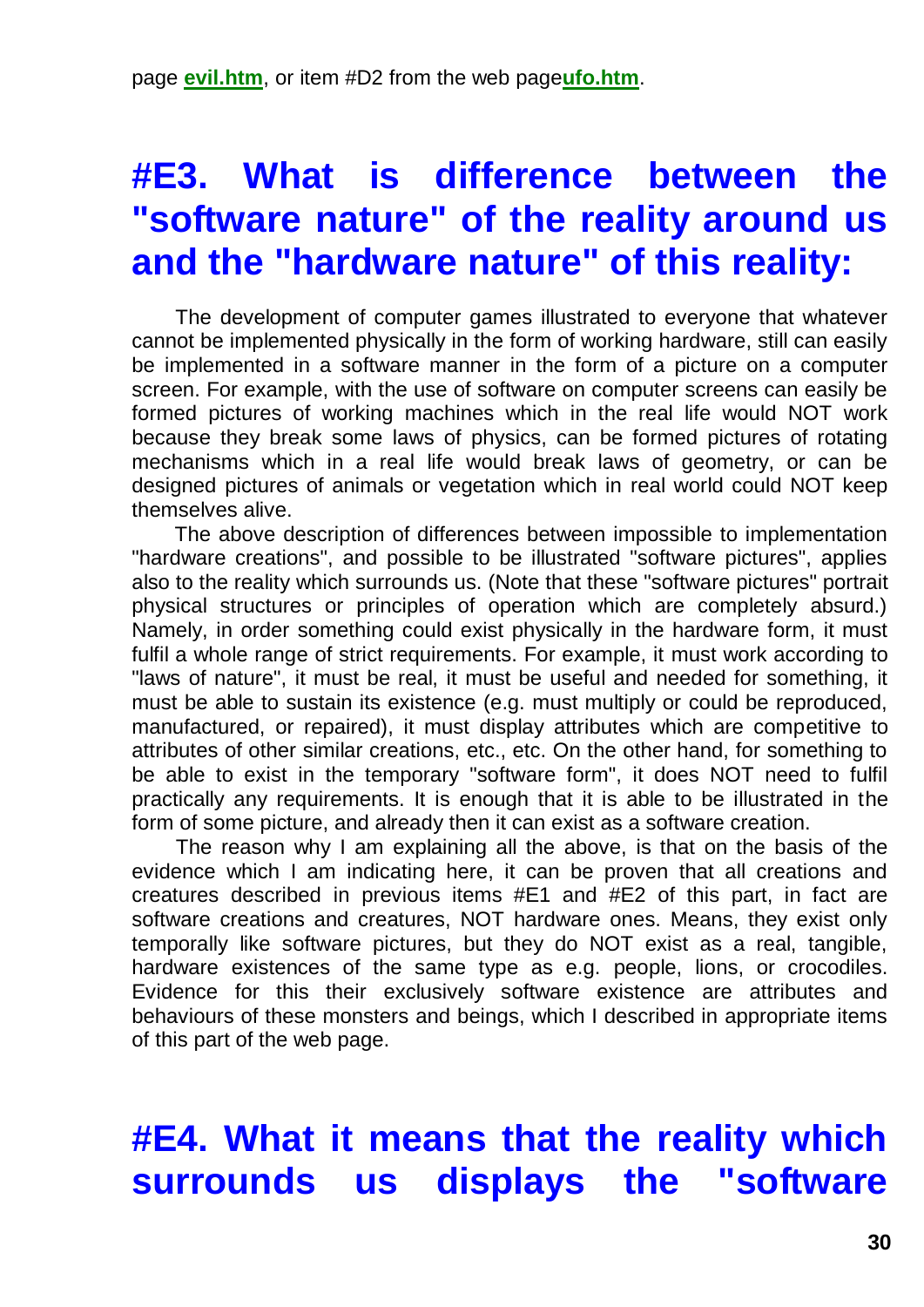page **evil.htm**, or item #D2 from the web page**ufo.htm**.

## #E3. What is difference between the "software nature" of the reality around us and the "hardware nature" of this reality:

The development of computer games illustrated to everyone that whatever cannot be implemented physically in the form of working hardware, still can easily be implemented in a software manner in the form of a picture on a computer screen. For example, with the use of software on computer screens can easily be formed pictures of working machines which in the real life would NOT work because they break some laws of physics, can be formed pictures of rotating mechanisms which in a real life would break laws of geometry, or can be designed pictures of animals or vegetation which in real world could NOT keep themselves alive.

The above description of differences between impossible to implementation "hardware creations", and possible to be illustrated "software pictures", applies also to the reality which surrounds us. (Note that these "software pictures" portrait physical structures or principles of operation which are completely absurd.) Namely, in order something could exist physically in the hardware form, it must fulfil a whole range of strict requirements. For example, it must work according to "laws of nature", it must be real, it must be useful and needed for something, it must be able to sustain its existence (e.g. must multiply or could be reproduced, manufactured, or repaired), it must display attributes which are competitive to attributes of other similar creations, etc., etc. On the other hand, for something to be able to exist in the temporary "software form", it does NOT need to fulfil practically any requirements. It is enough that it is able to be illustrated in the form of some picture, and already then it can exist as a software creation.

The reason why I am explaining all the above, is that on the basis of the evidence which I am indicating here, it can be proven that all creations and creatures described in previous items #E1 and #E2 of this part, in fact are software creations and creatures, NOT hardware ones. Means, they exist only temporally like software pictures, but they do NOT exist as a real, tangible, hardware existences of the same type as e.g. people, lions, or crocodiles. Evidence for this their exclusively software existence are attributes and behaviours of these monsters and beings, which I described in appropriate items of this part of the web page.

## #E4. What it means that the reality which surrounds us displays the "software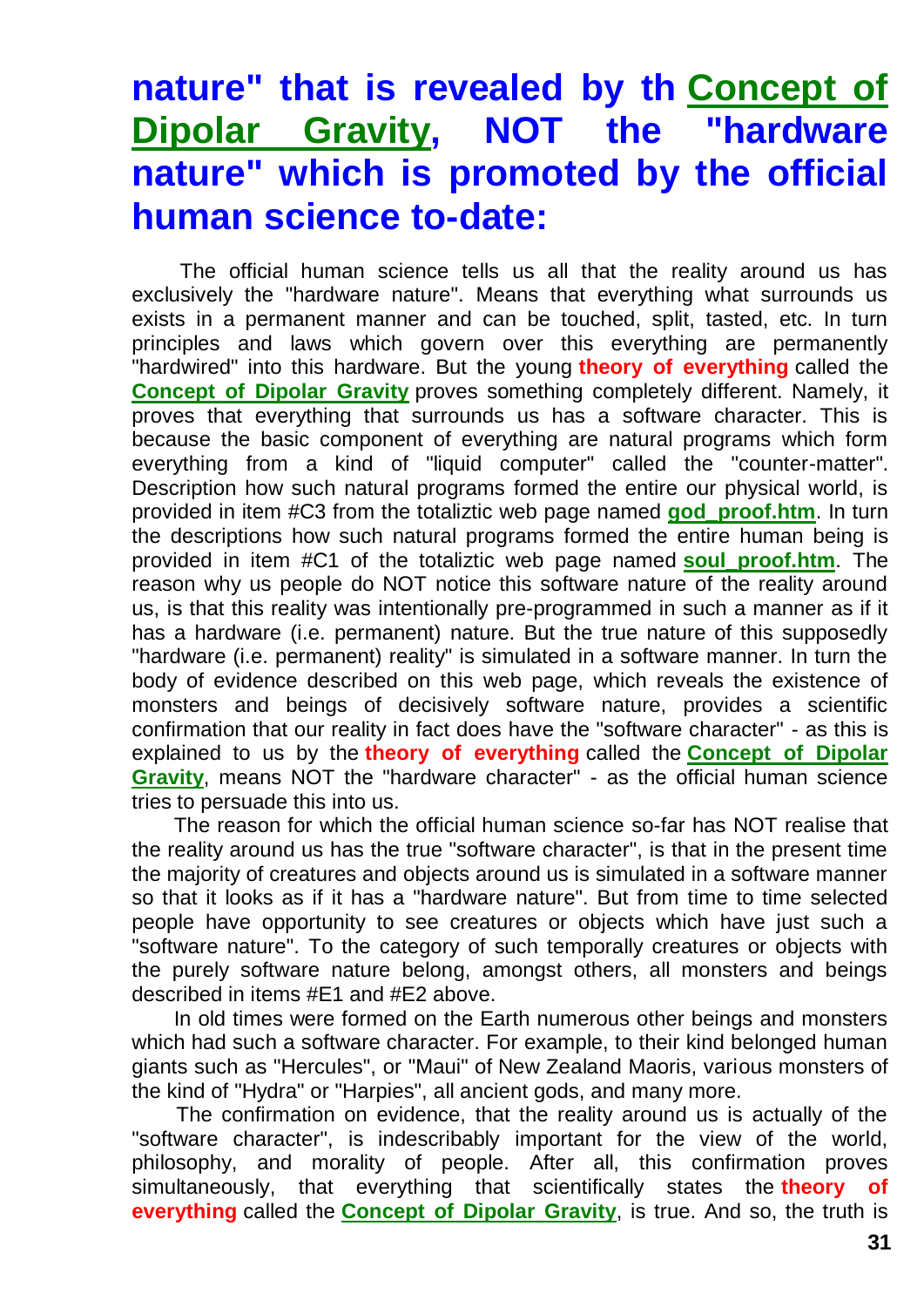## nature" that is revealed by th Concept of Dipolar Gravity, NOT the "hardware nature" which is promoted by the official human science to-date:

The official human science tells us all that the reality around us has exclusively the "hardware nature". Means that everything what surrounds us exists in a permanent manner and can be touched, split, tasted, etc. In turn principles and laws which govern over this everything are permanently "hardwired" into this hardware. But the young **theory of everything** called the **Concept of Dipolar Gravity** proves something completely different. Namely, it proves that everything that surrounds us has a software character. This is because the basic component of everything are natural programs which form everything from a kind of "liquid computer" called the "counter-matter". Description how such natural programs formed the entire our physical world, is provided in item #C3 from the totaliztic web page named **god_proof.htm**. In turn the descriptions how such natural programs formed the entire human being is provided in item #C1 of the totaliztic web page named **soul_proof.htm**. The reason why us people do NOT notice this software nature of the reality around us, is that this reality was intentionally pre-programmed in such a manner as if it has a hardware (i.e. permanent) nature. But the true nature of this supposedly "hardware (i.e. permanent) reality" is simulated in a software manner. In turn the body of evidence described on this web page, which reveals the existence of monsters and beings of decisively software nature, provides a scientific confirmation that our reality in fact does have the "software character" - as this is explained to us by the **theory of everything** called the **Concept of Dipolar Gravity**, means NOT the "hardware character" - as the official human science tries to persuade this into us.

The reason for which the official human science so-far has NOT realise that the reality around us has the true "software character", is that in the present time the majority of creatures and objects around us is simulated in a software manner so that it looks as if it has a "hardware nature". But from time to time selected people have opportunity to see creatures or objects which have just such a "software nature". To the category of such temporally creatures or objects with the purely software nature belong, amongst others, all monsters and beings described in items #E1 and #E2 above.

In old times were formed on the Earth numerous other beings and monsters which had such a software character. For example, to their kind belonged human giants such as "Hercules", or "Maui" of New Zealand Maoris, various monsters of the kind of "Hydra" or "Harpies", all ancient gods, and many more.

The confirmation on evidence, that the reality around us is actually of the "software character", is indescribably important for the view of the world, philosophy, and morality of people. After all, this confirmation proves simultaneously, that everything that scientifically states the **theory of everything** called the **Concept of Dipolar Gravity**, is true. And so, the truth is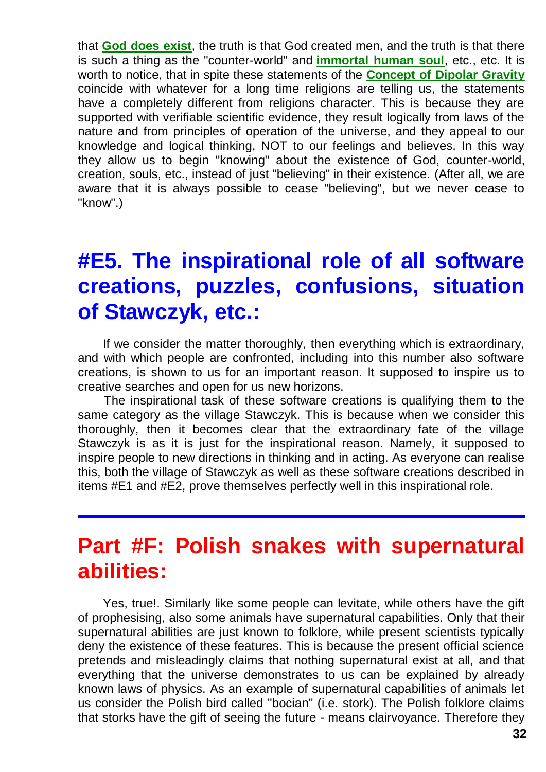that **God does exist**, the truth is that God created men, and the truth is that there is such a thing as the "counter-world" and **immortal human soul**, etc., etc. It is worth to notice, that in spite these statements of the **Concept of Dipolar Gravity** coincide with whatever for a long time religions are telling us, the statements have a completely different from religions character. This is because they are supported with verifiable scientific evidence, they result logically from laws of the nature and from principles of operation of the universe, and they appeal to our knowledge and logical thinking, NOT to our feelings and believes. In this way they allow us to begin "knowing" about the existence of God, counter-world, creation, souls, etc., instead of just "believing" in their existence. (After all, we are aware that it is always possible to cease "believing", but we never cease to "know".)

## #E5. The inspirational role of all software creations, puzzles, confusions, situation of Stawczyk, etc.:

If we consider the matter thoroughly, then everything which is extraordinary, and with which people are confronted, including into this number also software creations, is shown to us for an important reason. It supposed to inspire us to creative searches and open for us new horizons.

The inspirational task of these software creations is qualifying them to the same category as the village Stawczyk. This is because when we consider this thoroughly, then it becomes clear that the extraordinary fate of the village Stawczyk is as it is just for the inspirational reason. Namely, it supposed to inspire people to new directions in thinking and in acting. As everyone can realise this, both the village of Stawczyk as well as these software creations described in items #E1 and #E2, prove themselves perfectly well in this inspirational role.

---

# Part #F: Polish snakes with supernatural abilities:

Yes, true!. Similarly like some people can levitate, while others have the gift of prophesising, also some animals have supernatural capabilities. Only that their supernatural abilities are just known to folklore, while present scientists typically deny the existence of these features. This is because the present official science pretends and misleadingly claims that nothing supernatural exist at all, and that everything that the universe demonstrates to us can be explained by already known laws of physics. As an example of supernatural capabilities of animals let us consider the Polish bird called "bocian" (i.e. stork). The Polish folklore claims that storks have the gift of seeing the future - means clairvoyance. Therefore they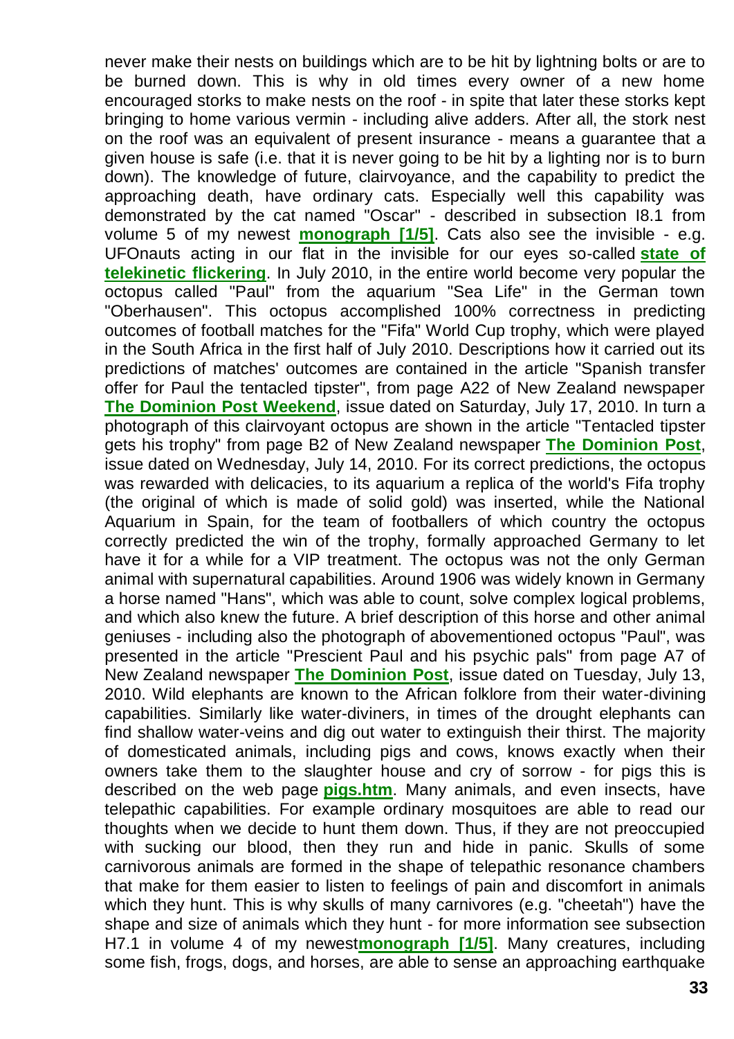never make their nests on buildings which are to be hit by lightning bolts or are to be burned down. This is why in old times every owner of a new home encouraged storks to make nests on the roof - in spite that later these storks kept bringing to home various vermin - including alive adders. After all, the stork nest on the roof was an equivalent of present insurance - means a guarantee that a given house is safe (i.e. that it is never going to be hit by a lighting nor is to burn down). The knowledge of future, clairvoyance, and the capability to predict the approaching death, have ordinary cats. Especially well this capability was demonstrated by the cat named "Oscar" - described in subsection I8.1 from volume 5 of my newest **monograph [1/5]**. Cats also see the invisible - e.g. UFOnauts acting in our flat in the invisible for our eyes so-called **state of telekinetic flickering**. In July 2010, in the entire world become very popular the octopus called "Paul" from the aquarium "Sea Life" in the German town "Oberhausen". This octopus accomplished 100% correctness in predicting outcomes of football matches for the "Fifa" World Cup trophy, which were played in the South Africa in the first half of July 2010. Descriptions how it carried out its predictions of matches' outcomes are contained in the article "Spanish transfer offer for Paul the tentacled tipster", from page A22 of New Zealand newspaper **The Dominion Post Weekend**, issue dated on Saturday, July 17, 2010. In turn a photograph of this clairvoyant octopus are shown in the article "Tentacled tipster gets his trophy" from page B2 of New Zealand newspaper **The Dominion Post**, issue dated on Wednesday, July 14, 2010. For its correct predictions, the octopus was rewarded with delicacies, to its aquarium a replica of the world's Fifa trophy (the original of which is made of solid gold) was inserted, while the National Aquarium in Spain, for the team of footballers of which country the octopus correctly predicted the win of the trophy, formally approached Germany to let have it for a while for a VIP treatment. The octopus was not the only German animal with supernatural capabilities. Around 1906 was widely known in Germany a horse named "Hans", which was able to count, solve complex logical problems, and which also knew the future. A brief description of this horse and other animal geniuses - including also the photograph of abovementioned octopus "Paul", was presented in the article "Prescient Paul and his psychic pals" from page A7 of New Zealand newspaper **The Dominion Post**, issue dated on Tuesday, July 13, 2010. Wild elephants are known to the African folklore from their water-divining capabilities. Similarly like water-diviners, in times of the drought elephants can find shallow water-veins and dig out water to extinguish their thirst. The majority of domesticated animals, including pigs and cows, knows exactly when their owners take them to the slaughter house and cry of sorrow - for pigs this is described on the web page **pigs.htm**. Many animals, and even insects, have telepathic capabilities. For example ordinary mosquitoes are able to read our thoughts when we decide to hunt them down. Thus, if they are not preoccupied with sucking our blood, then they run and hide in panic. Skulls of some carnivorous animals are formed in the shape of telepathic resonance chambers that make for them easier to listen to feelings of pain and discomfort in animals which they hunt. This is why skulls of many carnivores (e.g. "cheetah") have the shape and size of animals which they hunt - for more information see subsection H7.1 in volume 4 of my newest**monograph [1/5]**. Many creatures, including some fish, frogs, dogs, and horses, are able to sense an approaching earthquake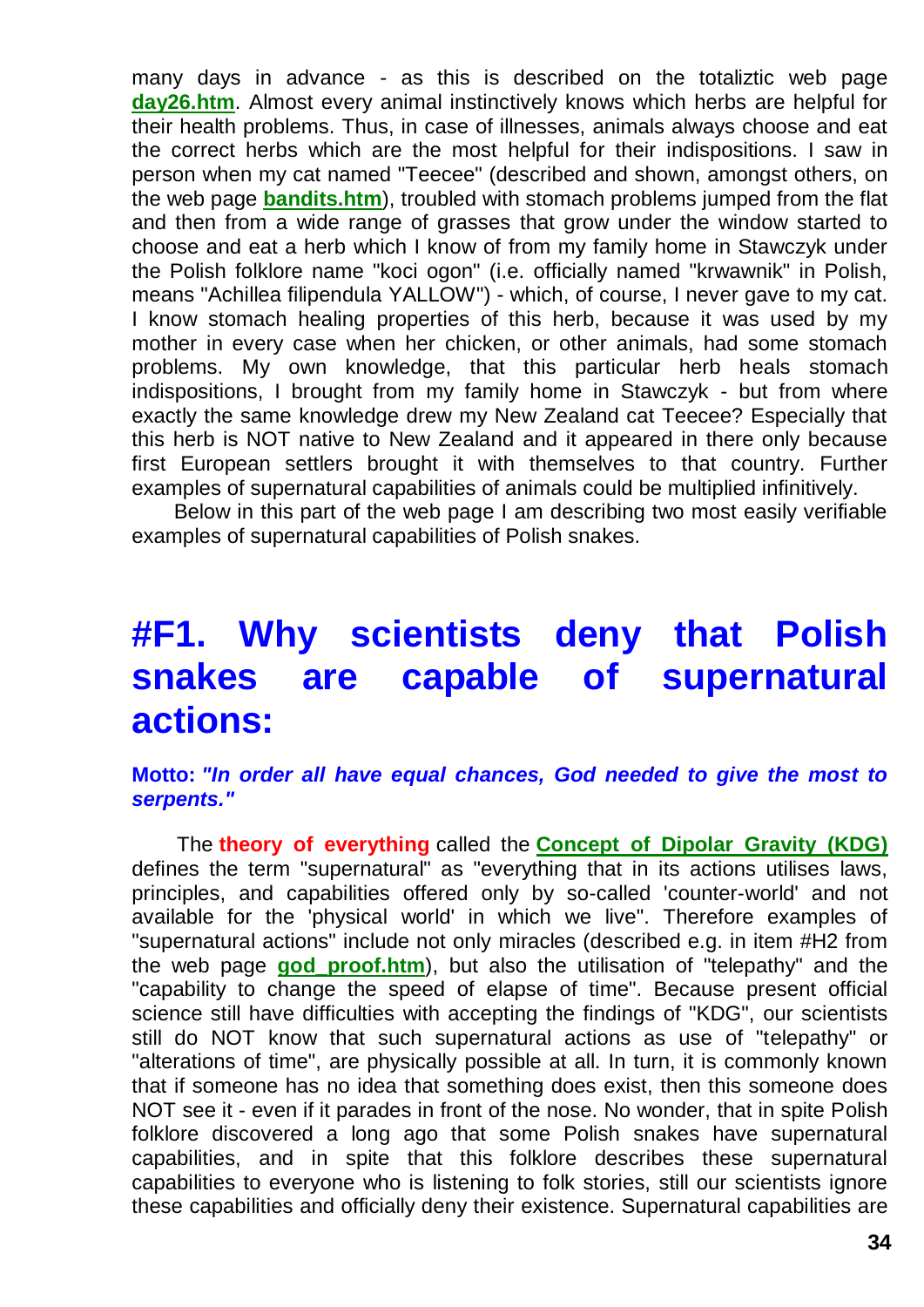many days in advance - as this is described on the totaliztic web page **day26.htm**. Almost every animal instinctively knows which herbs are helpful for their health problems. Thus, in case of illnesses, animals always choose and eat the correct herbs which are the most helpful for their indispositions. I saw in person when my cat named "Teecee" (described and shown, amongst others, on the web page **bandits.htm**), troubled with stomach problems jumped from the flat and then from a wide range of grasses that grow under the window started to choose and eat a herb which I know of from my family home in Stawczyk under the Polish folklore name "koci ogon" (i.e. officially named "krwawnik" in Polish, means "Achillea filipendula YALLOW") - which, of course, I never gave to my cat. I know stomach healing properties of this herb, because it was used by my mother in every case when her chicken, or other animals, had some stomach problems. My own knowledge, that this particular herb heals stomach indispositions, I brought from my family home in Stawczyk - but from where exactly the same knowledge drew my New Zealand cat Teecee? Especially that this herb is NOT native to New Zealand and it appeared in there only because first European settlers brought it with themselves to that country. Further examples of supernatural capabilities of animals could be multiplied infinitively.

Below in this part of the web page I am describing two most easily verifiable examples of supernatural capabilities of Polish snakes.

# #F1. Why scientists deny that Polish snakes are capable of supernatural actions:

**Motto:** ***"In order all have equal chances, God needed to give the most to serpents."***

The **theory of everything** called the **Concept of Dipolar Gravity (KDG)** defines the term "supernatural" as "everything that in its actions utilises laws, principles, and capabilities offered only by so-called 'counter-world' and not available for the 'physical world' in which we live". Therefore examples of "supernatural actions" include not only miracles (described e.g. in item #H2 from the web page **god_proof.htm**), but also the utilisation of "telepathy" and the "capability to change the speed of elapse of time". Because present official science still have difficulties with accepting the findings of "KDG", our scientists still do NOT know that such supernatural actions as use of "telepathy" or "alterations of time", are physically possible at all. In turn, it is commonly known that if someone has no idea that something does exist, then this someone does NOT see it - even if it parades in front of the nose. No wonder, that in spite Polish folklore discovered a long ago that some Polish snakes have supernatural capabilities, and in spite that this folklore describes these supernatural capabilities to everyone who is listening to folk stories, still our scientists ignore these capabilities and officially deny their existence. Supernatural capabilities are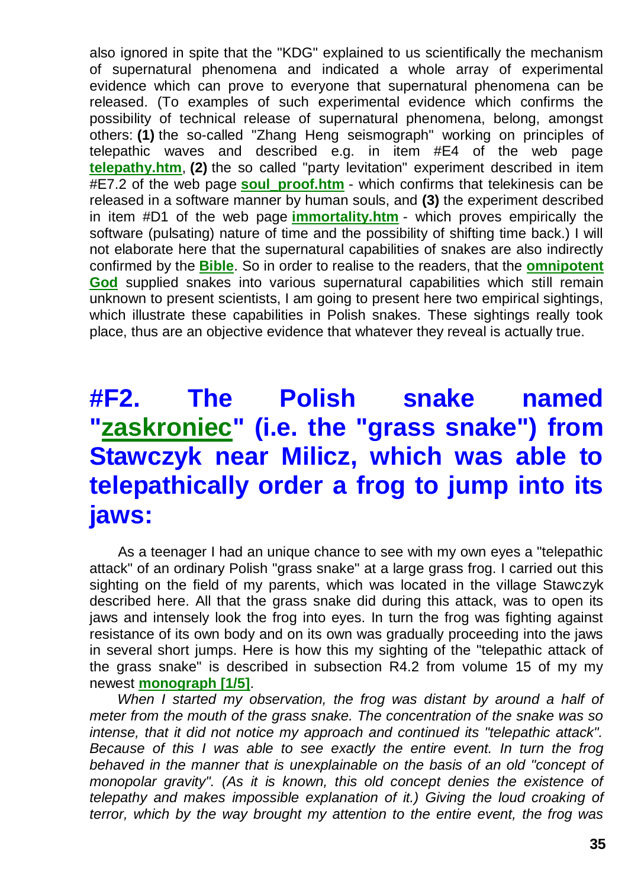also ignored in spite that the "KDG" explained to us scientifically the mechanism of supernatural phenomena and indicated a whole array of experimental evidence which can prove to everyone that supernatural phenomena can be released. (To examples of such experimental evidence which confirms the possibility of technical release of supernatural phenomena, belong, amongst others: **(1)** the so-called "Zhang Heng seismograph" working on principles of telepathic waves and described e.g. in item #E4 of the web page **telepathy.htm**, **(2)** the so called "party levitation" experiment described in item #E7.2 of the web page **soul_proof.htm** - which confirms that telekinesis can be released in a software manner by human souls, and **(3)** the experiment described in item #D1 of the web page **immortality.htm** - which proves empirically the software (pulsating) nature of time and the possibility of shifting time back.) I will not elaborate here that the supernatural capabilities of snakes are also indirectly confirmed by the **Bible**. So in order to realise to the readers, that the **omnipotent God** supplied snakes into various supernatural capabilities which still remain unknown to present scientists, I am going to present here two empirical sightings, which illustrate these capabilities in Polish snakes. These sightings really took place, thus are an objective evidence that whatever they reveal is actually true.

# #F2. The Polish snake named "zaskroniec" (i.e. the "grass snake") from Stawczyk near Milicz, which was able to telepathically order a frog to jump into its jaws:

As a teenager I had an unique chance to see with my own eyes a "telepathic attack" of an ordinary Polish "grass snake" at a large grass frog. I carried out this sighting on the field of my parents, which was located in the village Stawczyk described here. All that the grass snake did during this attack, was to open its jaws and intensely look the frog into eyes. In turn the frog was fighting against resistance of its own body and on its own was gradually proceeding into the jaws in several short jumps. Here is how this my sighting of the "telepathic attack of the grass snake" is described in subsection R4.2 from volume 15 of my my newest **monograph [1/5]**.

*When I started my observation, the frog was distant by around a half of meter from the mouth of the grass snake. The concentration of the snake was so intense, that it did not notice my approach and continued its "telepathic attack". Because of this I was able to see exactly the entire event. In turn the frog behaved in the manner that is unexplainable on the basis of an old "concept of monopolar gravity". (As it is known, this old concept denies the existence of telepathy and makes impossible explanation of it.) Giving the loud croaking of terror, which by the way brought my attention to the entire event, the frog was*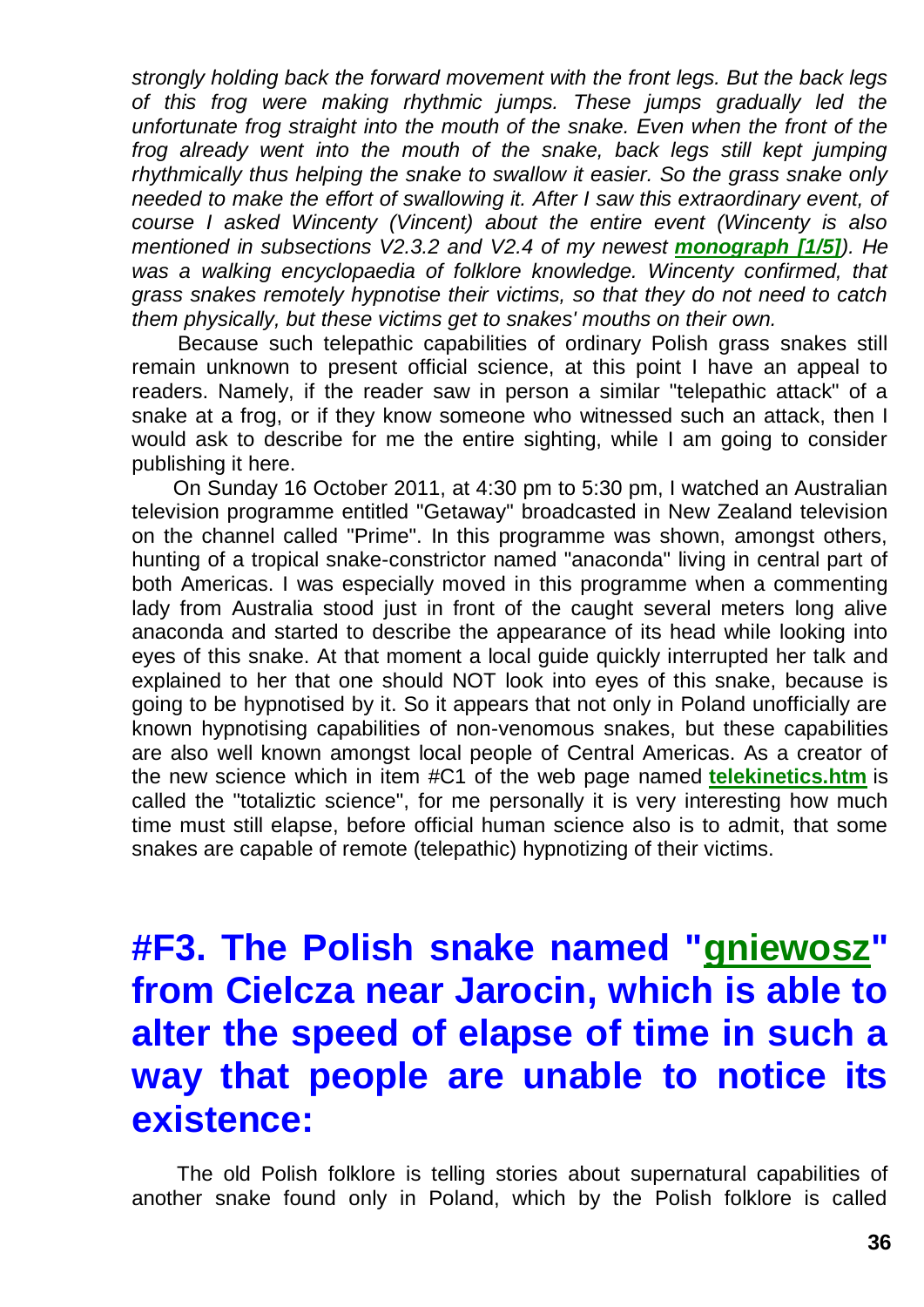*strongly holding back the forward movement with the front legs. But the back legs of this frog were making rhythmic jumps. These jumps gradually led the unfortunate frog straight into the mouth of the snake. Even when the front of the frog already went into the mouth of the snake, back legs still kept jumping rhythmically thus helping the snake to swallow it easier. So the grass snake only needed to make the effort of swallowing it. After I saw this extraordinary event, of course I asked Wincenty (Vincent) about the entire event (Wincenty is also mentioned in subsections V2.3.2 and V2.4 of my newest **monograph [1/5]**). He was a walking encyclopaedia of folklore knowledge. Wincenty confirmed, that grass snakes remotely hypnotise their victims, so that they do not need to catch them physically, but these victims get to snakes' mouths on their own.*

Because such telepathic capabilities of ordinary Polish grass snakes still remain unknown to present official science, at this point I have an appeal to readers. Namely, if the reader saw in person a similar "telepathic attack" of a snake at a frog, or if they know someone who witnessed such an attack, then I would ask to describe for me the entire sighting, while I am going to consider publishing it here.

On Sunday 16 October 2011, at 4:30 pm to 5:30 pm, I watched an Australian television programme entitled "Getaway" broadcasted in New Zealand television on the channel called "Prime". In this programme was shown, amongst others, hunting of a tropical snake-constrictor named "anaconda" living in central part of both Americas. I was especially moved in this programme when a commenting lady from Australia stood just in front of the caught several meters long alive anaconda and started to describe the appearance of its head while looking into eyes of this snake. At that moment a local guide quickly interrupted her talk and explained to her that one should NOT look into eyes of this snake, because is going to be hypnotised by it. So it appears that not only in Poland unofficially are known hypnotising capabilities of non-venomous snakes, but these capabilities are also well known amongst local people of Central Americas. As a creator of the new science which in item #C1 of the web page named **telekinetics.htm** is called the "totaliztic science", for me personally it is very interesting how much time must still elapse, before official human science also is to admit, that some snakes are capable of remote (telepathic) hypnotizing of their victims.

# #F3. The Polish snake named "gniewosz" from Cielcza near Jarocin, which is able to alter the speed of elapse of time in such a way that people are unable to notice its existence:

The old Polish folklore is telling stories about supernatural capabilities of another snake found only in Poland, which by the Polish folklore is called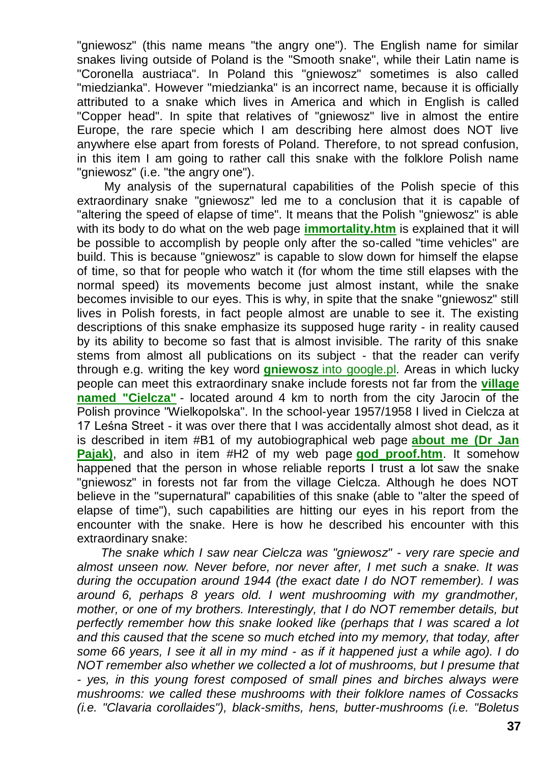"gniewosz" (this name means "the angry one"). The English name for similar snakes living outside of Poland is the "Smooth snake", while their Latin name is "Coronella austriaca". In Poland this "gniewosz" sometimes is also called "miedzianka". However "miedzianka" is an incorrect name, because it is officially attributed to a snake which lives in America and which in English is called "Copper head". In spite that relatives of "gniewosz" live in almost the entire Europe, the rare specie which I am describing here almost does NOT live anywhere else apart from forests of Poland. Therefore, to not spread confusion, in this item I am going to rather call this snake with the folklore Polish name "gniewosz" (i.e. "the angry one").

My analysis of the supernatural capabilities of the Polish specie of this extraordinary snake "gniewosz" led me to a conclusion that it is capable of "altering the speed of elapse of time". It means that the Polish "gniewosz" is able with its body to do what on the web page **immortality.htm** is explained that it will be possible to accomplish by people only after the so-called "time vehicles" are build. This is because "gniewosz" is capable to slow down for himself the elapse of time, so that for people who watch it (for whom the time still elapses with the normal speed) its movements become just almost instant, while the snake becomes invisible to our eyes. This is why, in spite that the snake "gniewosz" still lives in Polish forests, in fact people almost are unable to see it. The existing descriptions of this snake emphasize its supposed huge rarity - in reality caused by its ability to become so fast that is almost invisible. The rarity of this snake stems from almost all publications on its subject - that the reader can verify through e.g. writing the key word **gniewosz** into google.pl. Areas in which lucky people can meet this extraordinary snake include forests not far from the **village named "Cielcza"** - located around 4 km to north from the city Jarocin of the Polish province "Wielkopolska". In the school-year 1957/1958 I lived in Cielcza at 17 Leśna Street - it was over there that I was accidentally almost shot dead, as it is described in item #B1 of my autobiographical web page **about me (Dr Jan Pajak)**, and also in item #H2 of my web page **god_proof.htm**. It somehow happened that the person in whose reliable reports I trust a lot saw the snake "gniewosz" in forests not far from the village Cielcza. Although he does NOT believe in the "supernatural" capabilities of this snake (able to "alter the speed of elapse of time"), such capabilities are hitting our eyes in his report from the encounter with the snake. Here is how he described his encounter with this extraordinary snake:

*The snake which I saw near Cielcza was "gniewosz" - very rare specie and almost unseen now. Never before, nor never after, I met such a snake. It was during the occupation around 1944 (the exact date I do NOT remember). I was around 6, perhaps 8 years old. I went mushrooming with my grandmother, mother, or one of my brothers. Interestingly, that I do NOT remember details, but perfectly remember how this snake looked like (perhaps that I was scared a lot and this caused that the scene so much etched into my memory, that today, after some 66 years, I see it all in my mind - as if it happened just a while ago). I do NOT remember also whether we collected a lot of mushrooms, but I presume that - yes, in this young forest composed of small pines and birches always were mushrooms: we called these mushrooms with their folklore names of Cossacks (i.e. "Clavaria corollaides"), black-smiths, hens, butter-mushrooms (i.e. "Boletus*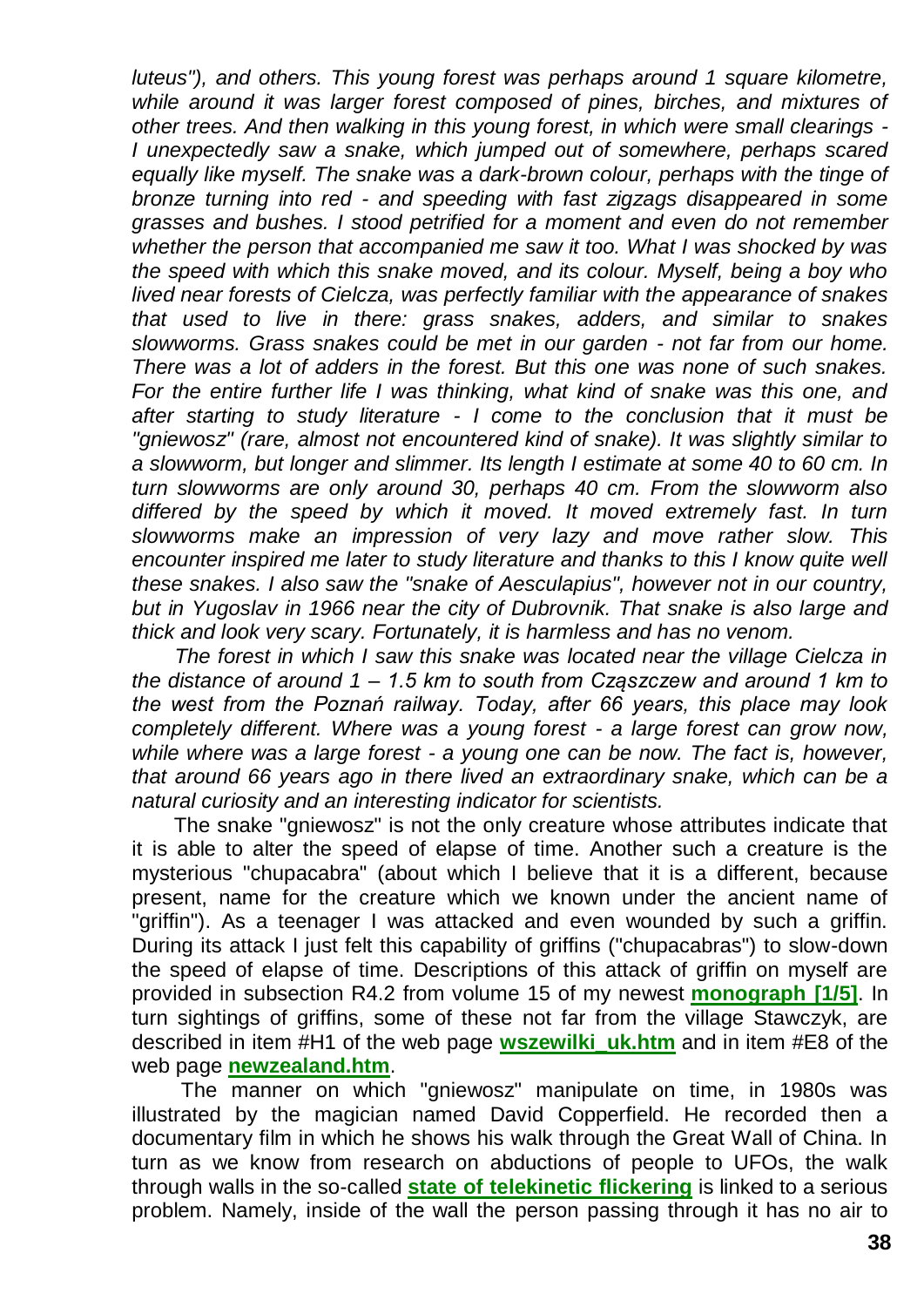*luteus"), and others. This young forest was perhaps around 1 square kilometre, while around it was larger forest composed of pines, birches, and mixtures of other trees. And then walking in this young forest, in which were small clearings - I unexpectedly saw a snake, which jumped out of somewhere, perhaps scared equally like myself. The snake was a dark-brown colour, perhaps with the tinge of bronze turning into red - and speeding with fast zigzags disappeared in some grasses and bushes. I stood petrified for a moment and even do not remember whether the person that accompanied me saw it too. What I was shocked by was the speed with which this snake moved, and its colour. Myself, being a boy who lived near forests of Cielcza, was perfectly familiar with the appearance of snakes that used to live in there: grass snakes, adders, and similar to snakes slowworms. Grass snakes could be met in our garden - not far from our home. There was a lot of adders in the forest. But this one was none of such snakes. For the entire further life I was thinking, what kind of snake was this one, and after starting to study literature - I come to the conclusion that it must be "gniewosz" (rare, almost not encountered kind of snake). It was slightly similar to a slowworm, but longer and slimmer. Its length I estimate at some 40 to 60 cm. In turn slowworms are only around 30, perhaps 40 cm. From the slowworm also differed by the speed by which it moved. It moved extremely fast. In turn slowworms make an impression of very lazy and move rather slow. This encounter inspired me later to study literature and thanks to this I know quite well these snakes. I also saw the "snake of Aesculapius", however not in our country, but in Yugoslav in 1966 near the city of Dubrovnik. That snake is also large and thick and look very scary. Fortunately, it is harmless and has no venom.*

*The forest in which I saw this snake was located near the village Cielcza in the distance of around 1 – 1.5 km to south from Cząszczew and around 1 km to the west from the Poznań railway. Today, after 66 years, this place may look completely different. Where was a young forest - a large forest can grow now, while where was a large forest - a young one can be now. The fact is, however, that around 66 years ago in there lived an extraordinary snake, which can be a natural curiosity and an interesting indicator for scientists.*

The snake "gniewosz" is not the only creature whose attributes indicate that it is able to alter the speed of elapse of time. Another such a creature is the mysterious "chupacabra" (about which I believe that it is a different, because present, name for the creature which we known under the ancient name of "griffin"). As a teenager I was attacked and even wounded by such a griffin. During its attack I just felt this capability of griffins ("chupacabras") to slow-down the speed of elapse of time. Descriptions of this attack of griffin on myself are provided in subsection R4.2 from volume 15 of my newest **monograph [1/5]**. In turn sightings of griffins, some of these not far from the village Stawczyk, are described in item #H1 of the web page **wszewilki_uk.htm** and in item #E8 of the web page **newzealand.htm**.

The manner on which "gniewosz" manipulate on time, in 1980s was illustrated by the magician named David Copperfield. He recorded then a documentary film in which he shows his walk through the Great Wall of China. In turn as we know from research on abductions of people to UFOs, the walk through walls in the so-called **state of telekinetic flickering** is linked to a serious problem. Namely, inside of the wall the person passing through it has no air to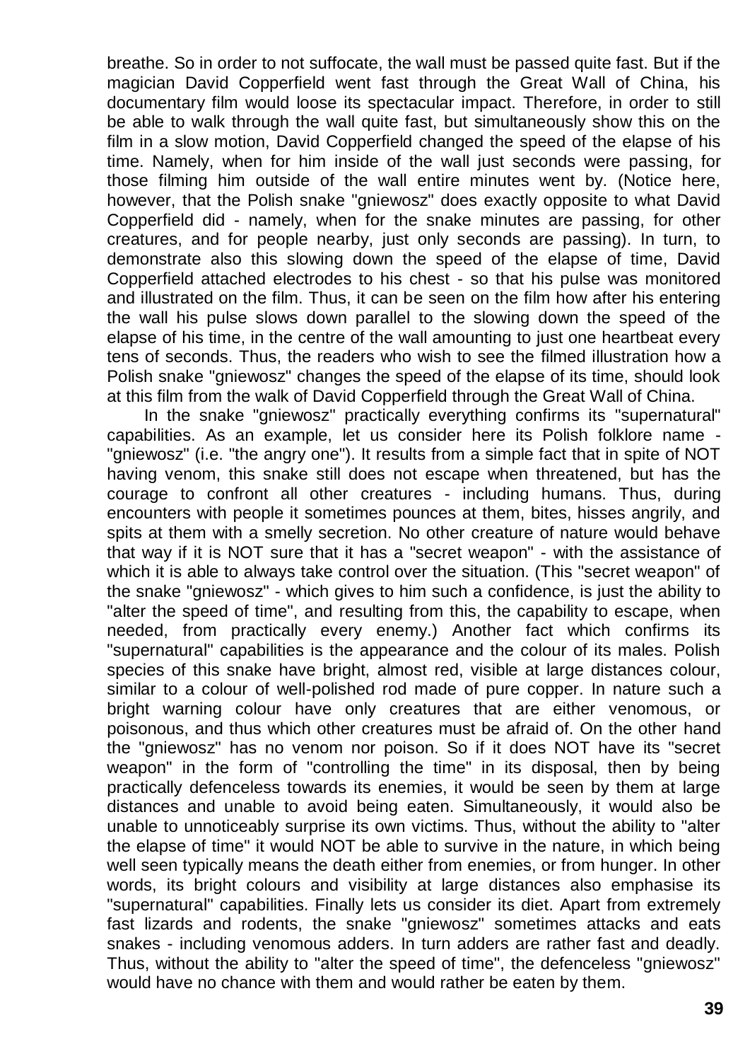breathe. So in order to not suffocate, the wall must be passed quite fast. But if the magician David Copperfield went fast through the Great Wall of China, his documentary film would loose its spectacular impact. Therefore, in order to still be able to walk through the wall quite fast, but simultaneously show this on the film in a slow motion, David Copperfield changed the speed of the elapse of his time. Namely, when for him inside of the wall just seconds were passing, for those filming him outside of the wall entire minutes went by. (Notice here, however, that the Polish snake "gniewosz" does exactly opposite to what David Copperfield did - namely, when for the snake minutes are passing, for other creatures, and for people nearby, just only seconds are passing). In turn, to demonstrate also this slowing down the speed of the elapse of time, David Copperfield attached electrodes to his chest - so that his pulse was monitored and illustrated on the film. Thus, it can be seen on the film how after his entering the wall his pulse slows down parallel to the slowing down the speed of the elapse of his time, in the centre of the wall amounting to just one heartbeat every tens of seconds. Thus, the readers who wish to see the filmed illustration how a Polish snake "gniewosz" changes the speed of the elapse of its time, should look at this film from the walk of David Copperfield through the Great Wall of China.

In the snake "gniewosz" practically everything confirms its "supernatural" capabilities. As an example, let us consider here its Polish folklore name - "gniewosz" (i.e. "the angry one"). It results from a simple fact that in spite of NOT having venom, this snake still does not escape when threatened, but has the courage to confront all other creatures - including humans. Thus, during encounters with people it sometimes pounces at them, bites, hisses angrily, and spits at them with a smelly secretion. No other creature of nature would behave that way if it is NOT sure that it has a "secret weapon" - with the assistance of which it is able to always take control over the situation. (This "secret weapon" of the snake "gniewosz" - which gives to him such a confidence, is just the ability to "alter the speed of time", and resulting from this, the capability to escape, when needed, from practically every enemy.) Another fact which confirms its "supernatural" capabilities is the appearance and the colour of its males. Polish species of this snake have bright, almost red, visible at large distances colour, similar to a colour of well-polished rod made of pure copper. In nature such a bright warning colour have only creatures that are either venomous, or poisonous, and thus which other creatures must be afraid of. On the other hand the "gniewosz" has no venom nor poison. So if it does NOT have its "secret weapon" in the form of "controlling the time" in its disposal, then by being practically defenceless towards its enemies, it would be seen by them at large distances and unable to avoid being eaten. Simultaneously, it would also be unable to unnoticeably surprise its own victims. Thus, without the ability to "alter the elapse of time" it would NOT be able to survive in the nature, in which being well seen typically means the death either from enemies, or from hunger. In other words, its bright colours and visibility at large distances also emphasise its "supernatural" capabilities. Finally lets us consider its diet. Apart from extremely fast lizards and rodents, the snake "gniewosz" sometimes attacks and eats snakes - including venomous adders. In turn adders are rather fast and deadly. Thus, without the ability to "alter the speed of time", the defenceless "gniewosz" would have no chance with them and would rather be eaten by them.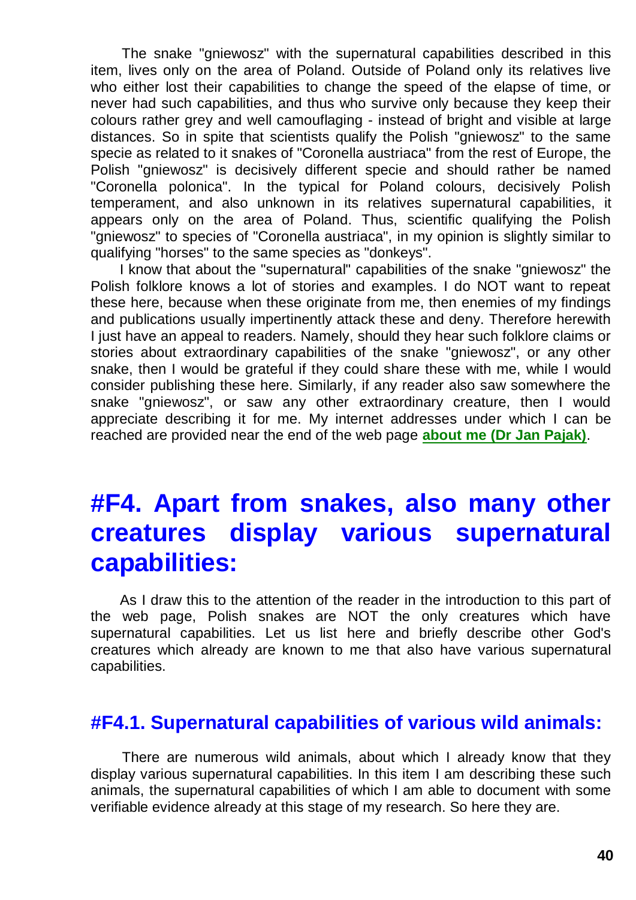The snake "gniewosz" with the supernatural capabilities described in this item, lives only on the area of Poland. Outside of Poland only its relatives live who either lost their capabilities to change the speed of the elapse of time, or never had such capabilities, and thus who survive only because they keep their colours rather grey and well camouflaging - instead of bright and visible at large distances. So in spite that scientists qualify the Polish "gniewosz" to the same specie as related to it snakes of "Coronella austriaca" from the rest of Europe, the Polish "gniewosz" is decisively different specie and should rather be named "Coronella polonica". In the typical for Poland colours, decisively Polish temperament, and also unknown in its relatives supernatural capabilities, it appears only on the area of Poland. Thus, scientific qualifying the Polish "gniewosz" to species of "Coronella austriaca", in my opinion is slightly similar to qualifying "horses" to the same species as "donkeys".

I know that about the "supernatural" capabilities of the snake "gniewosz" the Polish folklore knows a lot of stories and examples. I do NOT want to repeat these here, because when these originate from me, then enemies of my findings and publications usually impertinently attack these and deny. Therefore herewith I just have an appeal to readers. Namely, should they hear such folklore claims or stories about extraordinary capabilities of the snake "gniewosz", or any other snake, then I would be grateful if they could share these with me, while I would consider publishing these here. Similarly, if any reader also saw somewhere the snake "gniewosz", or saw any other extraordinary creature, then I would appreciate describing it for me. My internet addresses under which I can be reached are provided near the end of the web page **about me (Dr Jan Pajak)**.

# #F4. Apart from snakes, also many other creatures display various supernatural capabilities:

As I draw this to the attention of the reader in the introduction to this part of the web page, Polish snakes are NOT the only creatures which have supernatural capabilities. Let us list here and briefly describe other God's creatures which already are known to me that also have various supernatural capabilities.

## #F4.1. Supernatural capabilities of various wild animals:

There are numerous wild animals, about which I already know that they display various supernatural capabilities. In this item I am describing these such animals, the supernatural capabilities of which I am able to document with some verifiable evidence already at this stage of my research. So here they are.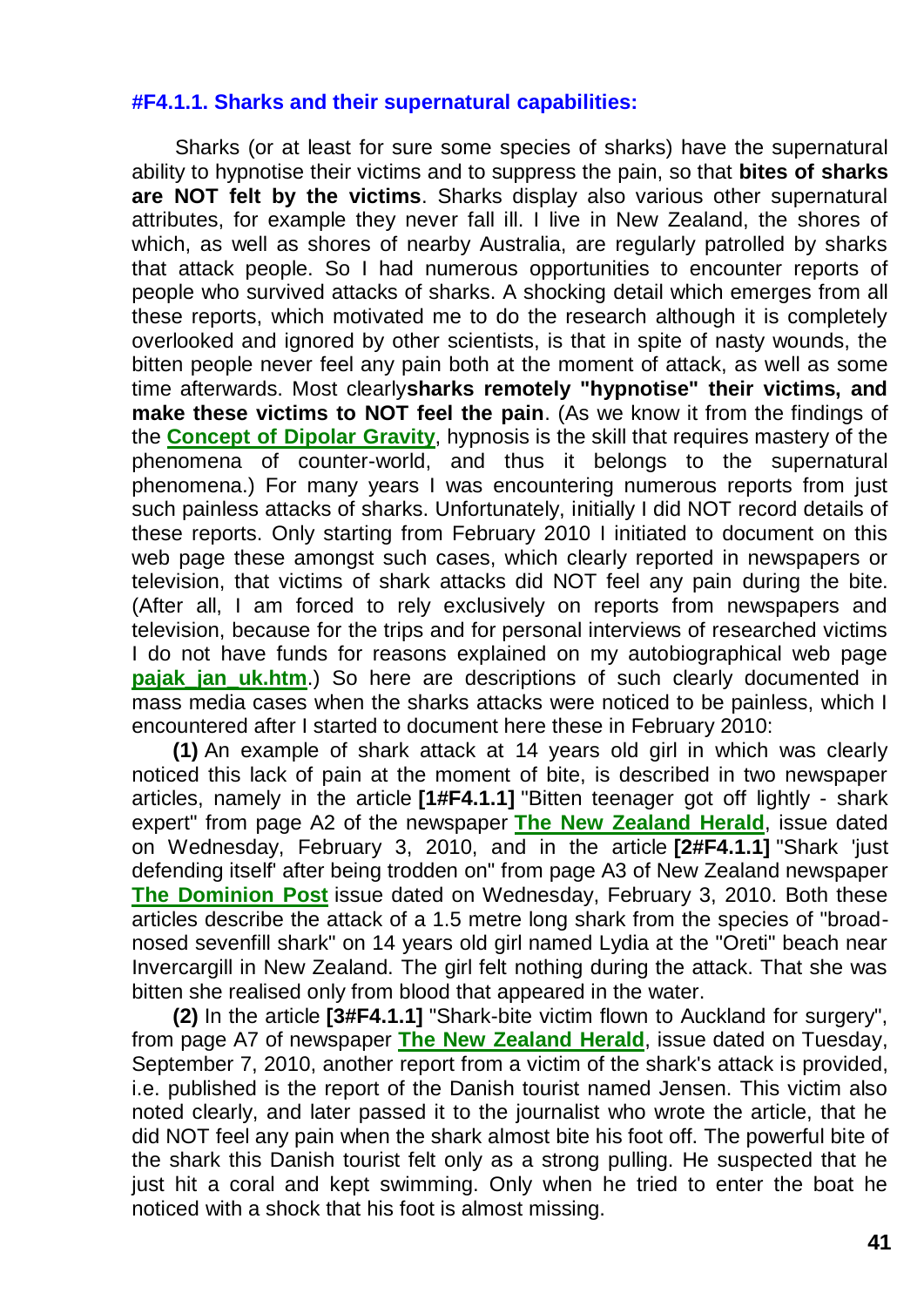### #F4.1.1. Sharks and their supernatural capabilities:

Sharks (or at least for sure some species of sharks) have the supernatural ability to hypnotise their victims and to suppress the pain, so that **bites of sharks are NOT felt by the victims**. Sharks display also various other supernatural attributes, for example they never fall ill. I live in New Zealand, the shores of which, as well as shores of nearby Australia, are regularly patrolled by sharks that attack people. So I had numerous opportunities to encounter reports of people who survived attacks of sharks. A shocking detail which emerges from all these reports, which motivated me to do the research although it is completely overlooked and ignored by other scientists, is that in spite of nasty wounds, the bitten people never feel any pain both at the moment of attack, as well as some time afterwards. Most clearly**sharks remotely "hypnotise" their victims, and make these victims to NOT feel the pain**. (As we know it from the findings of the **Concept of Dipolar Gravity**, hypnosis is the skill that requires mastery of the phenomena of counter-world, and thus it belongs to the supernatural phenomena.) For many years I was encountering numerous reports from just such painless attacks of sharks. Unfortunately, initially I did NOT record details of these reports. Only starting from February 2010 I initiated to document on this web page these amongst such cases, which clearly reported in newspapers or television, that victims of shark attacks did NOT feel any pain during the bite. (After all, I am forced to rely exclusively on reports from newspapers and television, because for the trips and for personal interviews of researched victims I do not have funds for reasons explained on my autobiographical web page **pajak_jan_uk.htm**.) So here are descriptions of such clearly documented in mass media cases when the sharks attacks were noticed to be painless, which I encountered after I started to document here these in February 2010:

**(1)** An example of shark attack at 14 years old girl in which was clearly noticed this lack of pain at the moment of bite, is described in two newspaper articles, namely in the article **[1#F4.1.1]** "Bitten teenager got off lightly - shark expert" from page A2 of the newspaper **The New Zealand Herald**, issue dated on Wednesday, February 3, 2010, and in the article **[2#F4.1.1]** "Shark 'just defending itself' after being trodden on" from page A3 of New Zealand newspaper **The Dominion Post** issue dated on Wednesday, February 3, 2010. Both these articles describe the attack of a 1.5 metre long shark from the species of "broad-nosed sevenfill shark" on 14 years old girl named Lydia at the "Oreti" beach near Invercargill in New Zealand. The girl felt nothing during the attack. That she was bitten she realised only from blood that appeared in the water.

**(2)** In the article **[3#F4.1.1]** "Shark-bite victim flown to Auckland for surgery", from page A7 of newspaper **The New Zealand Herald**, issue dated on Tuesday, September 7, 2010, another report from a victim of the shark's attack is provided, i.e. published is the report of the Danish tourist named Jensen. This victim also noted clearly, and later passed it to the journalist who wrote the article, that he did NOT feel any pain when the shark almost bite his foot off. The powerful bite of the shark this Danish tourist felt only as a strong pulling. He suspected that he just hit a coral and kept swimming. Only when he tried to enter the boat he noticed with a shock that his foot is almost missing.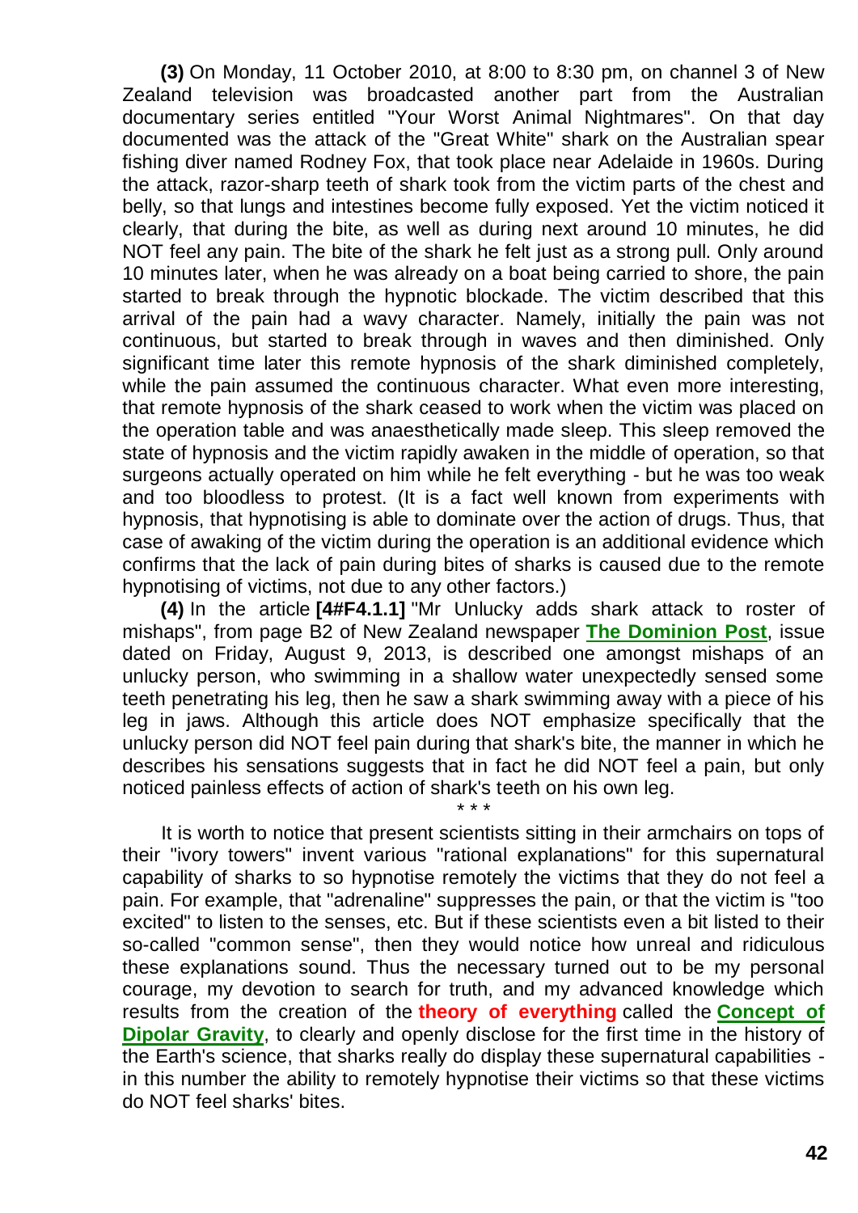**(3)** On Monday, 11 October 2010, at 8:00 to 8:30 pm, on channel 3 of New Zealand television was broadcasted another part from the Australian documentary series entitled "Your Worst Animal Nightmares". On that day documented was the attack of the "Great White" shark on the Australian spear fishing diver named Rodney Fox, that took place near Adelaide in 1960s. During the attack, razor-sharp teeth of shark took from the victim parts of the chest and belly, so that lungs and intestines become fully exposed. Yet the victim noticed it clearly, that during the bite, as well as during next around 10 minutes, he did NOT feel any pain. The bite of the shark he felt just as a strong pull. Only around 10 minutes later, when he was already on a boat being carried to shore, the pain started to break through the hypnotic blockade. The victim described that this arrival of the pain had a wavy character. Namely, initially the pain was not continuous, but started to break through in waves and then diminished. Only significant time later this remote hypnosis of the shark diminished completely, while the pain assumed the continuous character. What even more interesting, that remote hypnosis of the shark ceased to work when the victim was placed on the operation table and was anaesthetically made sleep. This sleep removed the state of hypnosis and the victim rapidly awaken in the middle of operation, so that surgeons actually operated on him while he felt everything - but he was too weak and too bloodless to protest. (It is a fact well known from experiments with hypnosis, that hypnotising is able to dominate over the action of drugs. Thus, that case of awaking of the victim during the operation is an additional evidence which confirms that the lack of pain during bites of sharks is caused due to the remote hypnotising of victims, not due to any other factors.)

**(4)** In the article **[4#F4.1.1]** "Mr Unlucky adds shark attack to roster of mishaps", from page B2 of New Zealand newspaper **The Dominion Post**, issue dated on Friday, August 9, 2013, is described one amongst mishaps of an unlucky person, who swimming in a shallow water unexpectedly sensed some teeth penetrating his leg, then he saw a shark swimming away with a piece of his leg in jaws. Although this article does NOT emphasize specifically that the unlucky person did NOT feel pain during that shark's bite, the manner in which he describes his sensations suggests that in fact he did NOT feel a pain, but only noticed painless effects of action of shark's teeth on his own leg.

\* \* \*

It is worth to notice that present scientists sitting in their armchairs on tops of their "ivory towers" invent various "rational explanations" for this supernatural capability of sharks to so hypnotise remotely the victims that they do not feel a pain. For example, that "adrenaline" suppresses the pain, or that the victim is "too excited" to listen to the senses, etc. But if these scientists even a bit listed to their so-called "common sense", then they would notice how unreal and ridiculous these explanations sound. Thus the necessary turned out to be my personal courage, my devotion to search for truth, and my advanced knowledge which results from the creation of the **theory of everything** called the **Concept of Dipolar Gravity**, to clearly and openly disclose for the first time in the history of the Earth's science, that sharks really do display these supernatural capabilities - in this number the ability to remotely hypnotise their victims so that these victims do NOT feel sharks' bites.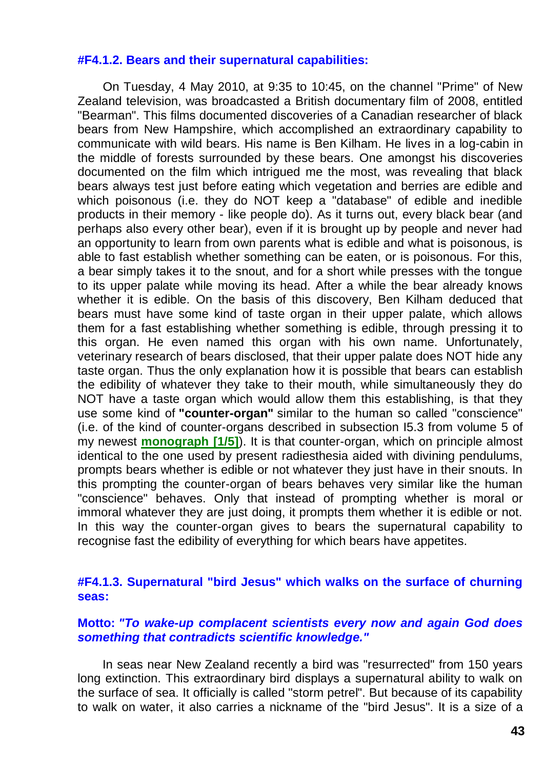#### #F4.1.2. Bears and their supernatural capabilities:

On Tuesday, 4 May 2010, at 9:35 to 10:45, on the channel "Prime" of New Zealand television, was broadcasted a British documentary film of 2008, entitled "Bearman". This films documented discoveries of a Canadian researcher of black bears from New Hampshire, which accomplished an extraordinary capability to communicate with wild bears. His name is Ben Kilham. He lives in a log-cabin in the middle of forests surrounded by these bears. One amongst his discoveries documented on the film which intrigued me the most, was revealing that black bears always test just before eating which vegetation and berries are edible and which poisonous (i.e. they do NOT keep a "database" of edible and inedible products in their memory - like people do). As it turns out, every black bear (and perhaps also every other bear), even if it is brought up by people and never had an opportunity to learn from own parents what is edible and what is poisonous, is able to fast establish whether something can be eaten, or is poisonous. For this, a bear simply takes it to the snout, and for a short while presses with the tongue to its upper palate while moving its head. After a while the bear already knows whether it is edible. On the basis of this discovery, Ben Kilham deduced that bears must have some kind of taste organ in their upper palate, which allows them for a fast establishing whether something is edible, through pressing it to this organ. He even named this organ with his own name. Unfortunately, veterinary research of bears disclosed, that their upper palate does NOT hide any taste organ. Thus the only explanation how it is possible that bears can establish the edibility of whatever they take to their mouth, while simultaneously they do NOT have a taste organ which would allow them this establishing, is that they use some kind of **"counter-organ"** similar to the human so called "conscience" (i.e. of the kind of counter-organs described in subsection I5.3 from volume 5 of my newest **monograph [1/5]**). It is that counter-organ, which on principle almost identical to the one used by present radiesthesia aided with divining pendulums, prompts bears whether is edible or not whatever they just have in their snouts. In this prompting the counter-organ of bears behaves very similar like the human "conscience" behaves. Only that instead of prompting whether is moral or immoral whatever they are just doing, it prompts them whether it is edible or not. In this way the counter-organ gives to bears the supernatural capability to recognise fast the edibility of everything for which bears have appetites.

#### #F4.1.3. Supernatural "bird Jesus" which walks on the surface of churning seas:

**Motto:** ***"To wake-up complacent scientists every now and again God does something that contradicts scientific knowledge."***

In seas near New Zealand recently a bird was "resurrected" from 150 years long extinction. This extraordinary bird displays a supernatural ability to walk on the surface of sea. It officially is called "storm petrel". But because of its capability to walk on water, it also carries a nickname of the "bird Jesus". It is a size of a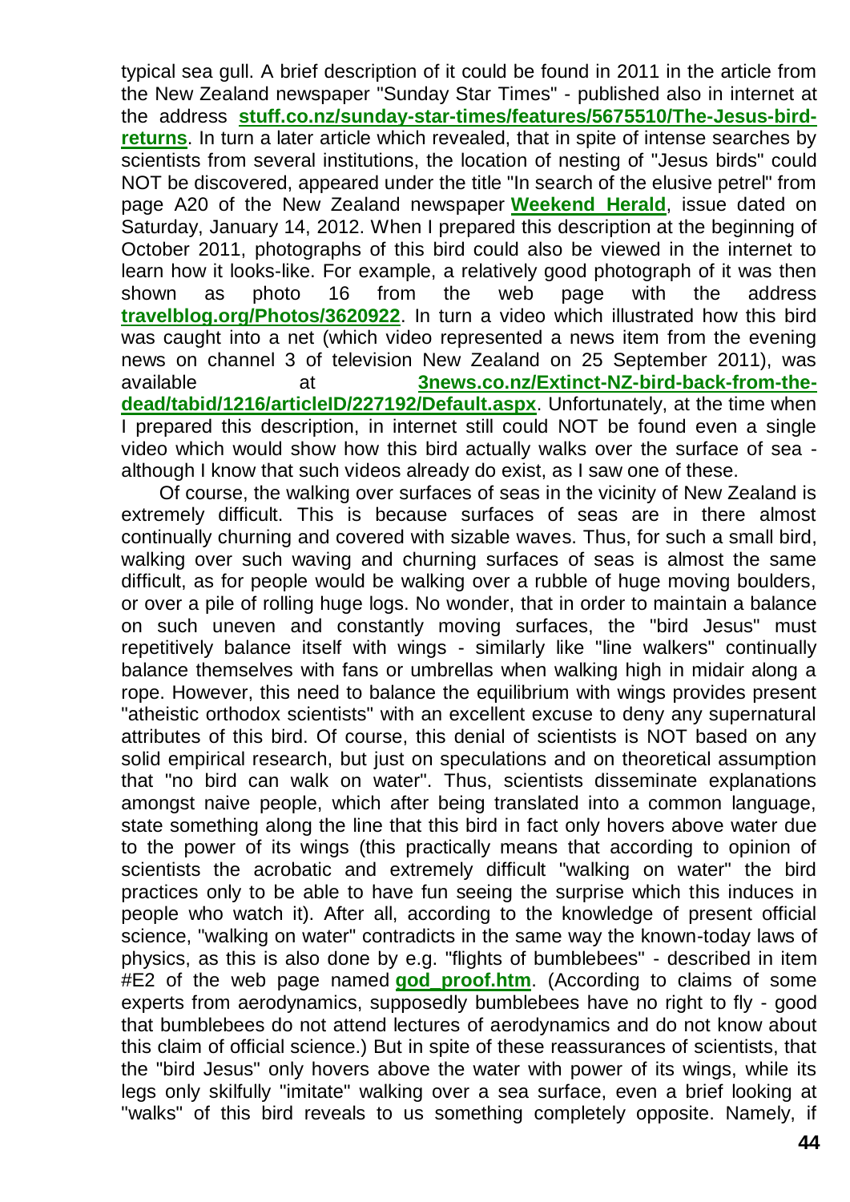typical sea gull. A brief description of it could be found in 2011 in the article from the New Zealand newspaper "Sunday Star Times" - published also in internet at the address **stuff.co.nz/sunday-star-times/features/5675510/The-Jesus-bird-returns**. In turn a later article which revealed, that in spite of intense searches by scientists from several institutions, the location of nesting of "Jesus birds" could NOT be discovered, appeared under the title "In search of the elusive petrel" from page A20 of the New Zealand newspaper **Weekend Herald**, issue dated on Saturday, January 14, 2012. When I prepared this description at the beginning of October 2011, photographs of this bird could also be viewed in the internet to learn how it looks-like. For example, a relatively good photograph of it was then shown as photo 16 from the web page with the address **travelblog.org/Photos/3620922**. In turn a video which illustrated how this bird was caught into a net (which video represented a news item from the evening news on channel 3 of television New Zealand on 25 September 2011), was available at **3news.co.nz/Extinct-NZ-bird-back-from-the-dead/tabid/1216/articleID/227192/Default.aspx**. Unfortunately, at the time when I prepared this description, in internet still could NOT be found even a single video which would show how this bird actually walks over the surface of sea - although I know that such videos already do exist, as I saw one of these.

Of course, the walking over surfaces of seas in the vicinity of New Zealand is extremely difficult. This is because surfaces of seas are in there almost continually churning and covered with sizable waves. Thus, for such a small bird, walking over such waving and churning surfaces of seas is almost the same difficult, as for people would be walking over a rubble of huge moving boulders, or over a pile of rolling huge logs. No wonder, that in order to maintain a balance on such uneven and constantly moving surfaces, the "bird Jesus" must repetitively balance itself with wings - similarly like "line walkers" continually balance themselves with fans or umbrellas when walking high in midair along a rope. However, this need to balance the equilibrium with wings provides present "atheistic orthodox scientists" with an excellent excuse to deny any supernatural attributes of this bird. Of course, this denial of scientists is NOT based on any solid empirical research, but just on speculations and on theoretical assumption that "no bird can walk on water". Thus, scientists disseminate explanations amongst naive people, which after being translated into a common language, state something along the line that this bird in fact only hovers above water due to the power of its wings (this practically means that according to opinion of scientists the acrobatic and extremely difficult "walking on water" the bird practices only to be able to have fun seeing the surprise which this induces in people who watch it). After all, according to the knowledge of present official science, "walking on water" contradicts in the same way the known-today laws of physics, as this is also done by e.g. "flights of bumblebees" - described in item #E2 of the web page named **god_proof.htm**. (According to claims of some experts from aerodynamics, supposedly bumblebees have no right to fly - good that bumblebees do not attend lectures of aerodynamics and do not know about this claim of official science.) But in spite of these reassurances of scientists, that the "bird Jesus" only hovers above the water with power of its wings, while its legs only skilfully "imitate" walking over a sea surface, even a brief looking at "walks" of this bird reveals to us something completely opposite. Namely, if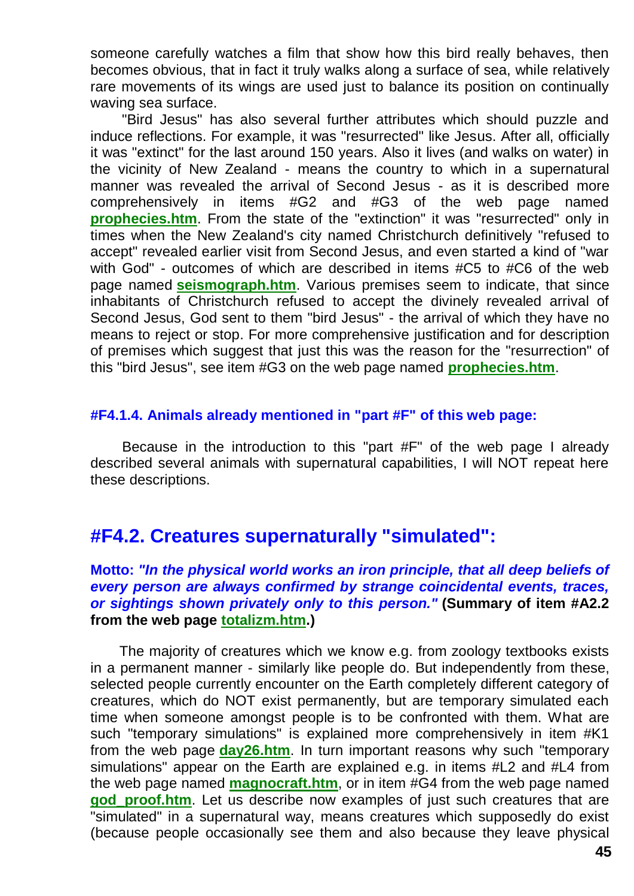someone carefully watches a film that show how this bird really behaves, then becomes obvious, that in fact it truly walks along a surface of sea, while relatively rare movements of its wings are used just to balance its position on continually waving sea surface.

"Bird Jesus" has also several further attributes which should puzzle and induce reflections. For example, it was "resurrected" like Jesus. After all, officially it was "extinct" for the last around 150 years. Also it lives (and walks on water) in the vicinity of New Zealand - means the country to which in a supernatural manner was revealed the arrival of Second Jesus - as it is described more comprehensively in items #G2 and #G3 of the web page named **prophecies.htm**. From the state of the "extinction" it was "resurrected" only in times when the New Zealand's city named Christchurch definitively "refused to accept" revealed earlier visit from Second Jesus, and even started a kind of "war with God" - outcomes of which are described in items #C5 to #C6 of the web page named **seismograph.htm**. Various premises seem to indicate, that since inhabitants of Christchurch refused to accept the divinely revealed arrival of Second Jesus, God sent to them "bird Jesus" - the arrival of which they have no means to reject or stop. For more comprehensive justification and for description of premises which suggest that just this was the reason for the "resurrection" of this "bird Jesus", see item #G3 on the web page named **prophecies.htm**.

#### #F4.1.4. Animals already mentioned in "part #F" of this web page:

Because in the introduction to this "part #F" of the web page I already described several animals with supernatural capabilities, I will NOT repeat here these descriptions.

## #F4.2. Creatures supernaturally "simulated":

**Motto:** ***"In the physical world works an iron principle, that all deep beliefs of every person are always confirmed by strange coincidental events, traces, or sightings shown privately only to this person."*** **(Summary of item #A2.2 from the web page totalizm.htm.)**

The majority of creatures which we know e.g. from zoology textbooks exists in a permanent manner - similarly like people do. But independently from these, selected people currently encounter on the Earth completely different category of creatures, which do NOT exist permanently, but are temporary simulated each time when someone amongst people is to be confronted with them. What are such "temporary simulations" is explained more comprehensively in item #K1 from the web page **day26.htm**. In turn important reasons why such "temporary simulations" appear on the Earth are explained e.g. in items #L2 and #L4 from the web page named **magnocraft.htm**, or in item #G4 from the web page named **god_proof.htm**. Let us describe now examples of just such creatures that are "simulated" in a supernatural way, means creatures which supposedly do exist (because people occasionally see them and also because they leave physical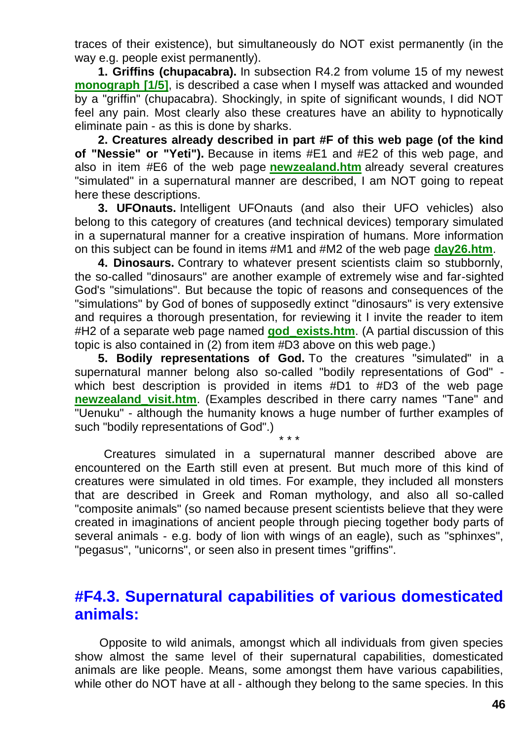traces of their existence), but simultaneously do NOT exist permanently (in the way e.g. people exist permanently).

**1. Griffins (chupacabra).** In subsection R4.2 from volume 15 of my newest **monograph [1/5]**, is described a case when I myself was attacked and wounded by a "griffin" (chupacabra). Shockingly, in spite of significant wounds, I did NOT feel any pain. Most clearly also these creatures have an ability to hypnotically eliminate pain - as this is done by sharks.

**2. Creatures already described in part #F of this web page (of the kind of "Nessie" or "Yeti").** Because in items #E1 and #E2 of this web page, and also in item #E6 of the web page **newzealand.htm** already several creatures "simulated" in a supernatural manner are described, I am NOT going to repeat here these descriptions.

**3. UFOnauts.** Intelligent UFOnauts (and also their UFO vehicles) also belong to this category of creatures (and technical devices) temporary simulated in a supernatural manner for a creative inspiration of humans. More information on this subject can be found in items #M1 and #M2 of the web page **day26.htm**.

**4. Dinosaurs.** Contrary to whatever present scientists claim so stubbornly, the so-called "dinosaurs" are another example of extremely wise and far-sighted God's "simulations". But because the topic of reasons and consequences of the "simulations" by God of bones of supposedly extinct "dinosaurs" is very extensive and requires a thorough presentation, for reviewing it I invite the reader to item #H2 of a separate web page named **god_exists.htm**. (A partial discussion of this topic is also contained in (2) from item #D3 above on this web page.)

**5. Bodily representations of God.** To the creatures "simulated" in a supernatural manner belong also so-called "bodily representations of God" - which best description is provided in items #D1 to #D3 of the web page **newzealand_visit.htm**. (Examples described in there carry names "Tane" and "Uenuku" - although the humanity knows a huge number of further examples of such "bodily representations of God".)

\* \* \*

Creatures simulated in a supernatural manner described above are encountered on the Earth still even at present. But much more of this kind of creatures were simulated in old times. For example, they included all monsters that are described in Greek and Roman mythology, and also all so-called "composite animals" (so named because present scientists believe that they were created in imaginations of ancient people through piecing together body parts of several animals - e.g. body of lion with wings of an eagle), such as "sphinxes", "pegasus", "unicorns", or seen also in present times "griffins".

## #F4.3. Supernatural capabilities of various domesticated animals:

Opposite to wild animals, amongst which all individuals from given species show almost the same level of their supernatural capabilities, domesticated animals are like people. Means, some amongst them have various capabilities, while other do NOT have at all - although they belong to the same species. In this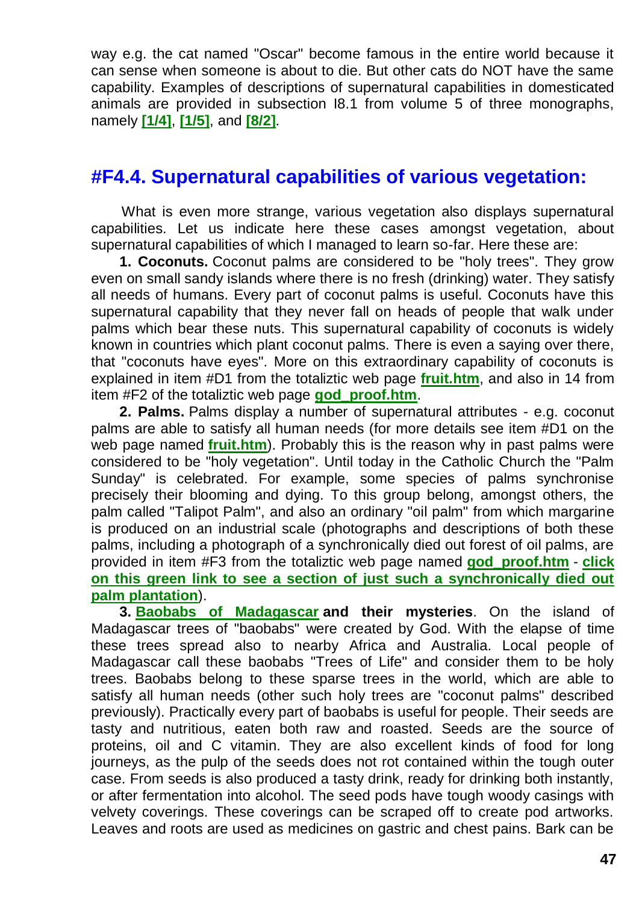way e.g. the cat named "Oscar" become famous in the entire world because it can sense when someone is about to die. But other cats do NOT have the same capability. Examples of descriptions of supernatural capabilities in domesticated animals are provided in subsection I8.1 from volume 5 of three monographs, namely **[1/4]**, **[1/5]**, and **[8/2]**.

## #F4.4. Supernatural capabilities of various vegetation:

What is even more strange, various vegetation also displays supernatural capabilities. Let us indicate here these cases amongst vegetation, about supernatural capabilities of which I managed to learn so-far. Here these are:

**1. Coconuts.** Coconut palms are considered to be "holy trees". They grow even on small sandy islands where there is no fresh (drinking) water. They satisfy all needs of humans. Every part of coconut palms is useful. Coconuts have this supernatural capability that they never fall on heads of people that walk under palms which bear these nuts. This supernatural capability of coconuts is widely known in countries which plant coconut palms. There is even a saying over there, that "coconuts have eyes". More on this extraordinary capability of coconuts is explained in item #D1 from the totaliztic web page **fruit.htm**, and also in 14 from item #F2 of the totaliztic web page **god_proof.htm**.

**2. Palms.** Palms display a number of supernatural attributes - e.g. coconut palms are able to satisfy all human needs (for more details see item #D1 on the web page named **fruit.htm**). Probably this is the reason why in past palms were considered to be "holy vegetation". Until today in the Catholic Church the "Palm Sunday" is celebrated. For example, some species of palms synchronise precisely their blooming and dying. To this group belong, amongst others, the palm called "Talipot Palm", and also an ordinary "oil palm" from which margarine is produced on an industrial scale (photographs and descriptions of both these palms, including a photograph of a synchronically died out forest of oil palms, are provided in item #F3 from the totaliztic web page named **god_proof.htm** - **click on this green link to see a section of just such a synchronically died out palm plantation**).

**3. Baobabs of Madagascar and their mysteries**. On the island of Madagascar trees of "baobabs" were created by God. With the elapse of time these trees spread also to nearby Africa and Australia. Local people of Madagascar call these baobabs "Trees of Life" and consider them to be holy trees. Baobabs belong to these sparse trees in the world, which are able to satisfy all human needs (other such holy trees are "coconut palms" described previously). Practically every part of baobabs is useful for people. Their seeds are tasty and nutritious, eaten both raw and roasted. Seeds are the source of proteins, oil and C vitamin. They are also excellent kinds of food for long journeys, as the pulp of the seeds does not rot contained within the tough outer case. From seeds is also produced a tasty drink, ready for drinking both instantly, or after fermentation into alcohol. The seed pods have tough woody casings with velvety coverings. These coverings can be scraped off to create pod artworks. Leaves and roots are used as medicines on gastric and chest pains. Bark can be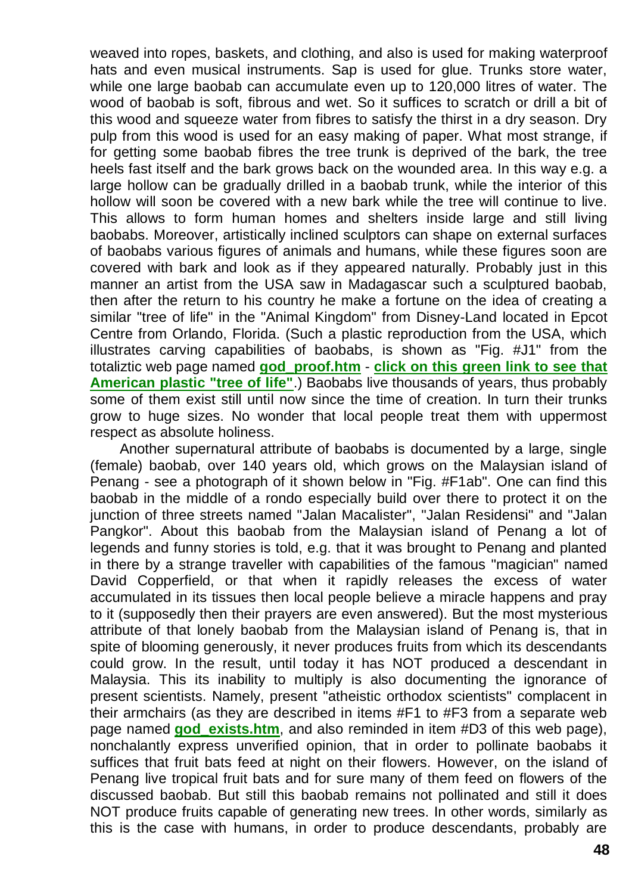weaved into ropes, baskets, and clothing, and also is used for making waterproof hats and even musical instruments. Sap is used for glue. Trunks store water, while one large baobab can accumulate even up to 120,000 litres of water. The wood of baobab is soft, fibrous and wet. So it suffices to scratch or drill a bit of this wood and squeeze water from fibres to satisfy the thirst in a dry season. Dry pulp from this wood is used for an easy making of paper. What most strange, if for getting some baobab fibres the tree trunk is deprived of the bark, the tree heels fast itself and the bark grows back on the wounded area. In this way e.g. a large hollow can be gradually drilled in a baobab trunk, while the interior of this hollow will soon be covered with a new bark while the tree will continue to live. This allows to form human homes and shelters inside large and still living baobabs. Moreover, artistically inclined sculptors can shape on external surfaces of baobabs various figures of animals and humans, while these figures soon are covered with bark and look as if they appeared naturally. Probably just in this manner an artist from the USA saw in Madagascar such a sculptured baobab, then after the return to his country he make a fortune on the idea of creating a similar "tree of life" in the "Animal Kingdom" from Disney-Land located in Epcot Centre from Orlando, Florida. (Such a plastic reproduction from the USA, which illustrates carving capabilities of baobabs, is shown as "Fig. #J1" from the totaliztic web page named **god_proof.htm** - **click on this green link to see that American plastic "tree of life"**.) Baobabs live thousands of years, thus probably some of them exist still until now since the time of creation. In turn their trunks grow to huge sizes. No wonder that local people treat them with uppermost respect as absolute holiness.

Another supernatural attribute of baobabs is documented by a large, single (female) baobab, over 140 years old, which grows on the Malaysian island of Penang - see a photograph of it shown below in "Fig. #F1ab". One can find this baobab in the middle of a rondo especially build over there to protect it on the junction of three streets named "Jalan Macalister", "Jalan Residensi" and "Jalan Pangkor". About this baobab from the Malaysian island of Penang a lot of legends and funny stories is told, e.g. that it was brought to Penang and planted in there by a strange traveller with capabilities of the famous "magician" named David Copperfield, or that when it rapidly releases the excess of water accumulated in its tissues then local people believe a miracle happens and pray to it (supposedly then their prayers are even answered). But the most mysterious attribute of that lonely baobab from the Malaysian island of Penang is, that in spite of blooming generously, it never produces fruits from which its descendants could grow. In the result, until today it has NOT produced a descendant in Malaysia. This its inability to multiply is also documenting the ignorance of present scientists. Namely, present "atheistic orthodox scientists" complacent in their armchairs (as they are described in items #F1 to #F3 from a separate web page named **god_exists.htm**, and also reminded in item #D3 of this web page), nonchalantly express unverified opinion, that in order to pollinate baobabs it suffices that fruit bats feed at night on their flowers. However, on the island of Penang live tropical fruit bats and for sure many of them feed on flowers of the discussed baobab. But still this baobab remains not pollinated and still it does NOT produce fruits capable of generating new trees. In other words, similarly as this is the case with humans, in order to produce descendants, probably are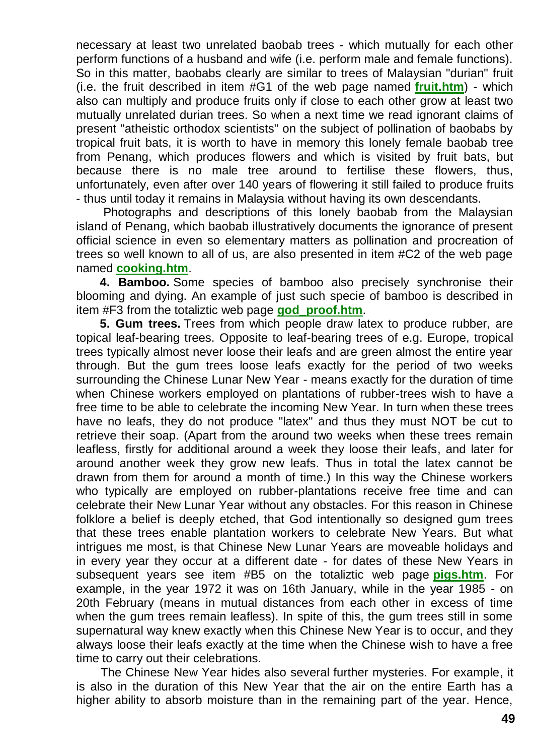necessary at least two unrelated baobab trees - which mutually for each other perform functions of a husband and wife (i.e. perform male and female functions). So in this matter, baobabs clearly are similar to trees of Malaysian "durian" fruit (i.e. the fruit described in item #G1 of the web page named **fruit.htm**) - which also can multiply and produce fruits only if close to each other grow at least two mutually unrelated durian trees. So when a next time we read ignorant claims of present "atheistic orthodox scientists" on the subject of pollination of baobabs by tropical fruit bats, it is worth to have in memory this lonely female baobab tree from Penang, which produces flowers and which is visited by fruit bats, but because there is no male tree around to fertilise these flowers, thus, unfortunately, even after over 140 years of flowering it still failed to produce fruits - thus until today it remains in Malaysia without having its own descendants.

Photographs and descriptions of this lonely baobab from the Malaysian island of Penang, which baobab illustratively documents the ignorance of present official science in even so elementary matters as pollination and procreation of trees so well known to all of us, are also presented in item #C2 of the web page named **cooking.htm**.

**4. Bamboo.** Some species of bamboo also precisely synchronise their blooming and dying. An example of just such specie of bamboo is described in item #F3 from the totaliztic web page **god_proof.htm**.

**5. Gum trees.** Trees from which people draw latex to produce rubber, are topical leaf-bearing trees. Opposite to leaf-bearing trees of e.g. Europe, tropical trees typically almost never loose their leafs and are green almost the entire year through. But the gum trees loose leafs exactly for the period of two weeks surrounding the Chinese Lunar New Year - means exactly for the duration of time when Chinese workers employed on plantations of rubber-trees wish to have a free time to be able to celebrate the incoming New Year. In turn when these trees have no leafs, they do not produce "latex" and thus they must NOT be cut to retrieve their soap. (Apart from the around two weeks when these trees remain leafless, firstly for additional around a week they loose their leafs, and later for around another week they grow new leafs. Thus in total the latex cannot be drawn from them for around a month of time.) In this way the Chinese workers who typically are employed on rubber-plantations receive free time and can celebrate their New Lunar Year without any obstacles. For this reason in Chinese folklore a belief is deeply etched, that God intentionally so designed gum trees that these trees enable plantation workers to celebrate New Years. But what intrigues me most, is that Chinese New Lunar Years are moveable holidays and in every year they occur at a different date - for dates of these New Years in subsequent years see item #B5 on the totaliztic web page **pigs.htm**. For example, in the year 1972 it was on 16th January, while in the year 1985 - on 20th February (means in mutual distances from each other in excess of time when the gum trees remain leafless). In spite of this, the gum trees still in some supernatural way knew exactly when this Chinese New Year is to occur, and they always loose their leafs exactly at the time when the Chinese wish to have a free time to carry out their celebrations.

The Chinese New Year hides also several further mysteries. For example, it is also in the duration of this New Year that the air on the entire Earth has a higher ability to absorb moisture than in the remaining part of the year. Hence,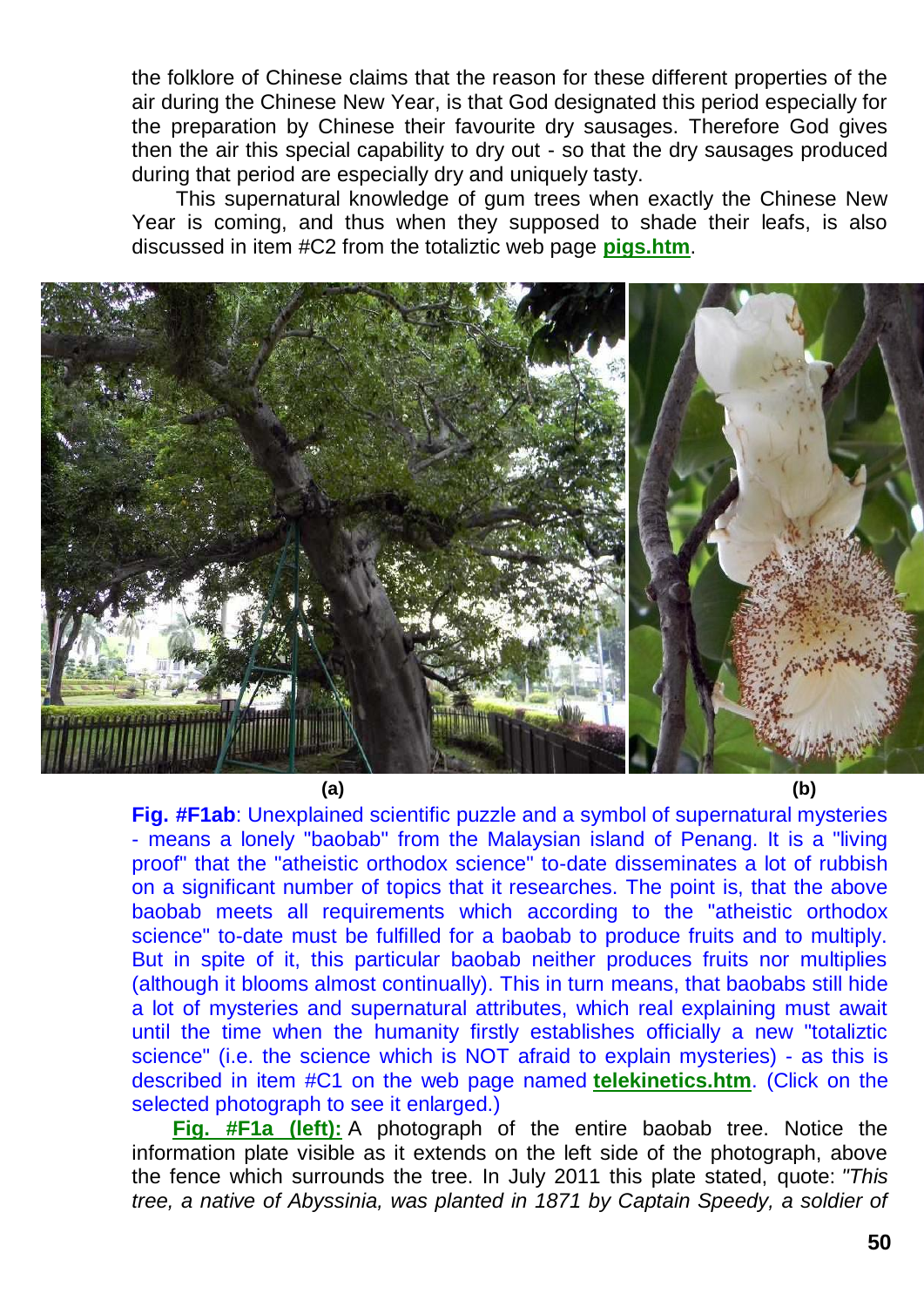the folklore of Chinese claims that the reason for these different properties of the air during the Chinese New Year, is that God designated this period especially for the preparation by Chinese their favourite dry sausages. Therefore God gives then the air this special capability to dry out - so that the dry sausages produced during that period are especially dry and uniquely tasty.

This supernatural knowledge of gum trees when exactly the Chinese New Year is coming, and thus when they supposed to shade their leafs, is also discussed in item #C2 from the totaliztic web page **pigs.htm**.

(a) (b)

**Fig. #F1ab**: Unexplained scientific puzzle and a symbol of supernatural mysteries - means a lonely "baobab" from the Malaysian island of Penang. It is a "living proof" that the "atheistic orthodox science" to-date disseminates a lot of rubbish on a significant number of topics that it researches. The point is, that the above baobab meets all requirements which according to the "atheistic orthodox science" to-date must be fulfilled for a baobab to produce fruits and to multiply. But in spite of it, this particular baobab neither produces fruits nor multiplies (although it blooms almost continually). This in turn means, that baobabs still hide a lot of mysteries and supernatural attributes, which real explaining must await until the time when the humanity firstly establishes officially a new "totaliztic science" (i.e. the science which is NOT afraid to explain mysteries) - as this is described in item #C1 on the web page named **telekinetics.htm**. (Click on the selected photograph to see it enlarged.)

**Fig. #F1a (left):** A photograph of the entire baobab tree. Notice the information plate visible as it extends on the left side of the photograph, above the fence which surrounds the tree. In July 2011 this plate stated, quote: *"This tree, a native of Abyssinia, was planted in 1871 by Captain Speedy, a soldier of*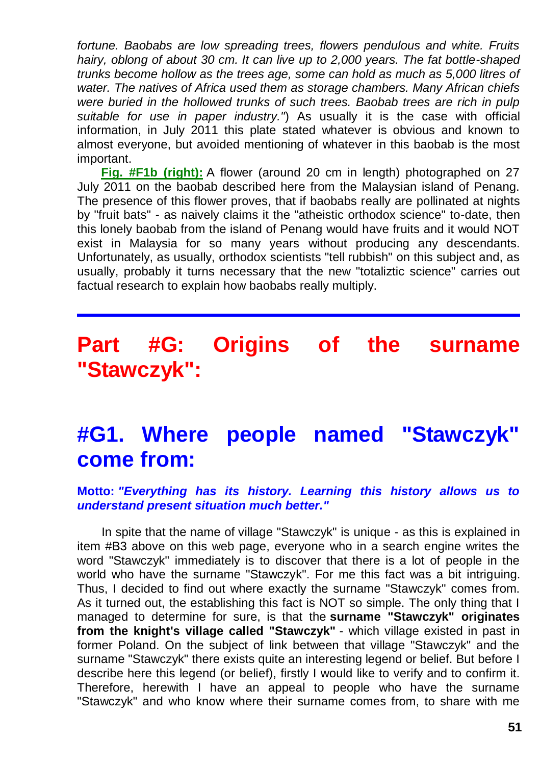*fortune. Baobabs are low spreading trees, flowers pendulous and white. Fruits hairy, oblong of about 30 cm. It can live up to 2,000 years. The fat bottle-shaped trunks become hollow as the trees age, some can hold as much as 5,000 litres of water. The natives of Africa used them as storage chambers. Many African chiefs were buried in the hollowed trunks of such trees. Baobab trees are rich in pulp suitable for use in paper industry."*) As usually it is the case with official information, in July 2011 this plate stated whatever is obvious and known to almost everyone, but avoided mentioning of whatever in this baobab is the most important.

**Fig. #F1b (right):** A flower (around 20 cm in length) photographed on 27 July 2011 on the baobab described here from the Malaysian island of Penang. The presence of this flower proves, that if baobabs really are pollinated at nights by "fruit bats" - as naively claims it the "atheistic orthodox science" to-date, then this lonely baobab from the island of Penang would have fruits and it would NOT exist in Malaysia for so many years without producing any descendants. Unfortunately, as usually, orthodox scientists "tell rubbish" on this subject and, as usually, probably it turns necessary that the new "totaliztic science" carries out factual research to explain how baobabs really multiply.

---

# Part #G: Origins of the surname "Stawczyk":

## #G1. Where people named "Stawczyk" come from:

**Motto:** ***"Everything has its history. Learning this history allows us to understand present situation much better."***

In spite that the name of village "Stawczyk" is unique - as this is explained in item #B3 above on this web page, everyone who in a search engine writes the word "Stawczyk" immediately is to discover that there is a lot of people in the world who have the surname "Stawczyk". For me this fact was a bit intriguing. Thus, I decided to find out where exactly the surname "Stawczyk" comes from. As it turned out, the establishing this fact is NOT so simple. The only thing that I managed to determine for sure, is that the **surname "Stawczyk" originates from the knight's village called "Stawczyk"** - which village existed in past in former Poland. On the subject of link between that village "Stawczyk" and the surname "Stawczyk" there exists quite an interesting legend or belief. But before I describe here this legend (or belief), firstly I would like to verify and to confirm it. Therefore, herewith I have an appeal to people who have the surname "Stawczyk" and who know where their surname comes from, to share with me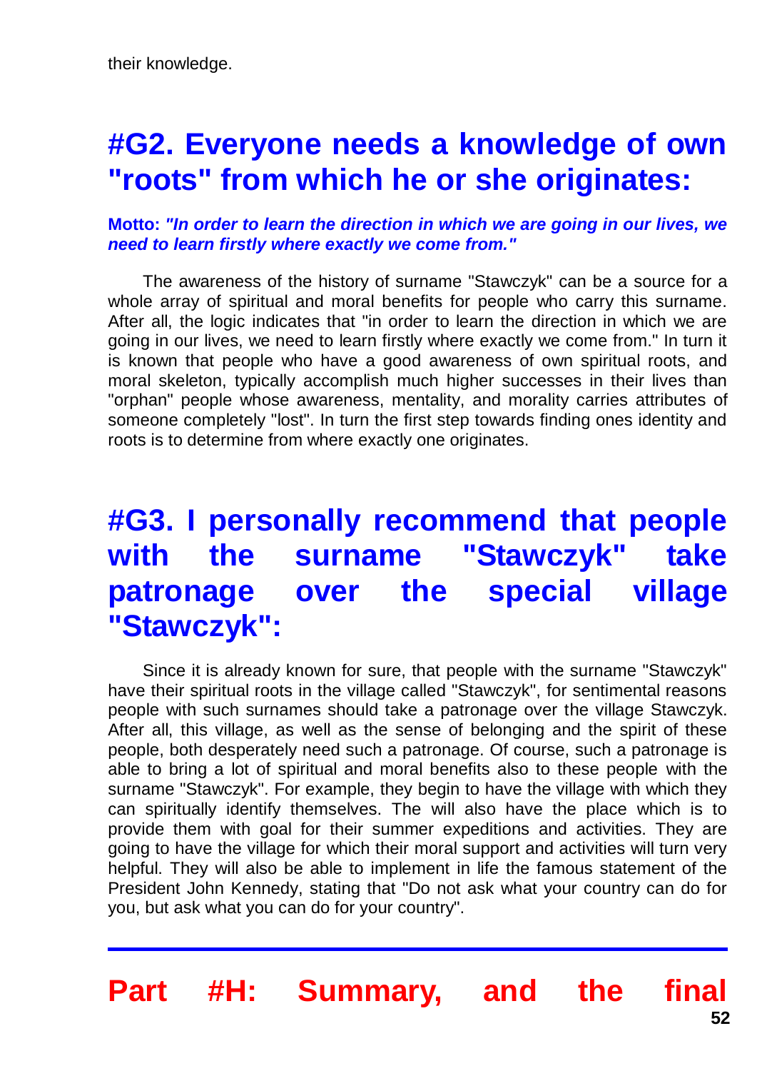their knowledge.

## #G2. Everyone needs a knowledge of own "roots" from which he or she originates:

**Motto:** ***"In order to learn the direction in which we are going in our lives, we need to learn firstly where exactly we come from."***

The awareness of the history of surname "Stawczyk" can be a source for a whole array of spiritual and moral benefits for people who carry this surname. After all, the logic indicates that "in order to learn the direction in which we are going in our lives, we need to learn firstly where exactly we come from." In turn it is known that people who have a good awareness of own spiritual roots, and moral skeleton, typically accomplish much higher successes in their lives than "orphan" people whose awareness, mentality, and morality carries attributes of someone completely "lost". In turn the first step towards finding ones identity and roots is to determine from where exactly one originates.

## #G3. I personally recommend that people with the surname "Stawczyk" take patronage over the special village "Stawczyk":

Since it is already known for sure, that people with the surname "Stawczyk" have their spiritual roots in the village called "Stawczyk", for sentimental reasons people with such surnames should take a patronage over the village Stawczyk. After all, this village, as well as the sense of belonging and the spirit of these people, both desperately need such a patronage. Of course, such a patronage is able to bring a lot of spiritual and moral benefits also to these people with the surname "Stawczyk". For example, they begin to have the village with which they can spiritually identify themselves. The will also have the place which is to provide them with goal for their summer expeditions and activities. They are going to have the village for which their moral support and activities will turn very helpful. They will also be able to implement in life the famous statement of the President John Kennedy, stating that "Do not ask what your country can do for you, but ask what you can do for your country".

---

# Part #H: Summary, and the final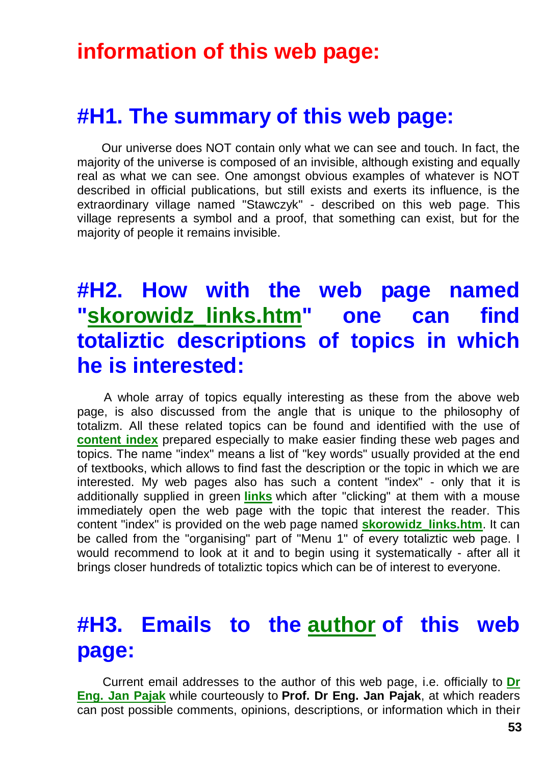## information of this web page:

## #H1. The summary of this web page:

Our universe does NOT contain only what we can see and touch. In fact, the majority of the universe is composed of an invisible, although existing and equally real as what we can see. One amongst obvious examples of whatever is NOT described in official publications, but still exists and exerts its influence, is the extraordinary village named "Stawczyk" - described on this web page. This village represents a symbol and a proof, that something can exist, but for the majority of people it remains invisible.

## #H2. How with the web page named "skorowidz_links.htm" one can find totaliztic descriptions of topics in which he is interested:

A whole array of topics equally interesting as these from the above web page, is also discussed from the angle that is unique to the philosophy of totalizm. All these related topics can be found and identified with the use of **content index** prepared especially to make easier finding these web pages and topics. The name "index" means a list of "key words" usually provided at the end of textbooks, which allows to find fast the description or the topic in which we are interested. My web pages also has such a content "index" - only that it is additionally supplied in green **links** which after "clicking" at them with a mouse immediately open the web page with the topic that interest the reader. This content "index" is provided on the web page named **skorowidz_links.htm**. It can be called from the "organising" part of "Menu 1" of every totaliztic web page. I would recommend to look at it and to begin using it systematically - after all it brings closer hundreds of totaliztic topics which can be of interest to everyone.

## #H3. Emails to the author of this web page:

Current email addresses to the author of this web page, i.e. officially to **Dr Eng. Jan Pajak** while courteously to **Prof. Dr Eng. Jan Pajak**, at which readers can post possible comments, opinions, descriptions, or information which in their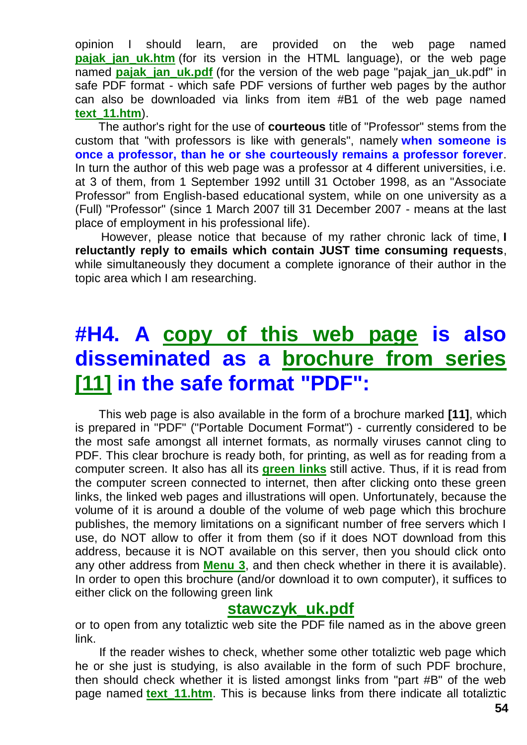opinion I should learn, are provided on the web page named **pajak_jan_uk.htm** (for its version in the HTML language), or the web page named **pajak_jan_uk.pdf** (for the version of the web page "pajak_jan_uk.pdf" in safe PDF format - which safe PDF versions of further web pages by the author can also be downloaded via links from item #B1 of the web page named **text_11.htm**).

The author's right for the use of **courteous** title of "Professor" stems from the custom that "with professors is like with generals", namely **when someone is once a professor, than he or she courteously remains a professor forever**. In turn the author of this web page was a professor at 4 different universities, i.e. at 3 of them, from 1 September 1992 untill 31 October 1998, as an "Associate Professor" from English-based educational system, while on one university as a (Full) "Professor" (since 1 March 2007 till 31 December 2007 - means at the last place of employment in his professional life).

However, please notice that because of my rather chronic lack of time, **I reluctantly reply to emails which contain JUST time consuming requests**, while simultaneously they document a complete ignorance of their author in the topic area which I am researching.

# #H4. A copy of this web page is also disseminated as a brochure from series [11] in the safe format "PDF":

This web page is also available in the form of a brochure marked **[11]**, which is prepared in "PDF" ("Portable Document Format") - currently considered to be the most safe amongst all internet formats, as normally viruses cannot cling to PDF. This clear brochure is ready both, for printing, as well as for reading from a computer screen. It also has all its **green links** still active. Thus, if it is read from the computer screen connected to internet, then after clicking onto these green links, the linked web pages and illustrations will open. Unfortunately, because the volume of it is around a double of the volume of web page which this brochure publishes, the memory limitations on a significant number of free servers which I use, do NOT allow to offer it from them (so if it does NOT download from this address, because it is NOT available on this server, then you should click onto any other address from **Menu 3**, and then check whether in there it is available). In order to open this brochure (and/or download it to own computer), it suffices to either click on the following green link

**stawczyk_uk.pdf**

or to open from any totaliztic web site the PDF file named as in the above green link.

If the reader wishes to check, whether some other totaliztic web page which he or she just is studying, is also available in the form of such PDF brochure, then should check whether it is listed amongst links from "part #B" of the web page named **text_11.htm**. This is because links from there indicate all totaliztic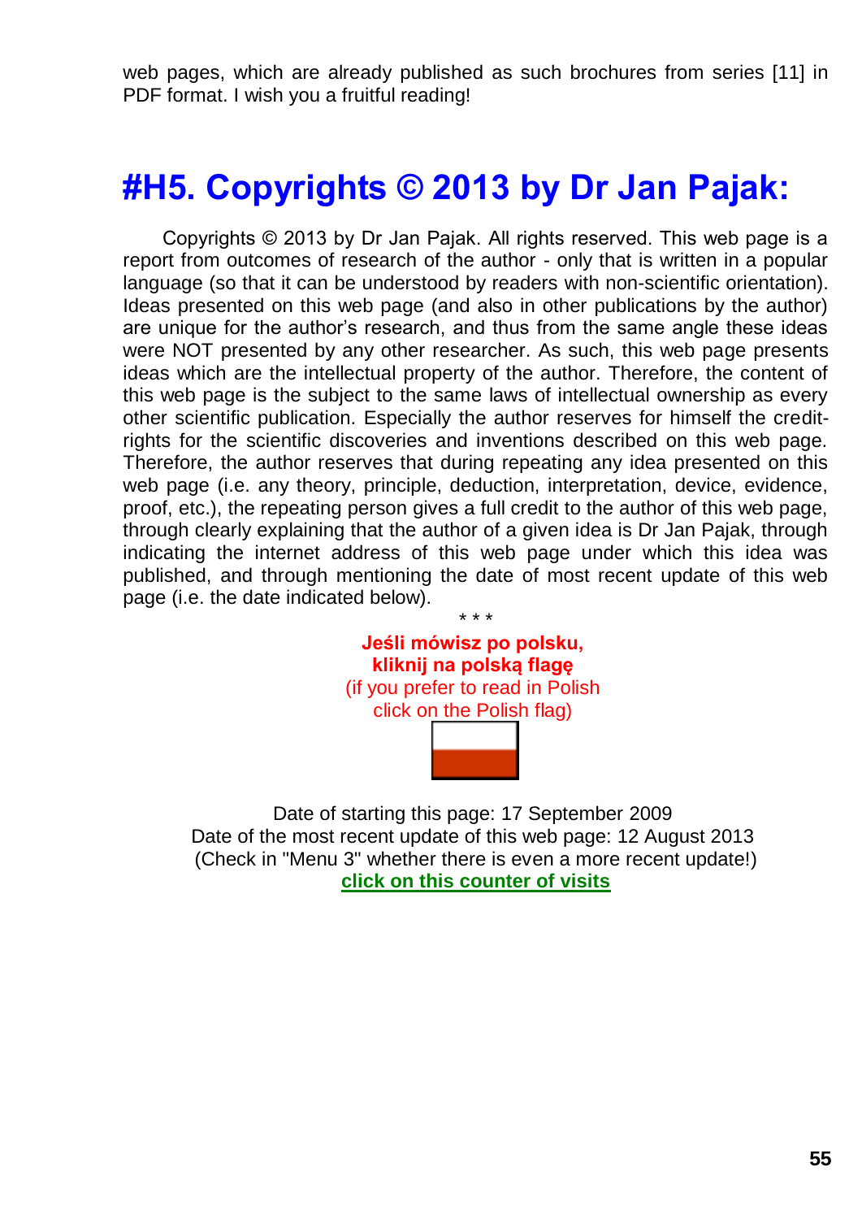web pages, which are already published as such brochures from series [11] in PDF format. I wish you a fruitful reading!

# #H5. Copyrights © 2013 by Dr Jan Pajak:

Copyrights © 2013 by Dr Jan Pajak. All rights reserved. This web page is a report from outcomes of research of the author - only that is written in a popular language (so that it can be understood by readers with non-scientific orientation). Ideas presented on this web page (and also in other publications by the author) are unique for the author's research, and thus from the same angle these ideas were NOT presented by any other researcher. As such, this web page presents ideas which are the intellectual property of the author. Therefore, the content of this web page is the subject to the same laws of intellectual ownership as every other scientific publication. Especially the author reserves for himself the credit-rights for the scientific discoveries and inventions described on this web page. Therefore, the author reserves that during repeating any idea presented on this web page (i.e. any theory, principle, deduction, interpretation, device, evidence, proof, etc.), the repeating person gives a full credit to the author of this web page, through clearly explaining that the author of a given idea is Dr Jan Pajak, through indicating the internet address of this web page under which this idea was published, and through mentioning the date of most recent update of this web page (i.e. the date indicated below).

\* \* \*

**Jeśli mówisz po polsku,**
**kliknij na polską flagę**
(if you prefer to read in Polish
click on the Polish flag)

Date of starting this page: 17 September 2009
Date of the most recent update of this web page: 12 August 2013
(Check in "Menu 3" whether there is even a more recent update!)
**click on this counter of visits**